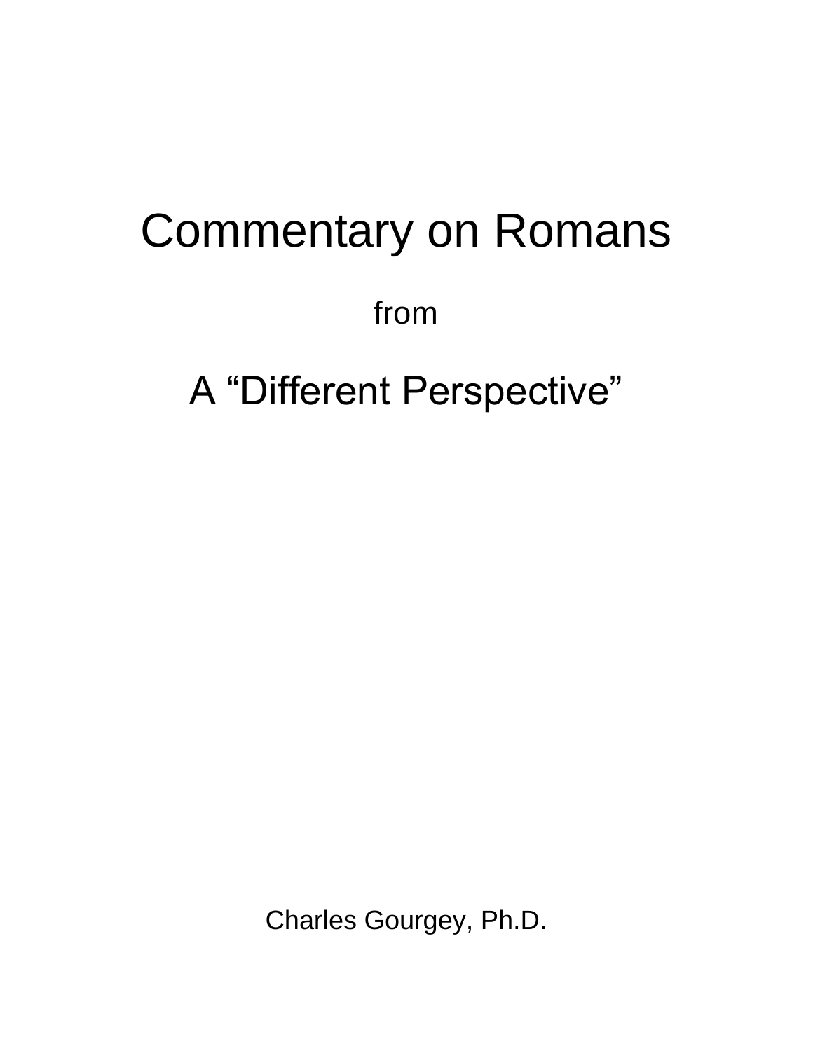# Commentary on Romans

from

# A "Different Perspective"

Charles Gourgey, Ph.D.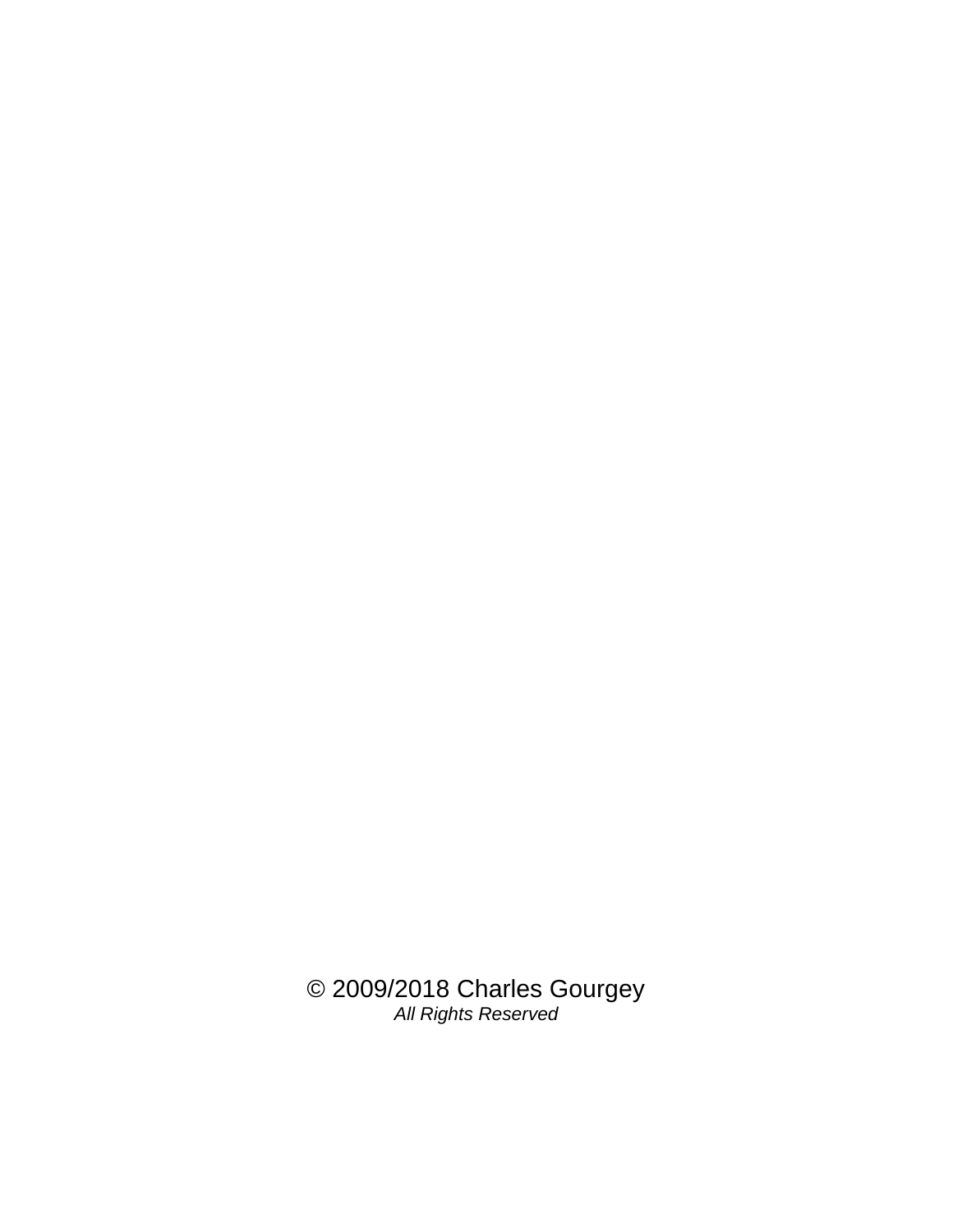© 2009/2018 Charles Gourgey

*All Rights Reserved*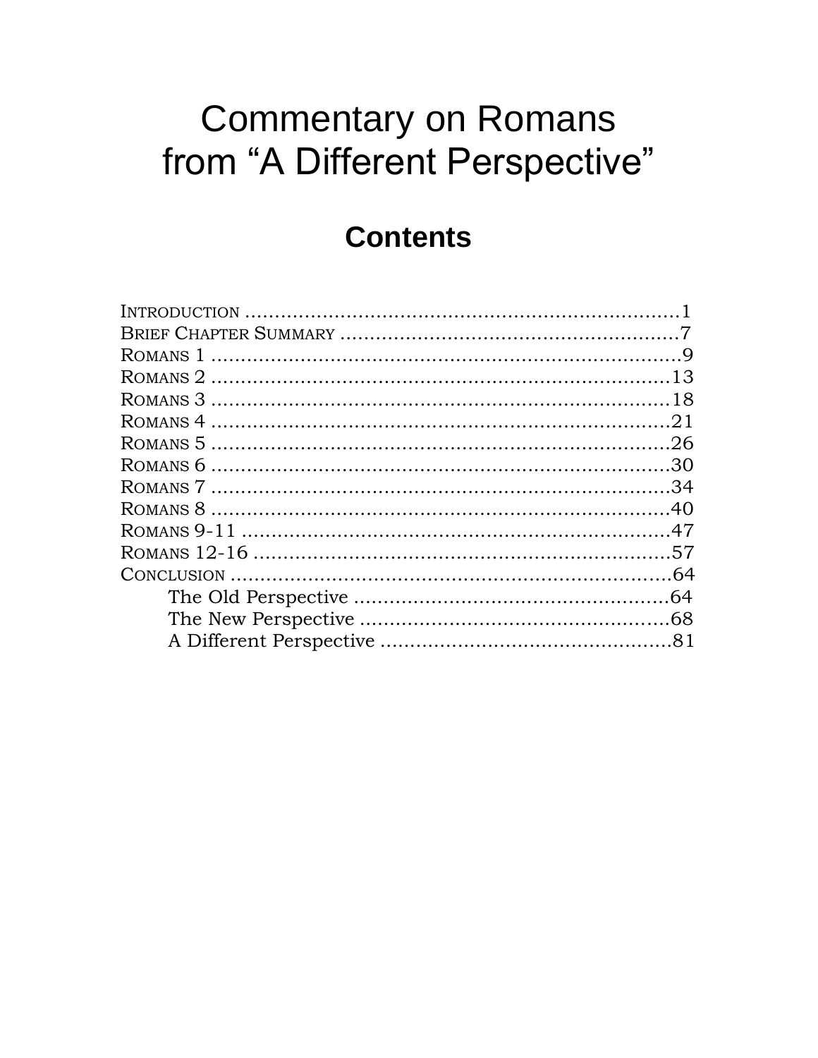# Commentary on Romans from "A Different Perspective"

## Contents

INTRODUCTION ........................................................................1
BRIEF CHAPTER SUMMARY ........................................................7
ROMANS 1 ..............................................................................9
ROMANS 2 ............................................................................13
ROMANS 3 ............................................................................18
ROMANS 4 ............................................................................21
ROMANS 5 ............................................................................26
ROMANS 6 ............................................................................30
ROMANS 7 ............................................................................34
ROMANS 8 ............................................................................40
ROMANS 9-11 ........................................................................47
ROMANS 12-16 ......................................................................57
CONCLUSION ..........................................................................64
    The Old Perspective ....................................................64
    The New Perspective ...................................................68
    A Different Perspective ................................................81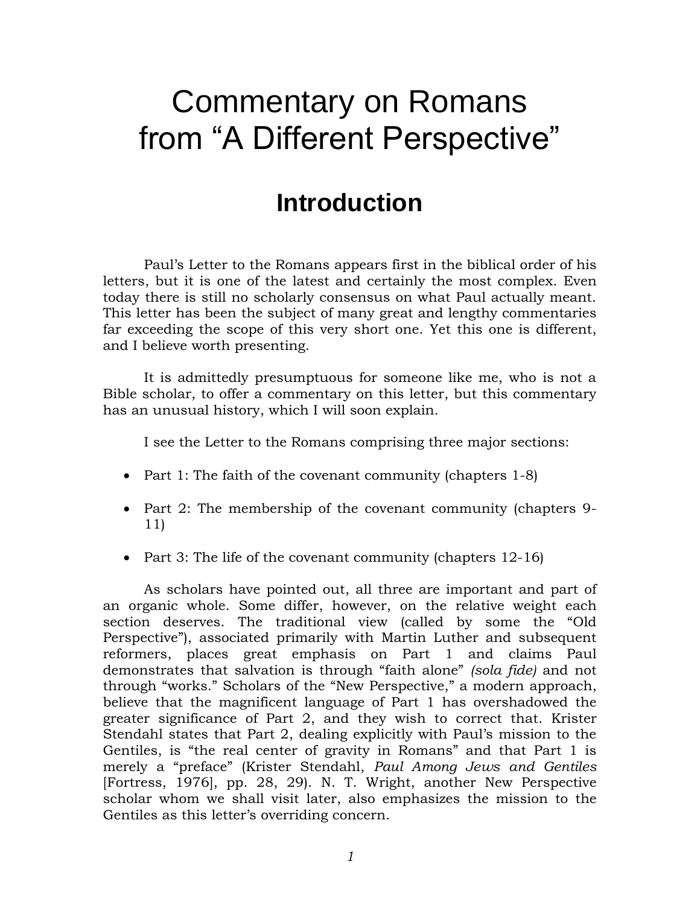# Commentary on Romans from "A Different Perspective"

## Introduction

Paul's Letter to the Romans appears first in the biblical order of his letters, but it is one of the latest and certainly the most complex. Even today there is still no scholarly consensus on what Paul actually meant. This letter has been the subject of many great and lengthy commentaries far exceeding the scope of this very short one. Yet this one is different, and I believe worth presenting.

It is admittedly presumptuous for someone like me, who is not a Bible scholar, to offer a commentary on this letter, but this commentary has an unusual history, which I will soon explain.

I see the Letter to the Romans comprising three major sections:

- Part 1: The faith of the covenant community (chapters 1-8)
- Part 2: The membership of the covenant community (chapters 9-11)
- Part 3: The life of the covenant community (chapters 12-16)

As scholars have pointed out, all three are important and part of an organic whole. Some differ, however, on the relative weight each section deserves. The traditional view (called by some the "Old Perspective"), associated primarily with Martin Luther and subsequent reformers, places great emphasis on Part 1 and claims Paul demonstrates that salvation is through "faith alone" *(sola fide)* and not through "works." Scholars of the "New Perspective," a modern approach, believe that the magnificent language of Part 1 has overshadowed the greater significance of Part 2, and they wish to correct that. Krister Stendahl states that Part 2, dealing explicitly with Paul's mission to the Gentiles, is "the real center of gravity in Romans" and that Part 1 is merely a "preface" (Krister Stendahl, *Paul Among Jews and Gentiles* [Fortress, 1976], pp. 28, 29). N. T. Wright, another New Perspective scholar whom we shall visit later, also emphasizes the mission to the Gentiles as this letter's overriding concern.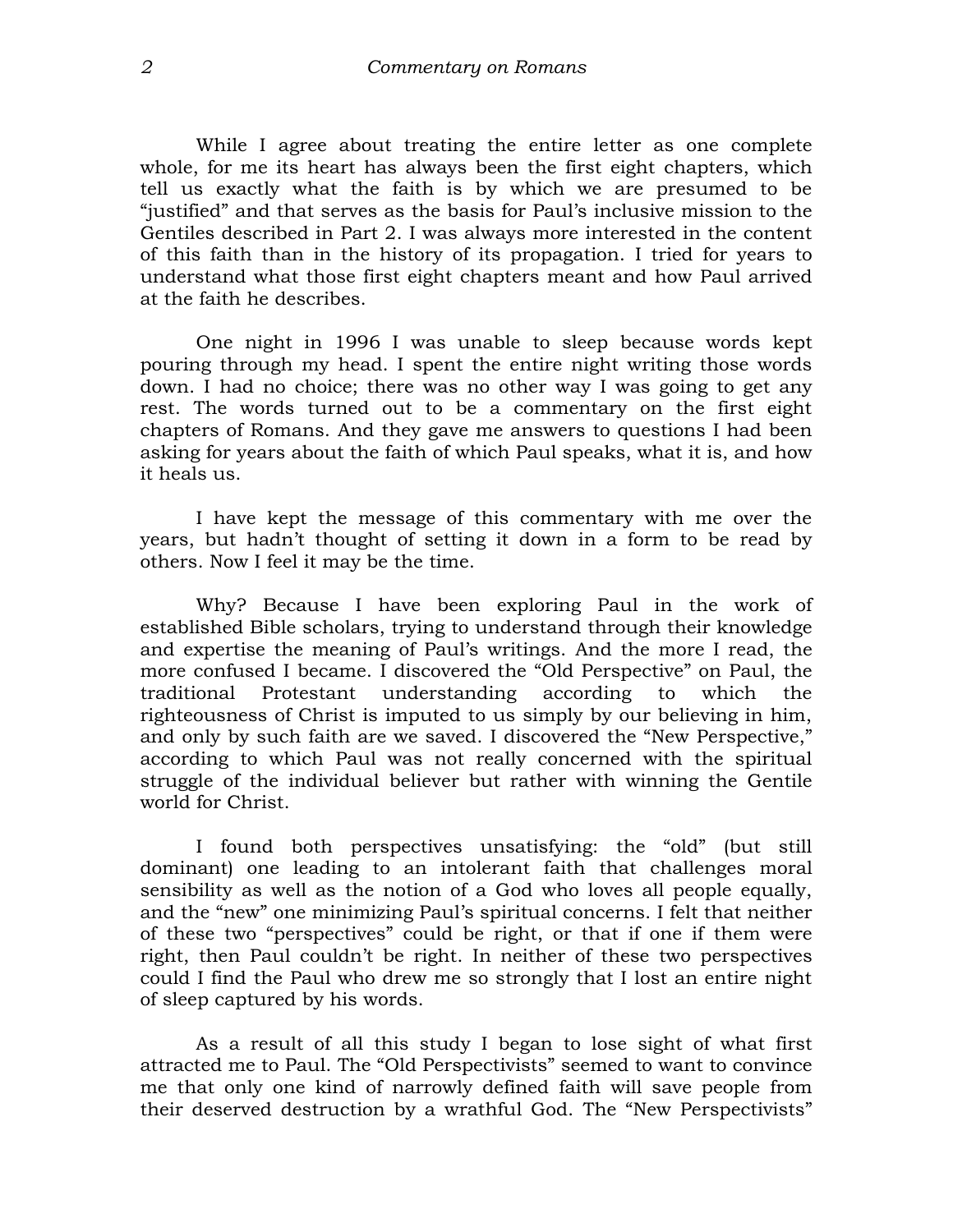While I agree about treating the entire letter as one complete whole, for me its heart has always been the first eight chapters, which tell us exactly what the faith is by which we are presumed to be "justified" and that serves as the basis for Paul's inclusive mission to the Gentiles described in Part 2. I was always more interested in the content of this faith than in the history of its propagation. I tried for years to understand what those first eight chapters meant and how Paul arrived at the faith he describes.

One night in 1996 I was unable to sleep because words kept pouring through my head. I spent the entire night writing those words down. I had no choice; there was no other way I was going to get any rest. The words turned out to be a commentary on the first eight chapters of Romans. And they gave me answers to questions I had been asking for years about the faith of which Paul speaks, what it is, and how it heals us.

I have kept the message of this commentary with me over the years, but hadn't thought of setting it down in a form to be read by others. Now I feel it may be the time.

Why? Because I have been exploring Paul in the work of established Bible scholars, trying to understand through their knowledge and expertise the meaning of Paul's writings. And the more I read, the more confused I became. I discovered the "Old Perspective" on Paul, the traditional Protestant understanding according to which the righteousness of Christ is imputed to us simply by our believing in him, and only by such faith are we saved. I discovered the "New Perspective," according to which Paul was not really concerned with the spiritual struggle of the individual believer but rather with winning the Gentile world for Christ.

I found both perspectives unsatisfying: the "old" (but still dominant) one leading to an intolerant faith that challenges moral sensibility as well as the notion of a God who loves all people equally, and the "new" one minimizing Paul's spiritual concerns. I felt that neither of these two "perspectives" could be right, or that if one if them were right, then Paul couldn't be right. In neither of these two perspectives could I find the Paul who drew me so strongly that I lost an entire night of sleep captured by his words.

As a result of all this study I began to lose sight of what first attracted me to Paul. The "Old Perspectivists" seemed to want to convince me that only one kind of narrowly defined faith will save people from their deserved destruction by a wrathful God. The "New Perspectivists"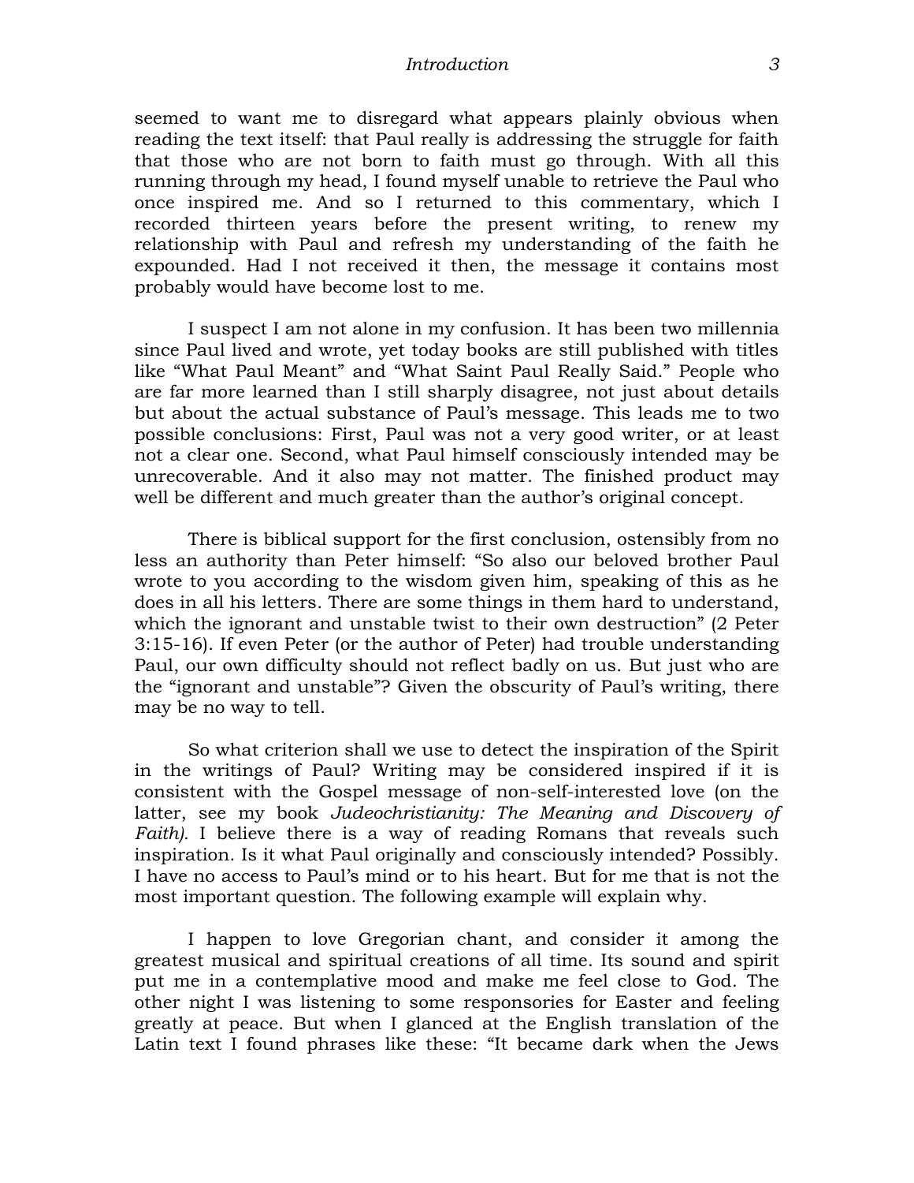seemed to want me to disregard what appears plainly obvious when reading the text itself: that Paul really is addressing the struggle for faith that those who are not born to faith must go through. With all this running through my head, I found myself unable to retrieve the Paul who once inspired me. And so I returned to this commentary, which I recorded thirteen years before the present writing, to renew my relationship with Paul and refresh my understanding of the faith he expounded. Had I not received it then, the message it contains most probably would have become lost to me.

I suspect I am not alone in my confusion. It has been two millennia since Paul lived and wrote, yet today books are still published with titles like "What Paul Meant" and "What Saint Paul Really Said." People who are far more learned than I still sharply disagree, not just about details but about the actual substance of Paul's message. This leads me to two possible conclusions: First, Paul was not a very good writer, or at least not a clear one. Second, what Paul himself consciously intended may be unrecoverable. And it also may not matter. The finished product may well be different and much greater than the author's original concept.

There is biblical support for the first conclusion, ostensibly from no less an authority than Peter himself: "So also our beloved brother Paul wrote to you according to the wisdom given him, speaking of this as he does in all his letters. There are some things in them hard to understand, which the ignorant and unstable twist to their own destruction" (2 Peter 3:15-16). If even Peter (or the author of Peter) had trouble understanding Paul, our own difficulty should not reflect badly on us. But just who are the "ignorant and unstable"? Given the obscurity of Paul's writing, there may be no way to tell.

So what criterion shall we use to detect the inspiration of the Spirit in the writings of Paul? Writing may be considered inspired if it is consistent with the Gospel message of non-self-interested love (on the latter, see my book *Judeochristianity: The Meaning and Discovery of Faith)*. I believe there is a way of reading Romans that reveals such inspiration. Is it what Paul originally and consciously intended? Possibly. I have no access to Paul's mind or to his heart. But for me that is not the most important question. The following example will explain why.

I happen to love Gregorian chant, and consider it among the greatest musical and spiritual creations of all time. Its sound and spirit put me in a contemplative mood and make me feel close to God. The other night I was listening to some responsories for Easter and feeling greatly at peace. But when I glanced at the English translation of the Latin text I found phrases like these: "It became dark when the Jews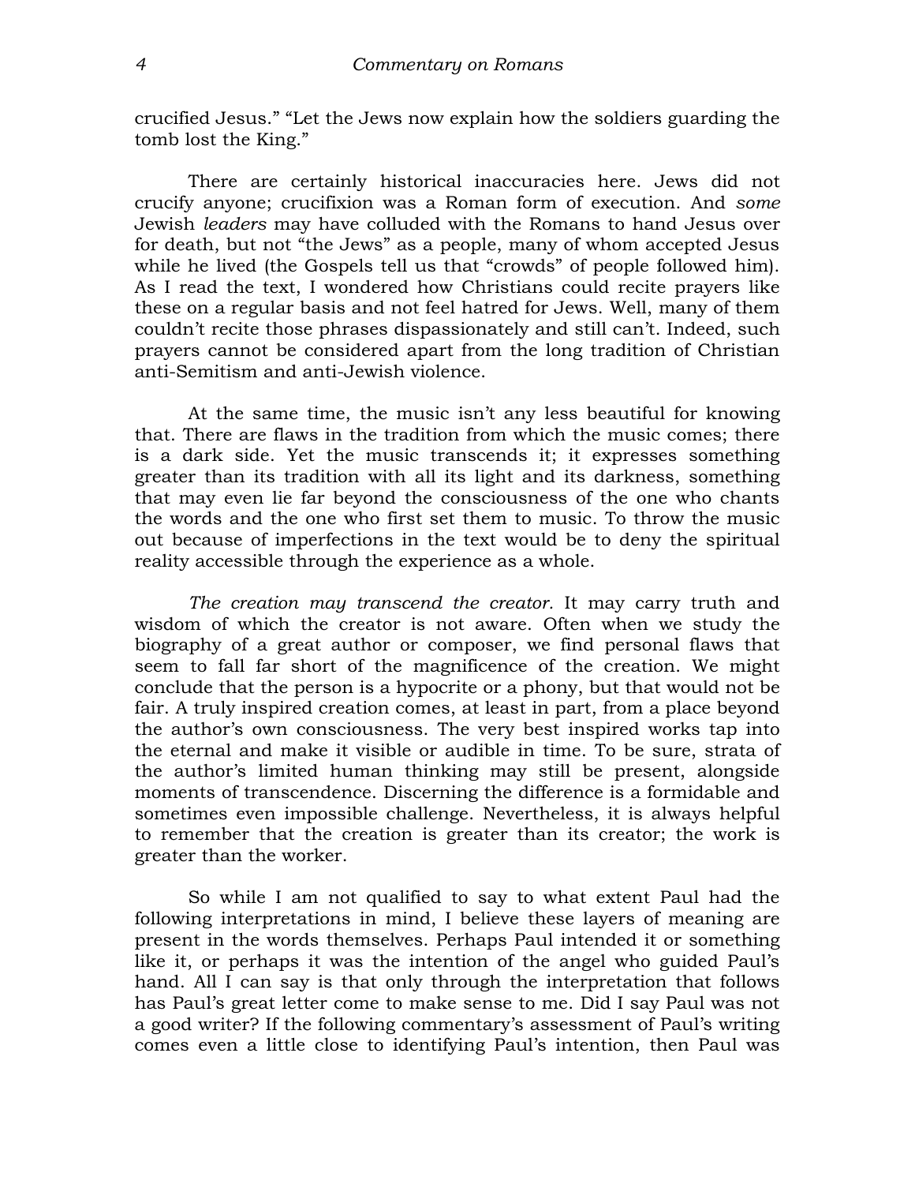crucified Jesus." "Let the Jews now explain how the soldiers guarding the tomb lost the King."

There are certainly historical inaccuracies here. Jews did not crucify anyone; crucifixion was a Roman form of execution. And *some* Jewish *leaders* may have colluded with the Romans to hand Jesus over for death, but not "the Jews" as a people, many of whom accepted Jesus while he lived (the Gospels tell us that "crowds" of people followed him). As I read the text, I wondered how Christians could recite prayers like these on a regular basis and not feel hatred for Jews. Well, many of them couldn't recite those phrases dispassionately and still can't. Indeed, such prayers cannot be considered apart from the long tradition of Christian anti-Semitism and anti-Jewish violence.

At the same time, the music isn't any less beautiful for knowing that. There are flaws in the tradition from which the music comes; there is a dark side. Yet the music transcends it; it expresses something greater than its tradition with all its light and its darkness, something that may even lie far beyond the consciousness of the one who chants the words and the one who first set them to music. To throw the music out because of imperfections in the text would be to deny the spiritual reality accessible through the experience as a whole.

*The creation may transcend the creator.* It may carry truth and wisdom of which the creator is not aware. Often when we study the biography of a great author or composer, we find personal flaws that seem to fall far short of the magnificence of the creation. We might conclude that the person is a hypocrite or a phony, but that would not be fair. A truly inspired creation comes, at least in part, from a place beyond the author's own consciousness. The very best inspired works tap into the eternal and make it visible or audible in time. To be sure, strata of the author's limited human thinking may still be present, alongside moments of transcendence. Discerning the difference is a formidable and sometimes even impossible challenge. Nevertheless, it is always helpful to remember that the creation is greater than its creator; the work is greater than the worker.

So while I am not qualified to say to what extent Paul had the following interpretations in mind, I believe these layers of meaning are present in the words themselves. Perhaps Paul intended it or something like it, or perhaps it was the intention of the angel who guided Paul's hand. All I can say is that only through the interpretation that follows has Paul's great letter come to make sense to me. Did I say Paul was not a good writer? If the following commentary's assessment of Paul's writing comes even a little close to identifying Paul's intention, then Paul was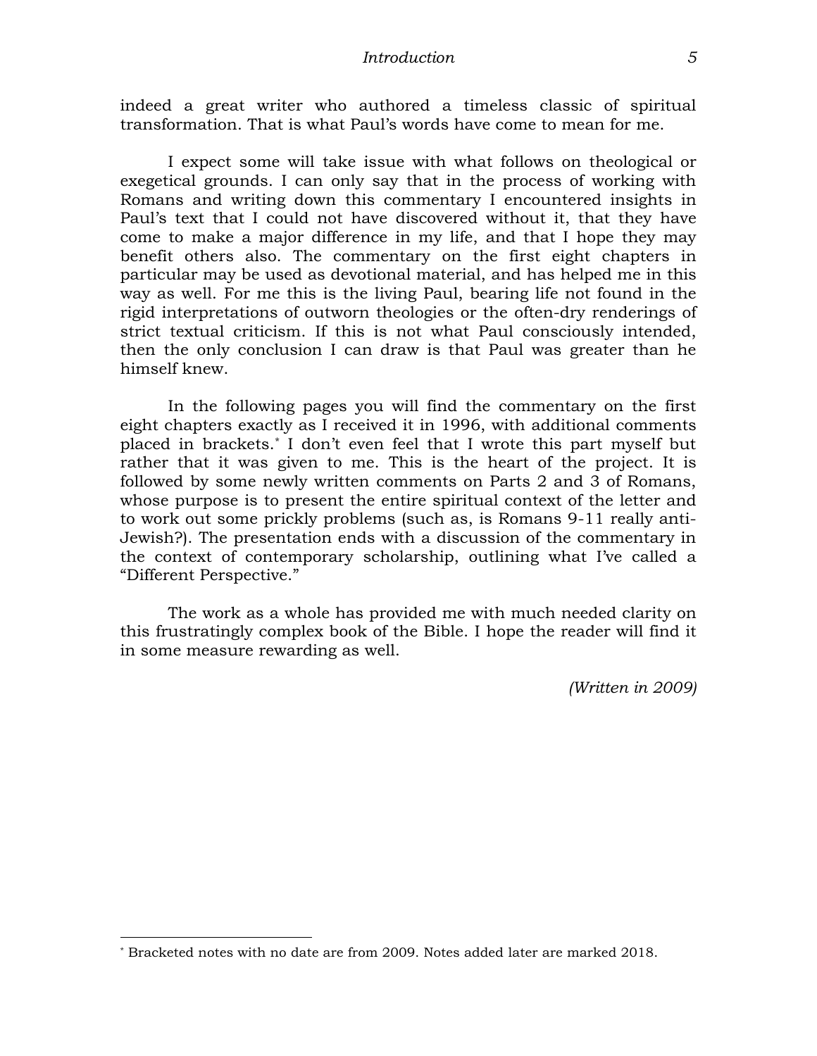indeed a great writer who authored a timeless classic of spiritual transformation. That is what Paul's words have come to mean for me.

I expect some will take issue with what follows on theological or exegetical grounds. I can only say that in the process of working with Romans and writing down this commentary I encountered insights in Paul's text that I could not have discovered without it, that they have come to make a major difference in my life, and that I hope they may benefit others also. The commentary on the first eight chapters in particular may be used as devotional material, and has helped me in this way as well. For me this is the living Paul, bearing life not found in the rigid interpretations of outworn theologies or the often-dry renderings of strict textual criticism. If this is not what Paul consciously intended, then the only conclusion I can draw is that Paul was greater than he himself knew.

In the following pages you will find the commentary on the first eight chapters exactly as I received it in 1996, with additional comments placed in brackets.[*] I don't even feel that I wrote this part myself but rather that it was given to me. This is the heart of the project. It is followed by some newly written comments on Parts 2 and 3 of Romans, whose purpose is to present the entire spiritual context of the letter and to work out some prickly problems (such as, is Romans 9-11 really anti-Jewish?). The presentation ends with a discussion of the commentary in the context of contemporary scholarship, outlining what I've called a "Different Perspective."

The work as a whole has provided me with much needed clarity on this frustratingly complex book of the Bible. I hope the reader will find it in some measure rewarding as well.

*(Written in 2009)*

---

[*] Bracketed notes with no date are from 2009. Notes added later are marked 2018.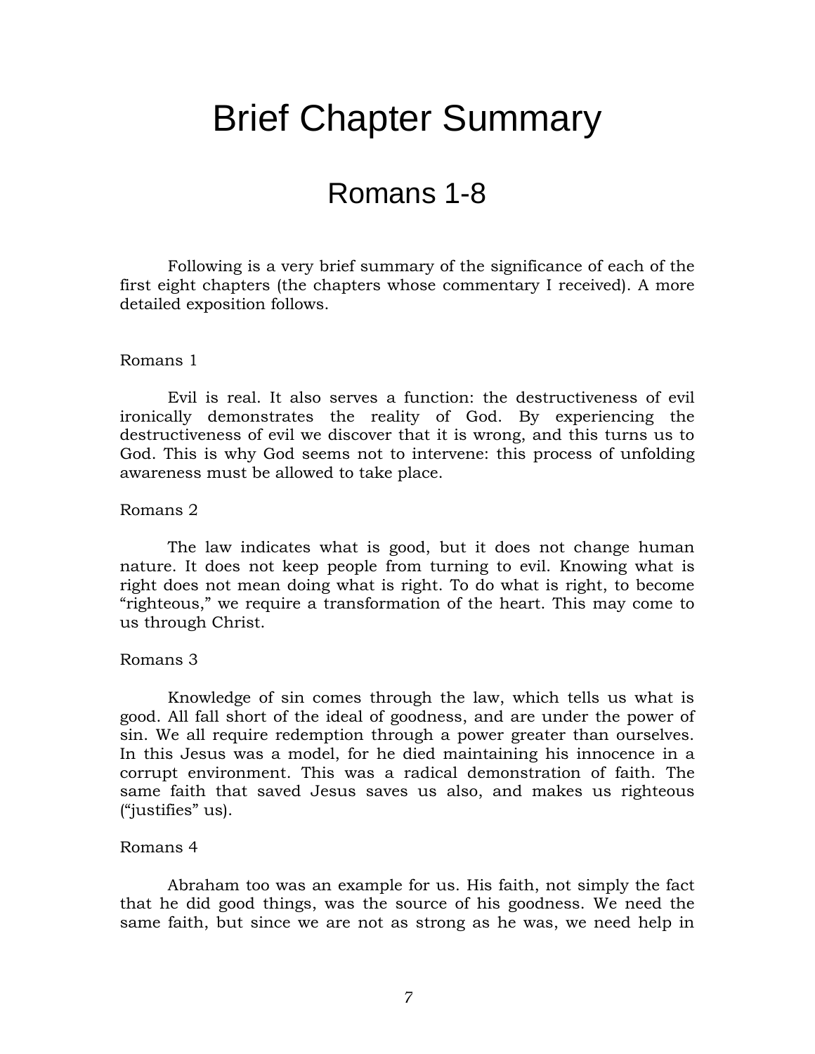# Brief Chapter Summary

## Romans 1-8

Following is a very brief summary of the significance of each of the first eight chapters (the chapters whose commentary I received). A more detailed exposition follows.

Romans 1

Evil is real. It also serves a function: the destructiveness of evil ironically demonstrates the reality of God. By experiencing the destructiveness of evil we discover that it is wrong, and this turns us to God. This is why God seems not to intervene: this process of unfolding awareness must be allowed to take place.

Romans 2

The law indicates what is good, but it does not change human nature. It does not keep people from turning to evil. Knowing what is right does not mean doing what is right. To do what is right, to become "righteous," we require a transformation of the heart. This may come to us through Christ.

Romans 3

Knowledge of sin comes through the law, which tells us what is good. All fall short of the ideal of goodness, and are under the power of sin. We all require redemption through a power greater than ourselves. In this Jesus was a model, for he died maintaining his innocence in a corrupt environment. This was a radical demonstration of faith. The same faith that saved Jesus saves us also, and makes us righteous ("justifies" us).

Romans 4

Abraham too was an example for us. His faith, not simply the fact that he did good things, was the source of his goodness. We need the same faith, but since we are not as strong as he was, we need help in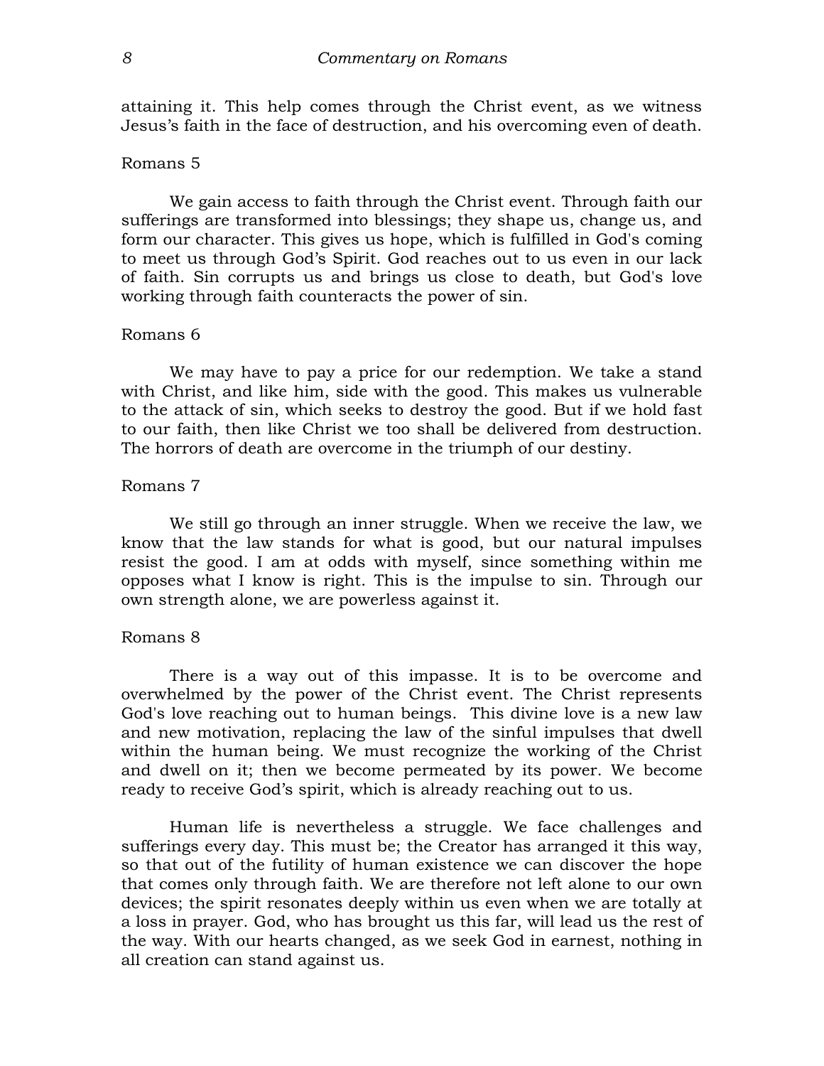attaining it. This help comes through the Christ event, as we witness Jesus's faith in the face of destruction, and his overcoming even of death.

Romans 5

We gain access to faith through the Christ event. Through faith our sufferings are transformed into blessings; they shape us, change us, and form our character. This gives us hope, which is fulfilled in God's coming to meet us through God's Spirit. God reaches out to us even in our lack of faith. Sin corrupts us and brings us close to death, but God's love working through faith counteracts the power of sin.

Romans 6

We may have to pay a price for our redemption. We take a stand with Christ, and like him, side with the good. This makes us vulnerable to the attack of sin, which seeks to destroy the good. But if we hold fast to our faith, then like Christ we too shall be delivered from destruction. The horrors of death are overcome in the triumph of our destiny.

Romans 7

We still go through an inner struggle. When we receive the law, we know that the law stands for what is good, but our natural impulses resist the good. I am at odds with myself, since something within me opposes what I know is right. This is the impulse to sin. Through our own strength alone, we are powerless against it.

Romans 8

There is a way out of this impasse. It is to be overcome and overwhelmed by the power of the Christ event. The Christ represents God's love reaching out to human beings. This divine love is a new law and new motivation, replacing the law of the sinful impulses that dwell within the human being. We must recognize the working of the Christ and dwell on it; then we become permeated by its power. We become ready to receive God's spirit, which is already reaching out to us.

Human life is nevertheless a struggle. We face challenges and sufferings every day. This must be; the Creator has arranged it this way, so that out of the futility of human existence we can discover the hope that comes only through faith. We are therefore not left alone to our own devices; the spirit resonates deeply within us even when we are totally at a loss in prayer. God, who has brought us this far, will lead us the rest of the way. With our hearts changed, as we seek God in earnest, nothing in all creation can stand against us.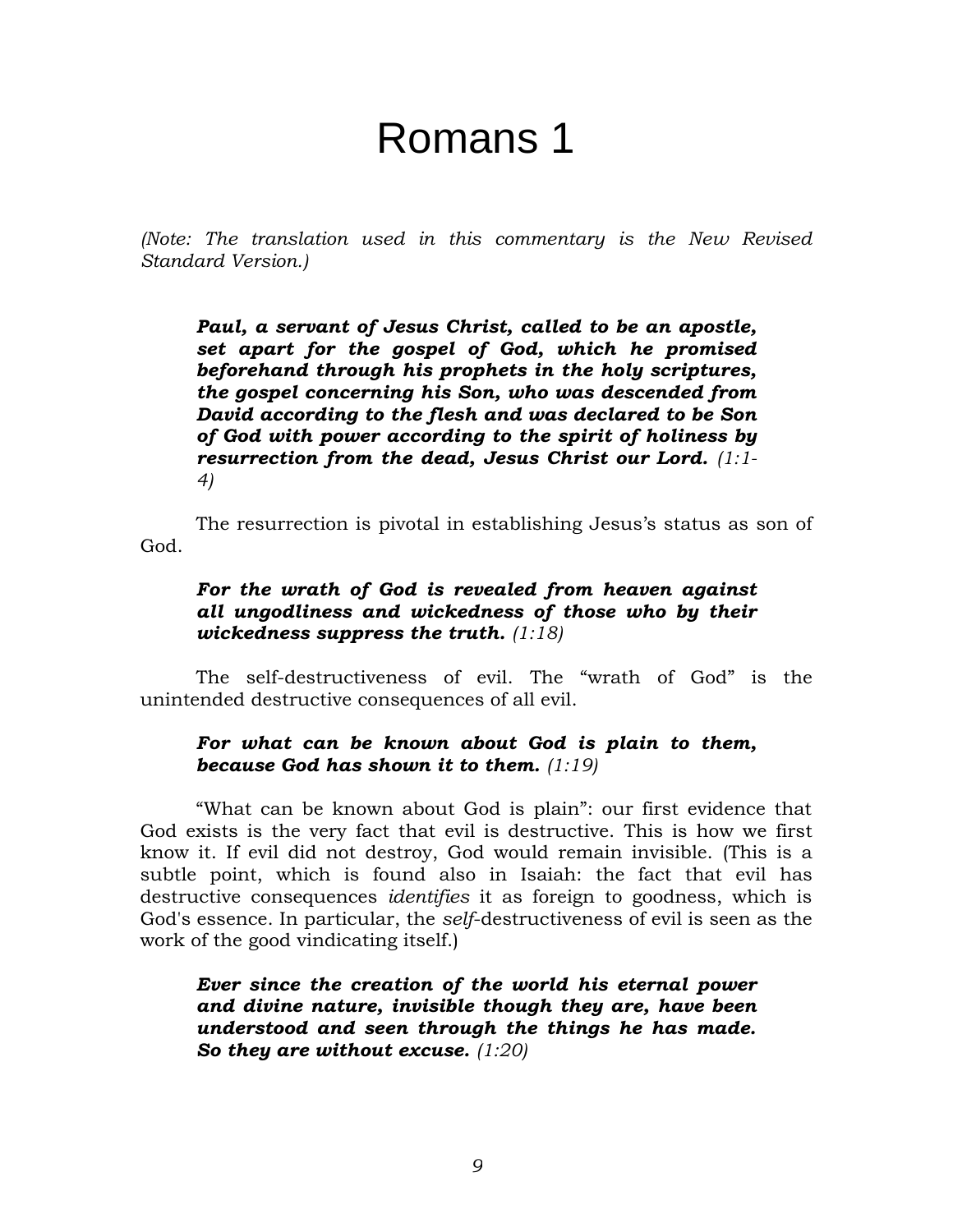# Romans 1

*(Note: The translation used in this commentary is the New Revised Standard Version.)*

> ***Paul, a servant of Jesus Christ, called to be an apostle, set apart for the gospel of God, which he promised beforehand through his prophets in the holy scriptures, the gospel concerning his Son, who was descended from David according to the flesh and was declared to be Son of God with power according to the spirit of holiness by resurrection from the dead, Jesus Christ our Lord.*** *(1:1-4)*

The resurrection is pivotal in establishing Jesus's status as son of God.

> ***For the wrath of God is revealed from heaven against all ungodliness and wickedness of those who by their wickedness suppress the truth.*** *(1:18)*

The self-destructiveness of evil. The "wrath of God" is the unintended destructive consequences of all evil.

> ***For what can be known about God is plain to them, because God has shown it to them.*** *(1:19)*

"What can be known about God is plain": our first evidence that God exists is the very fact that evil is destructive. This is how we first know it. If evil did not destroy, God would remain invisible. (This is a subtle point, which is found also in Isaiah: the fact that evil has destructive consequences *identifies* it as foreign to goodness, which is God's essence. In particular, the *self*-destructiveness of evil is seen as the work of the good vindicating itself.)

> ***Ever since the creation of the world his eternal power and divine nature, invisible though they are, have been understood and seen through the things he has made. So they are without excuse.*** *(1:20)*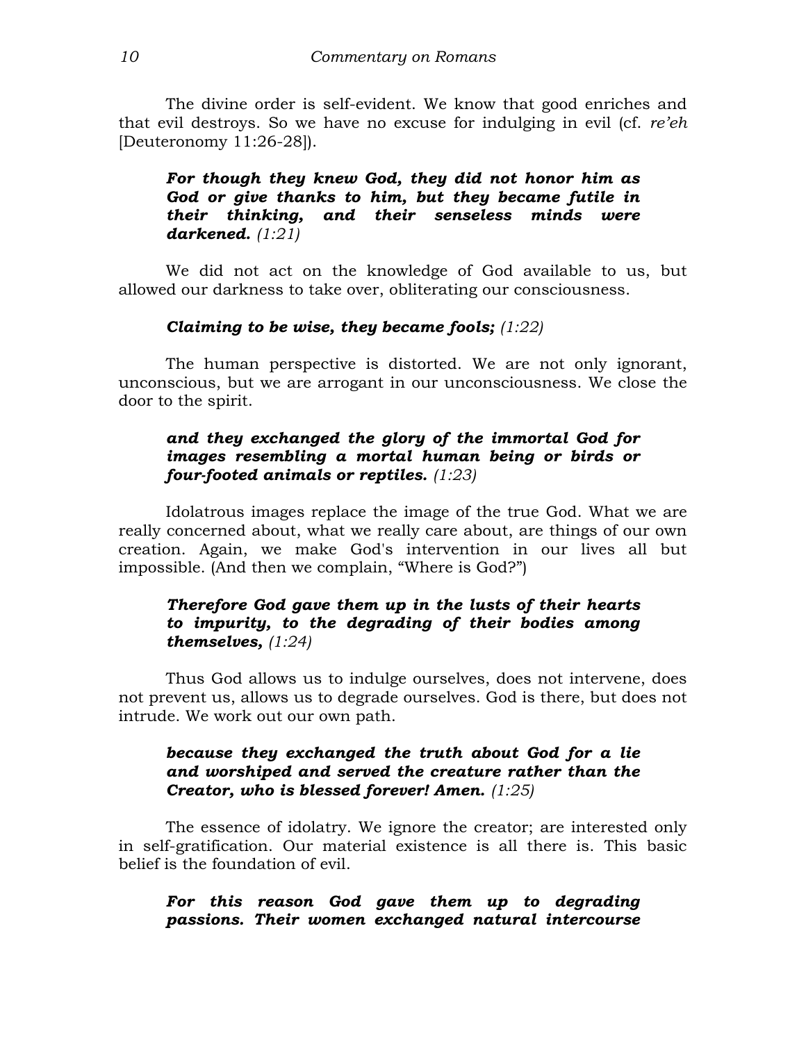The divine order is self-evident. We know that good enriches and that evil destroys. So we have no excuse for indulging in evil (cf. *re'eh* [Deuteronomy 11:26-28]).

> ***For though they knew God, they did not honor him as God or give thanks to him, but they became futile in their thinking, and their senseless minds were darkened.*** *(1:21)*

We did not act on the knowledge of God available to us, but allowed our darkness to take over, obliterating our consciousness.

> ***Claiming to be wise, they became fools;*** *(1:22)*

The human perspective is distorted. We are not only ignorant, unconscious, but we are arrogant in our unconsciousness. We close the door to the spirit.

> ***and they exchanged the glory of the immortal God for images resembling a mortal human being or birds or four-footed animals or reptiles.*** *(1:23)*

Idolatrous images replace the image of the true God. What we are really concerned about, what we really care about, are things of our own creation. Again, we make God's intervention in our lives all but impossible. (And then we complain, "Where is God?")

> ***Therefore God gave them up in the lusts of their hearts to impurity, to the degrading of their bodies among themselves,*** *(1:24)*

Thus God allows us to indulge ourselves, does not intervene, does not prevent us, allows us to degrade ourselves. God is there, but does not intrude. We work out our own path.

> ***because they exchanged the truth about God for a lie and worshiped and served the creature rather than the Creator, who is blessed forever! Amen.*** *(1:25)*

The essence of idolatry. We ignore the creator; are interested only in self-gratification. Our material existence is all there is. This basic belief is the foundation of evil.

> ***For this reason God gave them up to degrading passions. Their women exchanged natural intercourse***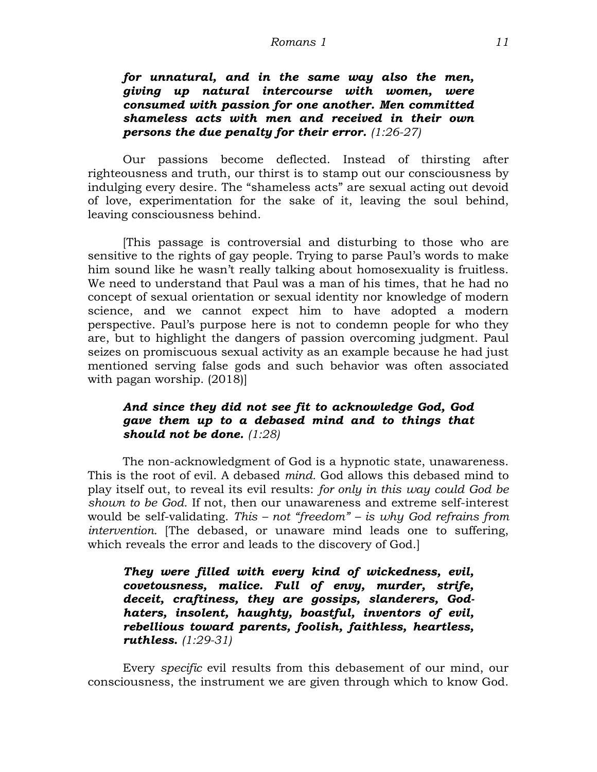***for unnatural, and in the same way also the men, giving up natural intercourse with women, were consumed with passion for one another. Men committed shameless acts with men and received in their own persons the due penalty for their error.*** *(1:26-27)*

Our passions become deflected. Instead of thirsting after righteousness and truth, our thirst is to stamp out our consciousness by indulging every desire. The "shameless acts" are sexual acting out devoid of love, experimentation for the sake of it, leaving the soul behind, leaving consciousness behind.

[This passage is controversial and disturbing to those who are sensitive to the rights of gay people. Trying to parse Paul's words to make him sound like he wasn't really talking about homosexuality is fruitless. We need to understand that Paul was a man of his times, that he had no concept of sexual orientation or sexual identity nor knowledge of modern science, and we cannot expect him to have adopted a modern perspective. Paul's purpose here is not to condemn people for who they are, but to highlight the dangers of passion overcoming judgment. Paul seizes on promiscuous sexual activity as an example because he had just mentioned serving false gods and such behavior was often associated with pagan worship. (2018)]

***And since they did not see fit to acknowledge God, God gave them up to a debased mind and to things that should not be done.*** *(1:28)*

The non-acknowledgment of God is a hypnotic state, unawareness. This is the root of evil. A debased *mind.* God allows this debased mind to play itself out, to reveal its evil results: *for only in this way could God be shown to be God.* If not, then our unawareness and extreme self-interest would be self-validating. *This – not "freedom" – is why God refrains from intervention.* [The debased, or unaware mind leads one to suffering, which reveals the error and leads to the discovery of God.]

***They were filled with every kind of wickedness, evil, covetousness, malice. Full of envy, murder, strife, deceit, craftiness, they are gossips, slanderers, God-haters, insolent, haughty, boastful, inventors of evil, rebellious toward parents, foolish, faithless, heartless, ruthless.*** *(1:29-31)*

Every *specific* evil results from this debasement of our mind, our consciousness, the instrument we are given through which to know God.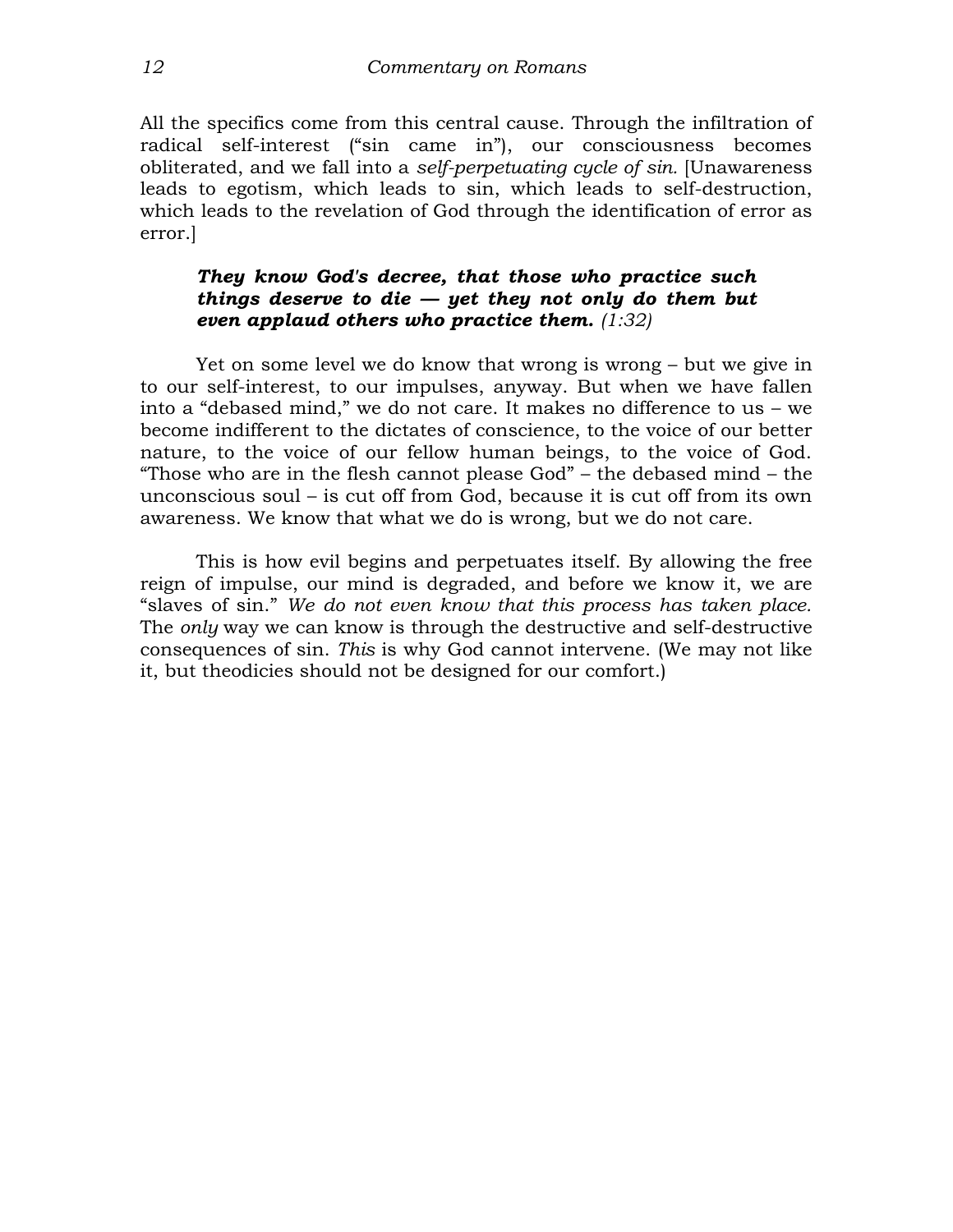All the specifics come from this central cause. Through the infiltration of radical self-interest ("sin came in"), our consciousness becomes obliterated, and we fall into a *self-perpetuating cycle of sin.* [Unawareness leads to egotism, which leads to sin, which leads to self-destruction, which leads to the revelation of God through the identification of error as error.]

> ***They know God's decree, that those who practice such things deserve to die — yet they not only do them but even applaud others who practice them.*** *(1:32)*

Yet on some level we do know that wrong is wrong – but we give in to our self-interest, to our impulses, anyway. But when we have fallen into a "debased mind," we do not care. It makes no difference to us – we become indifferent to the dictates of conscience, to the voice of our better nature, to the voice of our fellow human beings, to the voice of God. "Those who are in the flesh cannot please God" – the debased mind – the unconscious soul – is cut off from God, because it is cut off from its own awareness. We know that what we do is wrong, but we do not care.

This is how evil begins and perpetuates itself. By allowing the free reign of impulse, our mind is degraded, and before we know it, we are "slaves of sin." *We do not even know that this process has taken place.* The *only* way we can know is through the destructive and self-destructive consequences of sin. *This* is why God cannot intervene. (We may not like it, but theodicies should not be designed for our comfort.)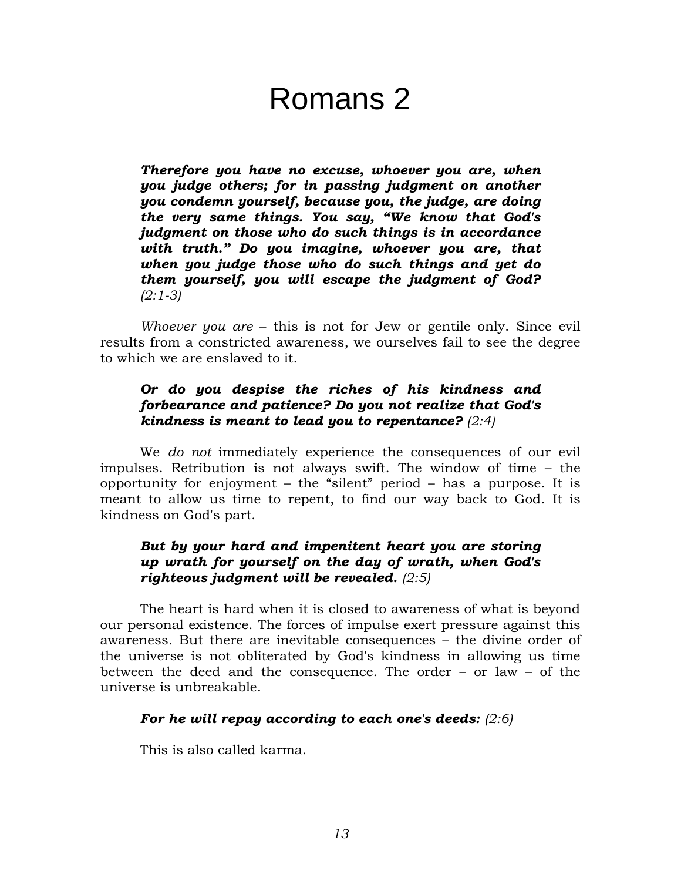# Romans 2

> ***Therefore you have no excuse, whoever you are, when you judge others; for in passing judgment on another you condemn yourself, because you, the judge, are doing the very same things. You say, "We know that God's judgment on those who do such things is in accordance with truth." Do you imagine, whoever you are, that when you judge those who do such things and yet do them yourself, you will escape the judgment of God?*** *(2:1-3)*

*Whoever you are* – this is not for Jew or gentile only. Since evil results from a constricted awareness, we ourselves fail to see the degree to which we are enslaved to it.

> ***Or do you despise the riches of his kindness and forbearance and patience? Do you not realize that God's kindness is meant to lead you to repentance?*** *(2:4)*

We *do not* immediately experience the consequences of our evil impulses. Retribution is not always swift. The window of time – the opportunity for enjoyment – the "silent" period – has a purpose. It is meant to allow us time to repent, to find our way back to God. It is kindness on God's part.

> ***But by your hard and impenitent heart you are storing up wrath for yourself on the day of wrath, when God's righteous judgment will be revealed.*** *(2:5)*

The heart is hard when it is closed to awareness of what is beyond our personal existence. The forces of impulse exert pressure against this awareness. But there are inevitable consequences – the divine order of the universe is not obliterated by God's kindness in allowing us time between the deed and the consequence. The order – or law – of the universe is unbreakable.

> ***For he will repay according to each one's deeds:*** *(2:6)*

This is also called karma.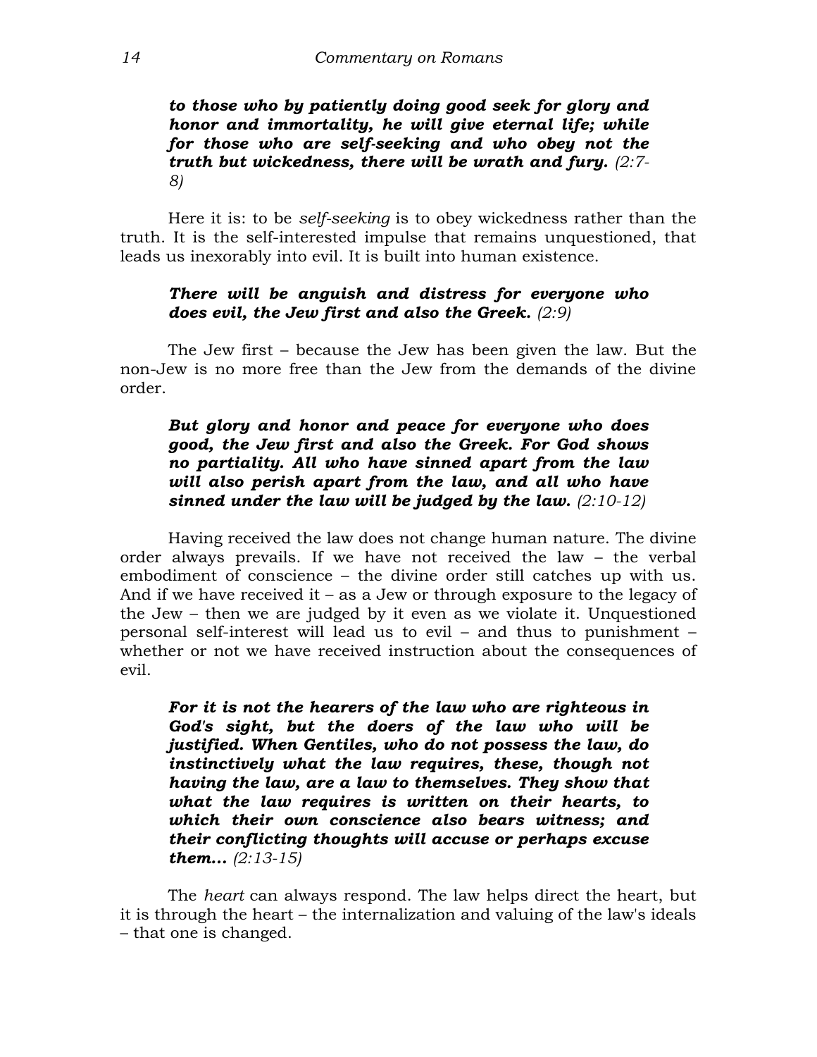***to those who by patiently doing good seek for glory and honor and immortality, he will give eternal life; while for those who are self-seeking and who obey not the truth but wickedness, there will be wrath and fury.*** *(2:7-8)*

Here it is: to be *self-seeking* is to obey wickedness rather than the truth. It is the self-interested impulse that remains unquestioned, that leads us inexorably into evil. It is built into human existence.

***There will be anguish and distress for everyone who does evil, the Jew first and also the Greek.*** *(2:9)*

The Jew first – because the Jew has been given the law. But the non-Jew is no more free than the Jew from the demands of the divine order.

***But glory and honor and peace for everyone who does good, the Jew first and also the Greek. For God shows no partiality. All who have sinned apart from the law will also perish apart from the law, and all who have sinned under the law will be judged by the law.*** *(2:10-12)*

Having received the law does not change human nature. The divine order always prevails. If we have not received the law – the verbal embodiment of conscience – the divine order still catches up with us. And if we have received it – as a Jew or through exposure to the legacy of the Jew – then we are judged by it even as we violate it. Unquestioned personal self-interest will lead us to evil – and thus to punishment – whether or not we have received instruction about the consequences of evil.

***For it is not the hearers of the law who are righteous in God's sight, but the doers of the law who will be justified. When Gentiles, who do not possess the law, do instinctively what the law requires, these, though not having the law, are a law to themselves. They show that what the law requires is written on their hearts, to which their own conscience also bears witness; and their conflicting thoughts will accuse or perhaps excuse them...*** *(2:13-15)*

The *heart* can always respond. The law helps direct the heart, but it is through the heart – the internalization and valuing of the law's ideals – that one is changed.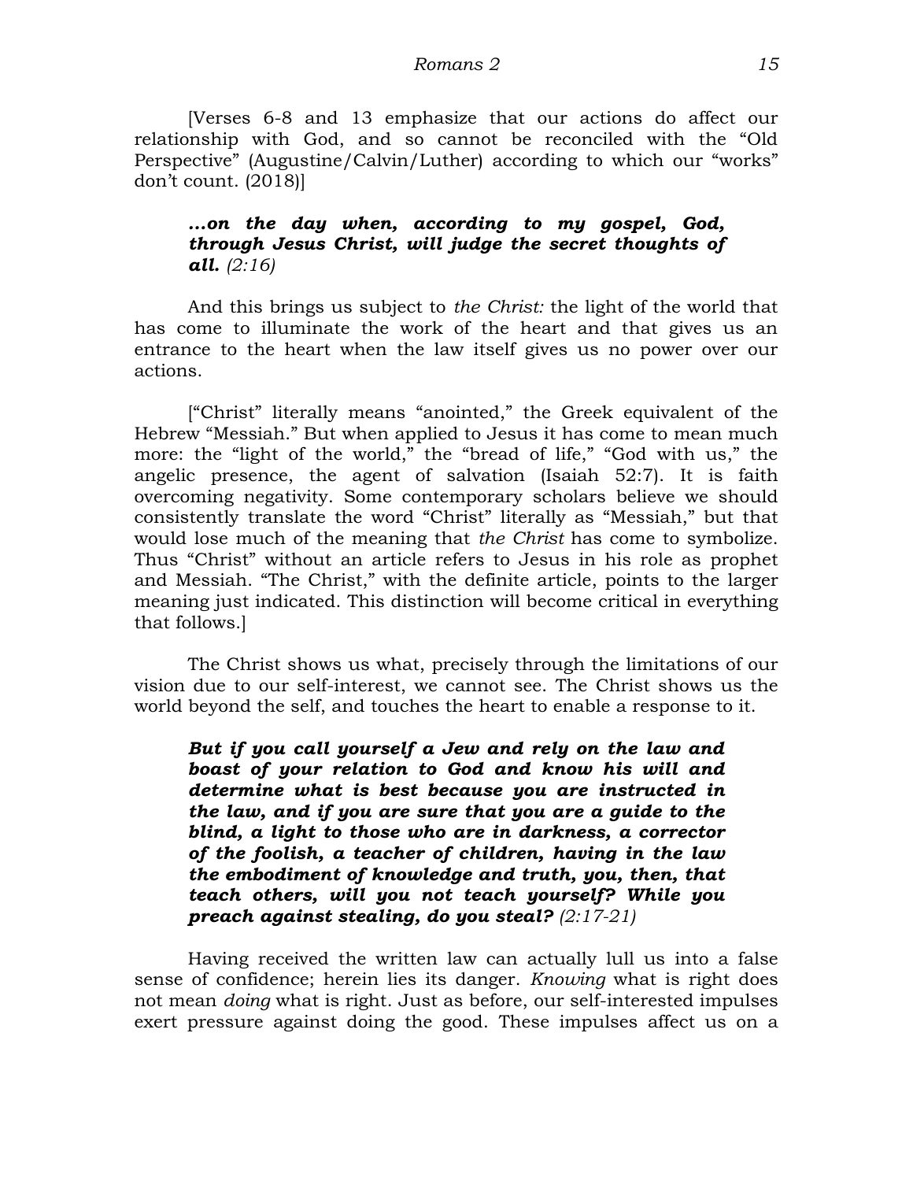[Verses 6-8 and 13 emphasize that our actions do affect our relationship with God, and so cannot be reconciled with the "Old Perspective" (Augustine/Calvin/Luther) according to which our "works" don't count. (2018)]

> ***...on the day when, according to my gospel, God, through Jesus Christ, will judge the secret thoughts of all.*** *(2:16)*

And this brings us subject to *the Christ:* the light of the world that has come to illuminate the work of the heart and that gives us an entrance to the heart when the law itself gives us no power over our actions.

["Christ" literally means "anointed," the Greek equivalent of the Hebrew "Messiah." But when applied to Jesus it has come to mean much more: the "light of the world," the "bread of life," "God with us," the angelic presence, the agent of salvation (Isaiah 52:7). It is faith overcoming negativity. Some contemporary scholars believe we should consistently translate the word "Christ" literally as "Messiah," but that would lose much of the meaning that *the Christ* has come to symbolize. Thus "Christ" without an article refers to Jesus in his role as prophet and Messiah. "The Christ," with the definite article, points to the larger meaning just indicated. This distinction will become critical in everything that follows.]

The Christ shows us what, precisely through the limitations of our vision due to our self-interest, we cannot see. The Christ shows us the world beyond the self, and touches the heart to enable a response to it.

> ***But if you call yourself a Jew and rely on the law and boast of your relation to God and know his will and determine what is best because you are instructed in the law, and if you are sure that you are a guide to the blind, a light to those who are in darkness, a corrector of the foolish, a teacher of children, having in the law the embodiment of knowledge and truth, you, then, that teach others, will you not teach yourself? While you preach against stealing, do you steal?*** *(2:17-21)*

Having received the written law can actually lull us into a false sense of confidence; herein lies its danger. *Knowing* what is right does not mean *doing* what is right. Just as before, our self-interested impulses exert pressure against doing the good. These impulses affect us on a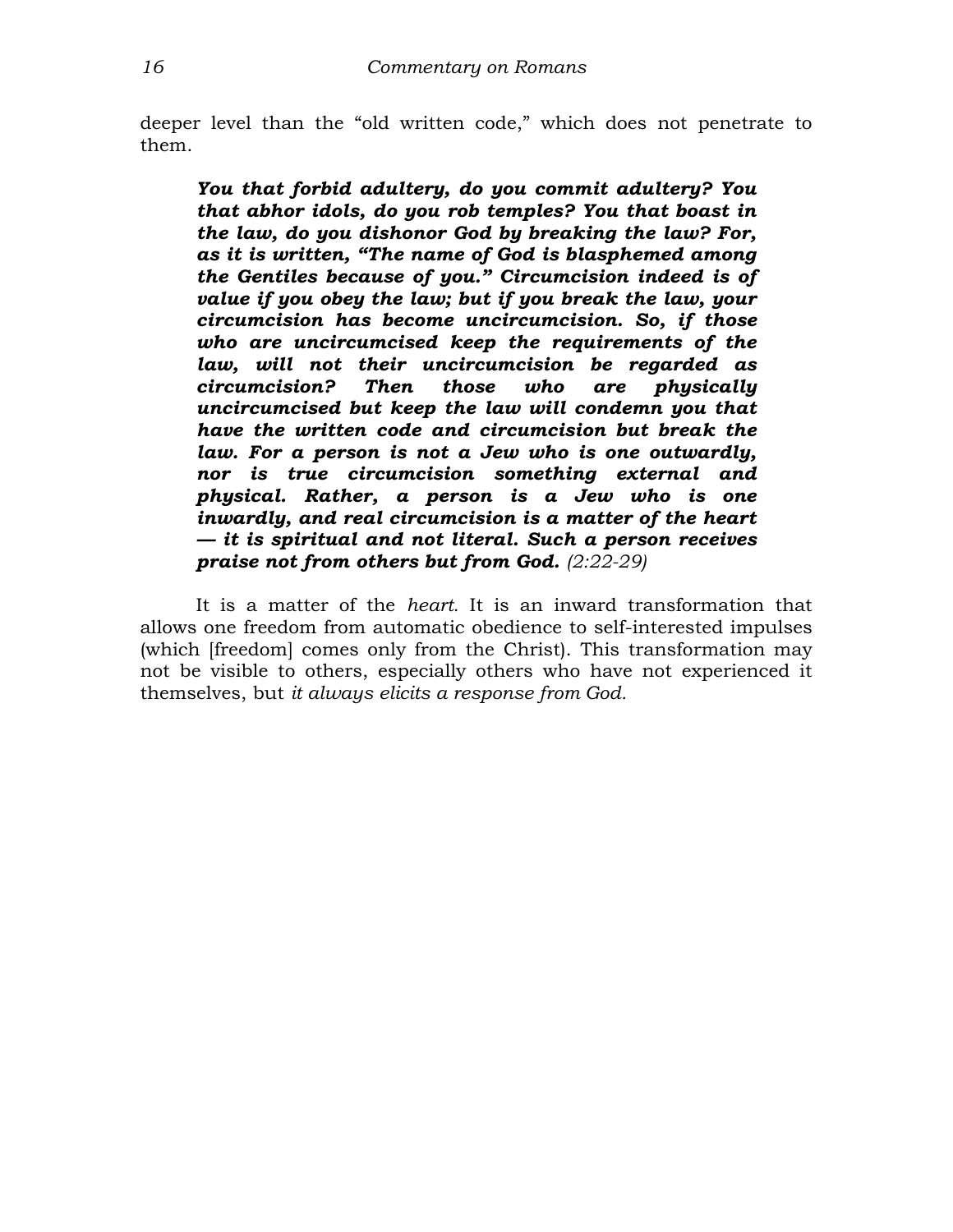deeper level than the "old written code," which does not penetrate to them.

> ***You that forbid adultery, do you commit adultery? You that abhor idols, do you rob temples? You that boast in the law, do you dishonor God by breaking the law? For, as it is written, "The name of God is blasphemed among the Gentiles because of you." Circumcision indeed is of value if you obey the law; but if you break the law, your circumcision has become uncircumcision. So, if those who are uncircumcised keep the requirements of the law, will not their uncircumcision be regarded as circumcision? Then those who are physically uncircumcised but keep the law will condemn you that have the written code and circumcision but break the law. For a person is not a Jew who is one outwardly, nor is true circumcision something external and physical. Rather, a person is a Jew who is one inwardly, and real circumcision is a matter of the heart — it is spiritual and not literal. Such a person receives praise not from others but from God.*** *(2:22-29)*

It is a matter of the *heart.* It is an inward transformation that allows one freedom from automatic obedience to self-interested impulses (which [freedom] comes only from the Christ). This transformation may not be visible to others, especially others who have not experienced it themselves, but *it always elicits a response from God.*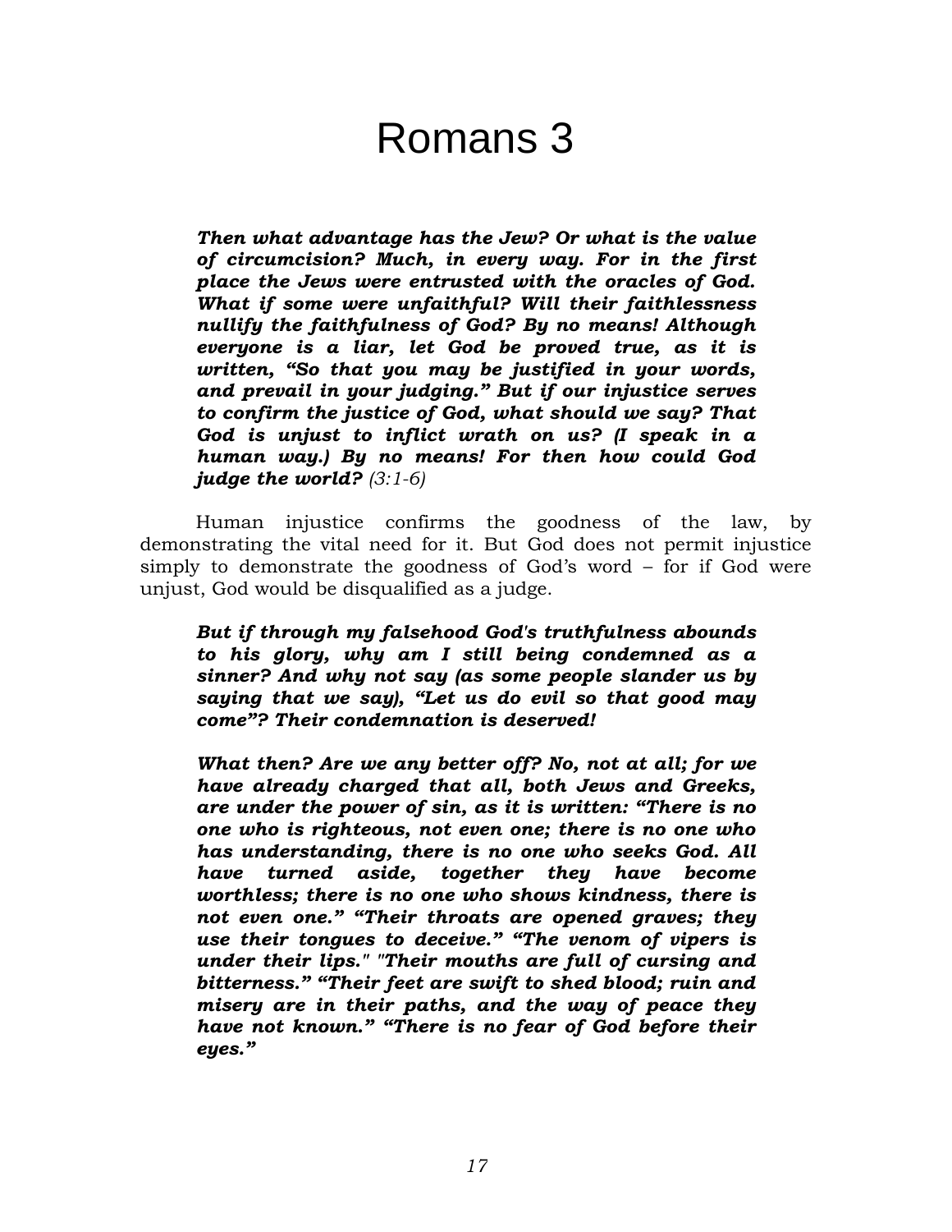# Romans 3

***Then what advantage has the Jew? Or what is the value of circumcision? Much, in every way. For in the first place the Jews were entrusted with the oracles of God. What if some were unfaithful? Will their faithlessness nullify the faithfulness of God? By no means! Although everyone is a liar, let God be proved true, as it is written, "So that you may be justified in your words, and prevail in your judging." But if our injustice serves to confirm the justice of God, what should we say? That God is unjust to inflict wrath on us? (I speak in a human way.) By no means! For then how could God judge the world?*** *(3:1-6)*

Human injustice confirms the goodness of the law, by demonstrating the vital need for it. But God does not permit injustice simply to demonstrate the goodness of God's word – for if God were unjust, God would be disqualified as a judge.

***But if through my falsehood God's truthfulness abounds to his glory, why am I still being condemned as a sinner? And why not say (as some people slander us by saying that we say), "Let us do evil so that good may come"? Their condemnation is deserved!***

***What then? Are we any better off? No, not at all; for we have already charged that all, both Jews and Greeks, are under the power of sin, as it is written: "There is no one who is righteous, not even one; there is no one who has understanding, there is no one who seeks God. All have turned aside, together they have become worthless; there is no one who shows kindness, there is not even one." "Their throats are opened graves; they use their tongues to deceive." "The venom of vipers is under their lips." "Their mouths are full of cursing and bitterness." "Their feet are swift to shed blood; ruin and misery are in their paths, and the way of peace they have not known." "There is no fear of God before their eyes."***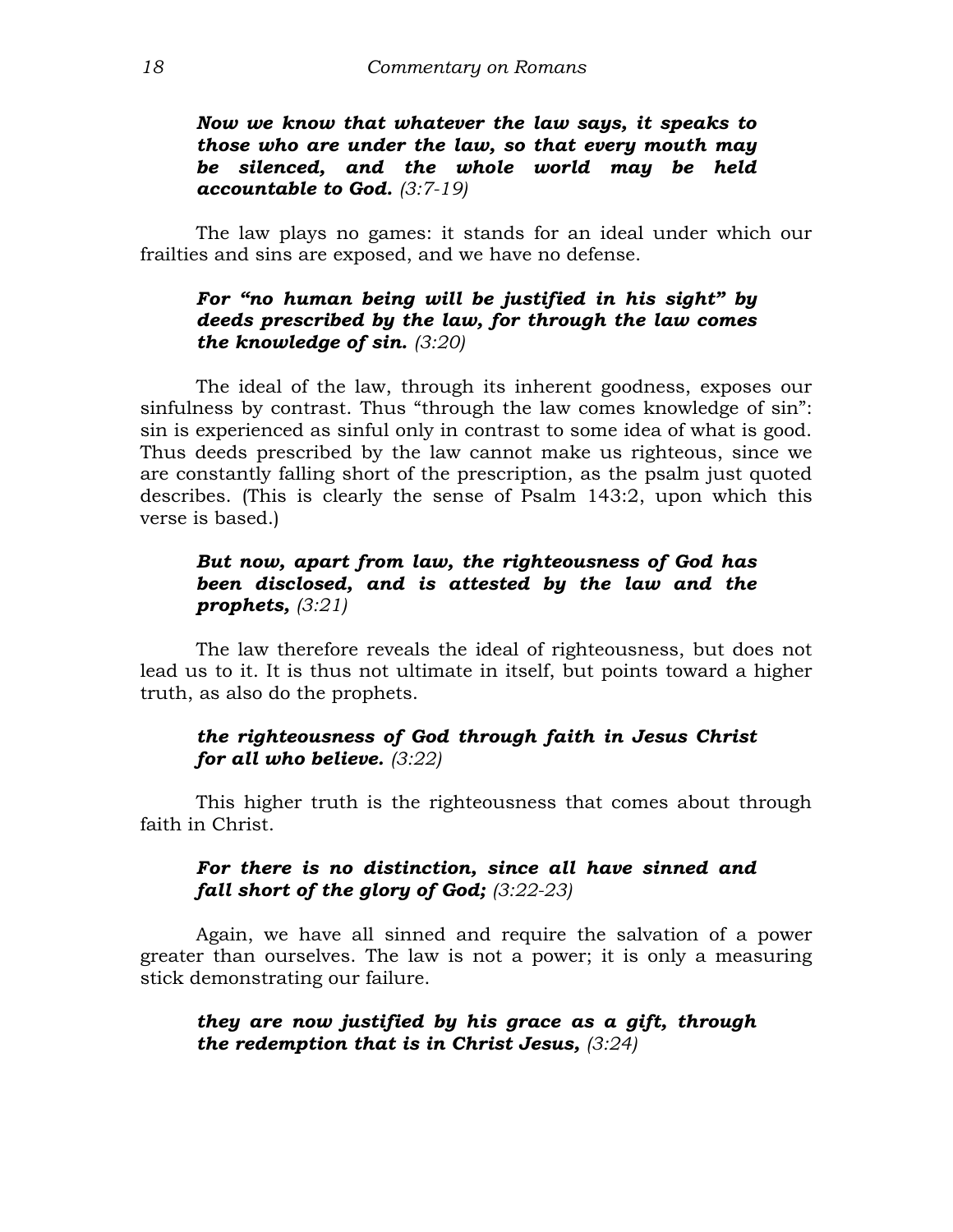***Now we know that whatever the law says, it speaks to those who are under the law, so that every mouth may be silenced, and the whole world may be held accountable to God.*** *(3:7-19)*

The law plays no games: it stands for an ideal under which our frailties and sins are exposed, and we have no defense.

***For "no human being will be justified in his sight" by deeds prescribed by the law, for through the law comes the knowledge of sin.*** *(3:20)*

The ideal of the law, through its inherent goodness, exposes our sinfulness by contrast. Thus "through the law comes knowledge of sin": sin is experienced as sinful only in contrast to some idea of what is good. Thus deeds prescribed by the law cannot make us righteous, since we are constantly falling short of the prescription, as the psalm just quoted describes. (This is clearly the sense of Psalm 143:2, upon which this verse is based.)

***But now, apart from law, the righteousness of God has been disclosed, and is attested by the law and the prophets,*** *(3:21)*

The law therefore reveals the ideal of righteousness, but does not lead us to it. It is thus not ultimate in itself, but points toward a higher truth, as also do the prophets.

***the righteousness of God through faith in Jesus Christ for all who believe.*** *(3:22)*

This higher truth is the righteousness that comes about through faith in Christ.

***For there is no distinction, since all have sinned and fall short of the glory of God;*** *(3:22-23)*

Again, we have all sinned and require the salvation of a power greater than ourselves. The law is not a power; it is only a measuring stick demonstrating our failure.

***they are now justified by his grace as a gift, through the redemption that is in Christ Jesus,*** *(3:24)*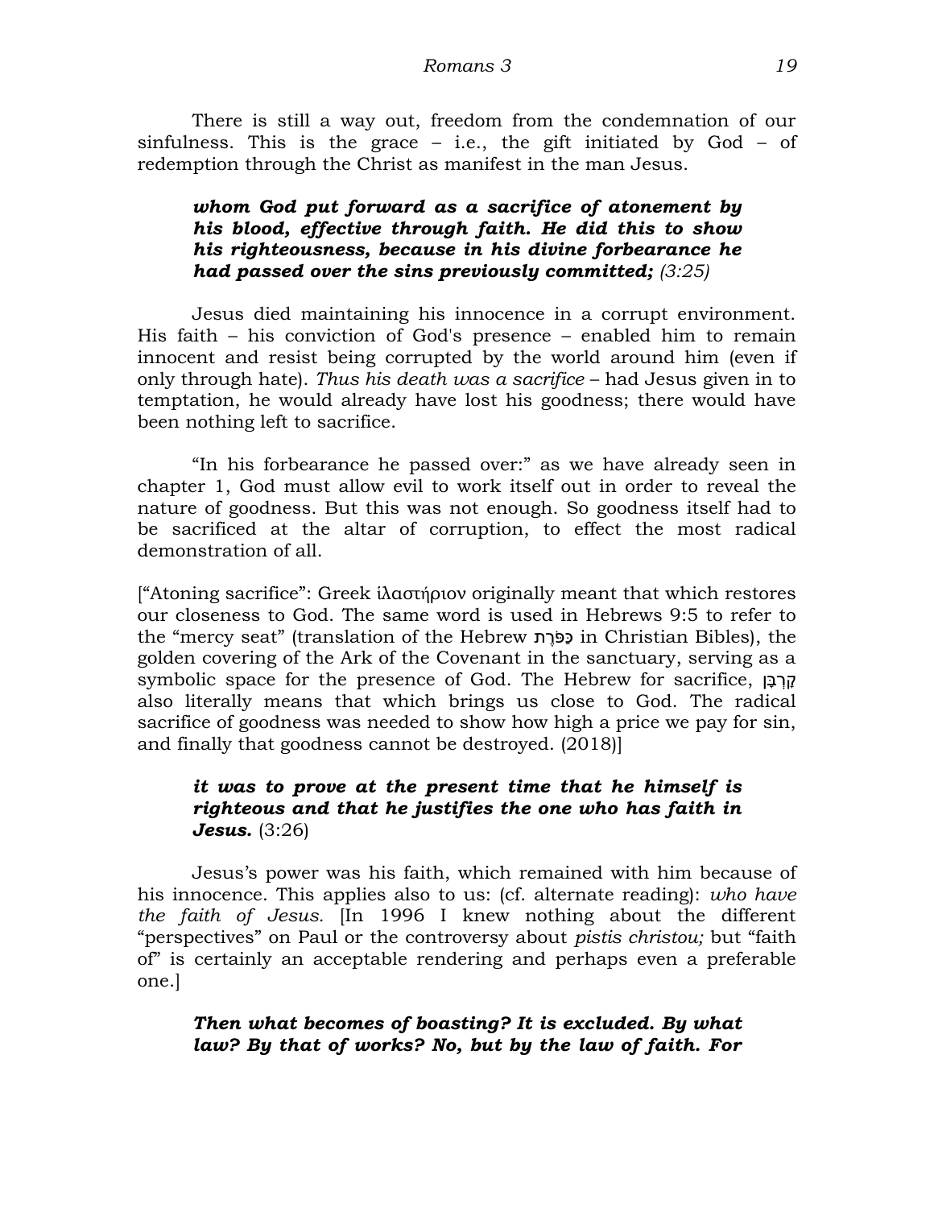There is still a way out, freedom from the condemnation of our sinfulness. This is the grace – i.e., the gift initiated by God – of redemption through the Christ as manifest in the man Jesus.

> ***whom God put forward as a sacrifice of atonement by his blood, effective through faith. He did this to show his righteousness, because in his divine forbearance he had passed over the sins previously committed;*** *(3:25)*

Jesus died maintaining his innocence in a corrupt environment. His faith – his conviction of God's presence – enabled him to remain innocent and resist being corrupted by the world around him (even if only through hate). *Thus his death was a sacrifice* – had Jesus given in to temptation, he would already have lost his goodness; there would have been nothing left to sacrifice.

"In his forbearance he passed over:" as we have already seen in chapter 1, God must allow evil to work itself out in order to reveal the nature of goodness. But this was not enough. So goodness itself had to be sacrificed at the altar of corruption, to effect the most radical demonstration of all.

["Atoning sacrifice": Greek ἱλαστήριον originally meant that which restores our closeness to God. The same word is used in Hebrews 9:5 to refer to the "mercy seat" (translation of the Hebrew כַּפֹּרֶת in Christian Bibles), the golden covering of the Ark of the Covenant in the sanctuary, serving as a symbolic space for the presence of God. The Hebrew for sacrifice, קָרְבָּן also literally means that which brings us close to God. The radical sacrifice of goodness was needed to show how high a price we pay for sin, and finally that goodness cannot be destroyed. (2018)]

> ***it was to prove at the present time that he himself is righteous and that he justifies the one who has faith in Jesus.*** (3:26)

Jesus's power was his faith, which remained with him because of his innocence. This applies also to us: (cf. alternate reading): *who have the faith of Jesus.* [In 1996 I knew nothing about the different "perspectives" on Paul or the controversy about *pistis christou;* but "faith of" is certainly an acceptable rendering and perhaps even a preferable one.]

> ***Then what becomes of boasting? It is excluded. By what law? By that of works? No, but by the law of faith. For***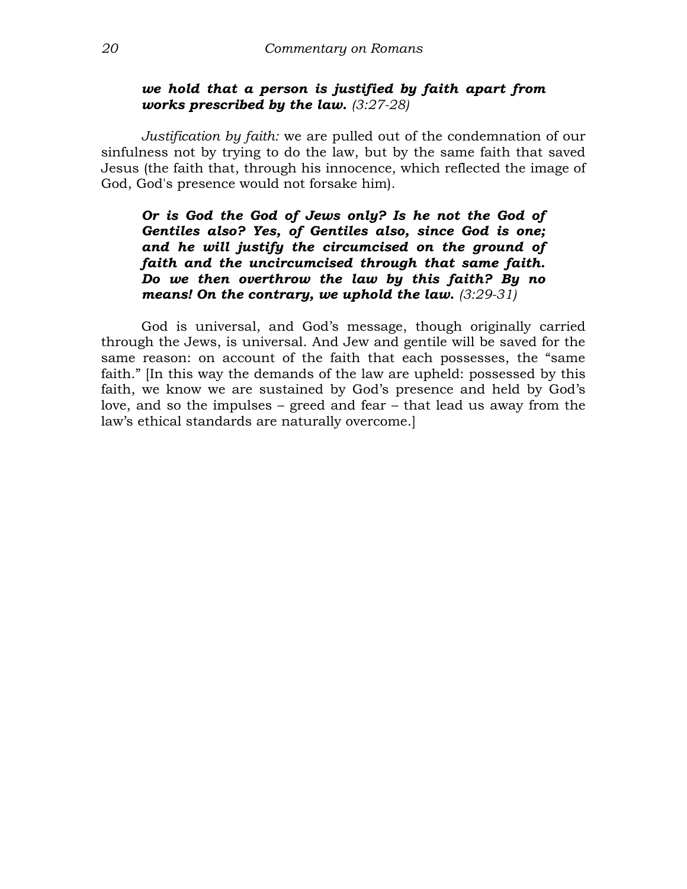> ***we hold that a person is justified by faith apart from works prescribed by the law.*** *(3:27-28)*

*Justification by faith:* we are pulled out of the condemnation of our sinfulness not by trying to do the law, but by the same faith that saved Jesus (the faith that, through his innocence, which reflected the image of God, God's presence would not forsake him).

> ***Or is God the God of Jews only? Is he not the God of Gentiles also? Yes, of Gentiles also, since God is one; and he will justify the circumcised on the ground of faith and the uncircumcised through that same faith. Do we then overthrow the law by this faith? By no means! On the contrary, we uphold the law.*** *(3:29-31)*

God is universal, and God's message, though originally carried through the Jews, is universal. And Jew and gentile will be saved for the same reason: on account of the faith that each possesses, the "same faith." [In this way the demands of the law are upheld: possessed by this faith, we know we are sustained by God's presence and held by God's love, and so the impulses – greed and fear – that lead us away from the law's ethical standards are naturally overcome.]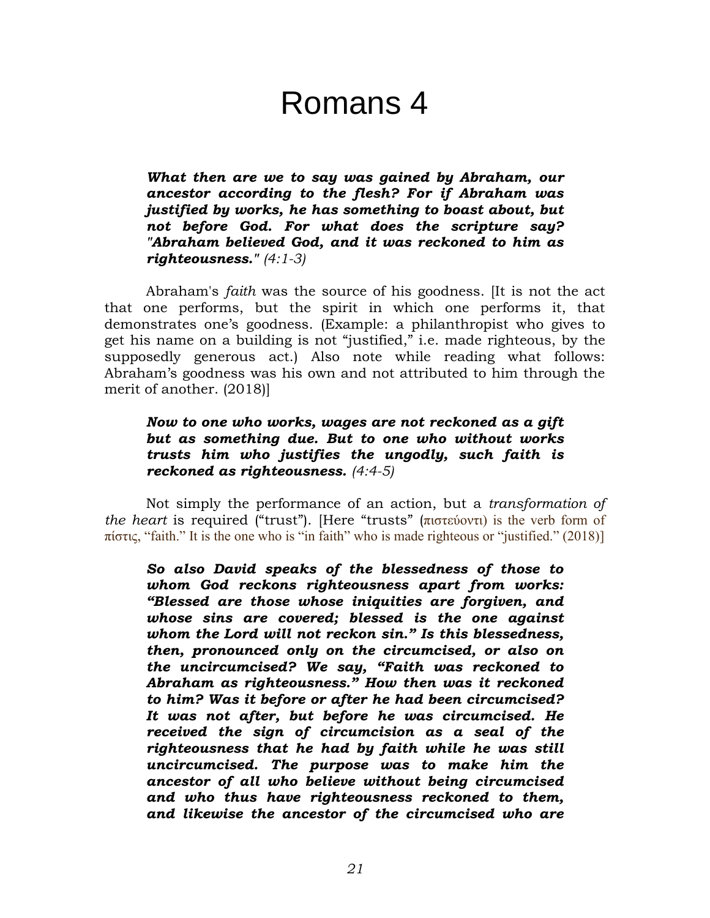# Romans 4

> ***What then are we to say was gained by Abraham, our ancestor according to the flesh? For if Abraham was justified by works, he has something to boast about, but not before God. For what does the scripture say? "Abraham believed God, and it was reckoned to him as righteousness."*** *(4:1-3)*

Abraham's *faith* was the source of his goodness. [It is not the act that one performs, but the spirit in which one performs it, that demonstrates one's goodness. (Example: a philanthropist who gives to get his name on a building is not "justified," i.e. made righteous, by the supposedly generous act.) Also note while reading what follows: Abraham's goodness was his own and not attributed to him through the merit of another. (2018)]

> ***Now to one who works, wages are not reckoned as a gift but as something due. But to one who without works trusts him who justifies the ungodly, such faith is reckoned as righteousness.*** *(4:4-5)*

Not simply the performance of an action, but a *transformation of the heart* is required ("trust"). [Here "trusts" (πιστεύοντι) is the verb form of πίστις, "faith." It is the one who is "in faith" who is made righteous or "justified." (2018)]

> ***So also David speaks of the blessedness of those to whom God reckons righteousness apart from works: "Blessed are those whose iniquities are forgiven, and whose sins are covered; blessed is the one against whom the Lord will not reckon sin." Is this blessedness, then, pronounced only on the circumcised, or also on the uncircumcised? We say, "Faith was reckoned to Abraham as righteousness." How then was it reckoned to him? Was it before or after he had been circumcised? It was not after, but before he was circumcised. He received the sign of circumcision as a seal of the righteousness that he had by faith while he was still uncircumcised. The purpose was to make him the ancestor of all who believe without being circumcised and who thus have righteousness reckoned to them, and likewise the ancestor of the circumcised who are***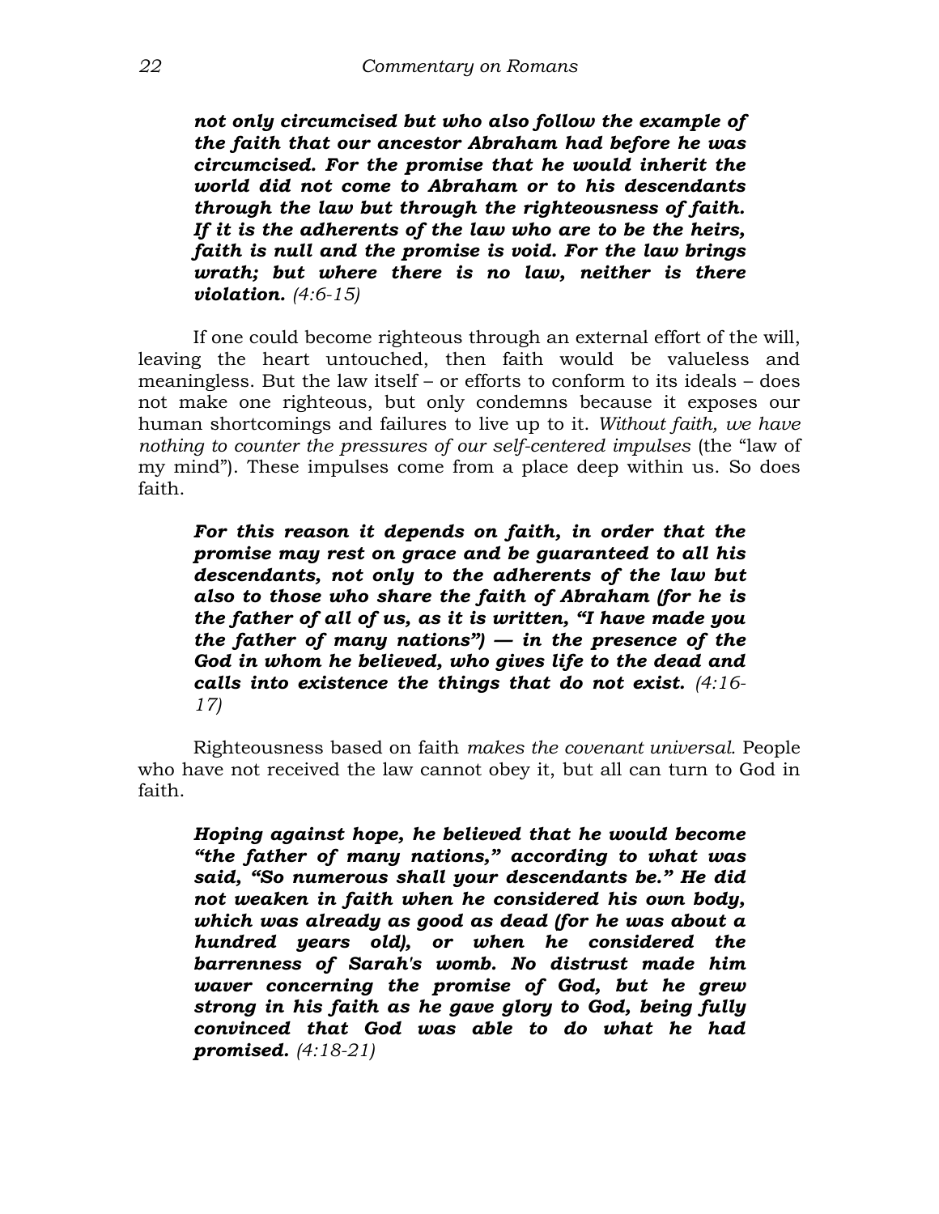***not only circumcised but who also follow the example of the faith that our ancestor Abraham had before he was circumcised. For the promise that he would inherit the world did not come to Abraham or to his descendants through the law but through the righteousness of faith. If it is the adherents of the law who are to be the heirs, faith is null and the promise is void. For the law brings wrath; but where there is no law, neither is there violation.*** *(4:6-15)*

If one could become righteous through an external effort of the will, leaving the heart untouched, then faith would be valueless and meaningless. But the law itself – or efforts to conform to its ideals – does not make one righteous, but only condemns because it exposes our human shortcomings and failures to live up to it. *Without faith, we have nothing to counter the pressures of our self-centered impulses* (the "law of my mind"). These impulses come from a place deep within us. So does faith.

***For this reason it depends on faith, in order that the promise may rest on grace and be guaranteed to all his descendants, not only to the adherents of the law but also to those who share the faith of Abraham (for he is the father of all of us, as it is written, "I have made you the father of many nations") — in the presence of the God in whom he believed, who gives life to the dead and calls into existence the things that do not exist.*** *(4:16-17)*

Righteousness based on faith *makes the covenant universal.* People who have not received the law cannot obey it, but all can turn to God in faith.

***Hoping against hope, he believed that he would become "the father of many nations," according to what was said, "So numerous shall your descendants be." He did not weaken in faith when he considered his own body, which was already as good as dead (for he was about a hundred years old), or when he considered the barrenness of Sarah's womb. No distrust made him waver concerning the promise of God, but he grew strong in his faith as he gave glory to God, being fully convinced that God was able to do what he had promised.*** *(4:18-21)*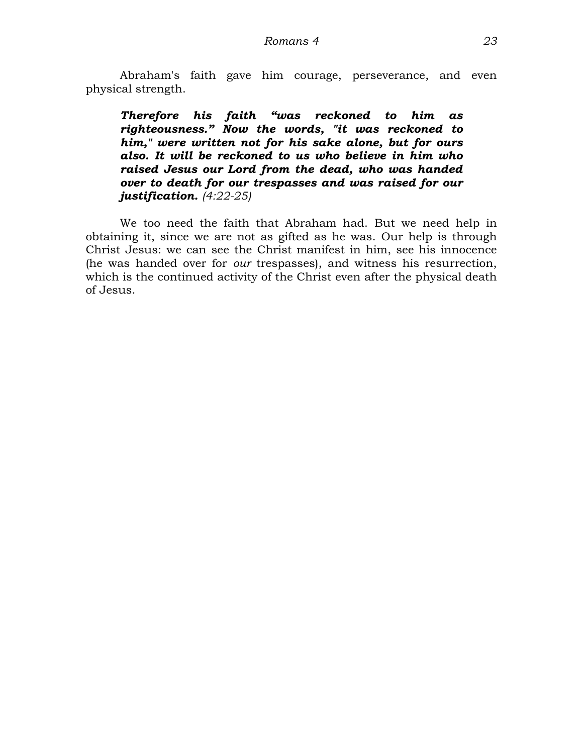Abraham's faith gave him courage, perseverance, and even physical strength.

> ***Therefore his faith “was reckoned to him as righteousness.” Now the words, "it was reckoned to him," were written not for his sake alone, but for ours also. It will be reckoned to us who believe in him who raised Jesus our Lord from the dead, who was handed over to death for our trespasses and was raised for our justification.*** *(4:22-25)*

We too need the faith that Abraham had. But we need help in obtaining it, since we are not as gifted as he was. Our help is through Christ Jesus: we can see the Christ manifest in him, see his innocence (he was handed over for *our* trespasses), and witness his resurrection, which is the continued activity of the Christ even after the physical death of Jesus.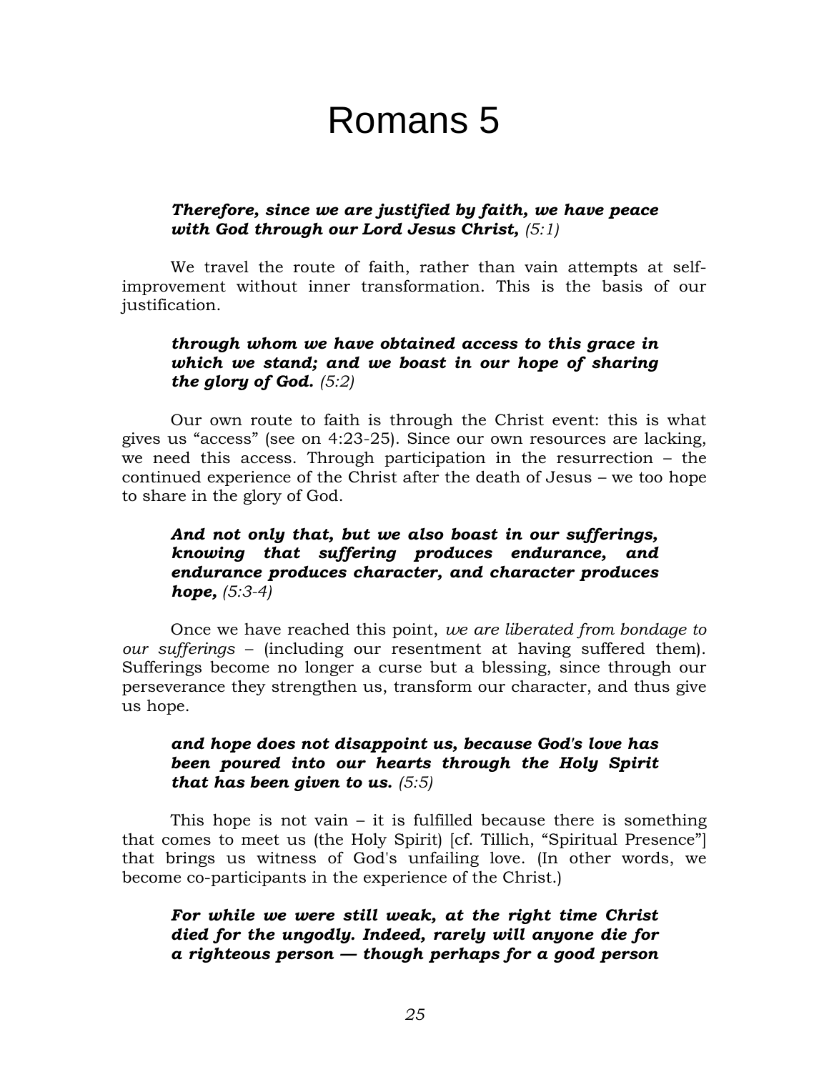# Romans 5

> ***Therefore, since we are justified by faith, we have peace with God through our Lord Jesus Christ,*** *(5:1)*

We travel the route of faith, rather than vain attempts at self-improvement without inner transformation. This is the basis of our justification.

> ***through whom we have obtained access to this grace in which we stand; and we boast in our hope of sharing the glory of God.*** *(5:2)*

Our own route to faith is through the Christ event: this is what gives us "access" (see on 4:23-25). Since our own resources are lacking, we need this access. Through participation in the resurrection – the continued experience of the Christ after the death of Jesus – we too hope to share in the glory of God.

> ***And not only that, but we also boast in our sufferings, knowing that suffering produces endurance, and endurance produces character, and character produces hope,*** *(5:3-4)*

Once we have reached this point, *we are liberated from bondage to our sufferings* – (including our resentment at having suffered them). Sufferings become no longer a curse but a blessing, since through our perseverance they strengthen us, transform our character, and thus give us hope.

> ***and hope does not disappoint us, because God's love has been poured into our hearts through the Holy Spirit that has been given to us.*** *(5:5)*

This hope is not vain – it is fulfilled because there is something that comes to meet us (the Holy Spirit) [cf. Tillich, "Spiritual Presence"] that brings us witness of God's unfailing love. (In other words, we become co-participants in the experience of the Christ.)

> ***For while we were still weak, at the right time Christ died for the ungodly. Indeed, rarely will anyone die for a righteous person — though perhaps for a good person***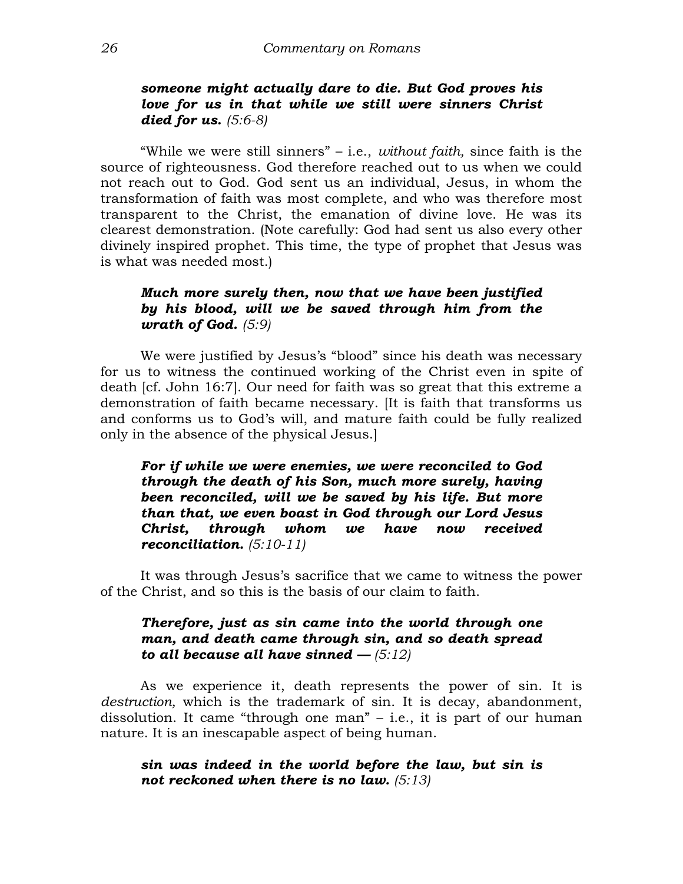***someone might actually dare to die. But God proves his love for us in that while we still were sinners Christ died for us.*** *(5:6-8)*

"While we were still sinners" – i.e., *without faith,* since faith is the source of righteousness. God therefore reached out to us when we could not reach out to God. God sent us an individual, Jesus, in whom the transformation of faith was most complete, and who was therefore most transparent to the Christ, the emanation of divine love. He was its clearest demonstration. (Note carefully: God had sent us also every other divinely inspired prophet. This time, the type of prophet that Jesus was is what was needed most.)

***Much more surely then, now that we have been justified by his blood, will we be saved through him from the wrath of God.*** *(5:9)*

We were justified by Jesus's "blood" since his death was necessary for us to witness the continued working of the Christ even in spite of death [cf. John 16:7]. Our need for faith was so great that this extreme a demonstration of faith became necessary. [It is faith that transforms us and conforms us to God's will, and mature faith could be fully realized only in the absence of the physical Jesus.]

***For if while we were enemies, we were reconciled to God through the death of his Son, much more surely, having been reconciled, will we be saved by his life. But more than that, we even boast in God through our Lord Jesus Christ, through whom we have now received reconciliation.*** *(5:10-11)*

It was through Jesus's sacrifice that we came to witness the power of the Christ, and so this is the basis of our claim to faith.

***Therefore, just as sin came into the world through one man, and death came through sin, and so death spread to all because all have sinned —*** *(5:12)*

As we experience it, death represents the power of sin. It is *destruction,* which is the trademark of sin. It is decay, abandonment, dissolution. It came "through one man" – i.e., it is part of our human nature. It is an inescapable aspect of being human.

***sin was indeed in the world before the law, but sin is not reckoned when there is no law.*** *(5:13)*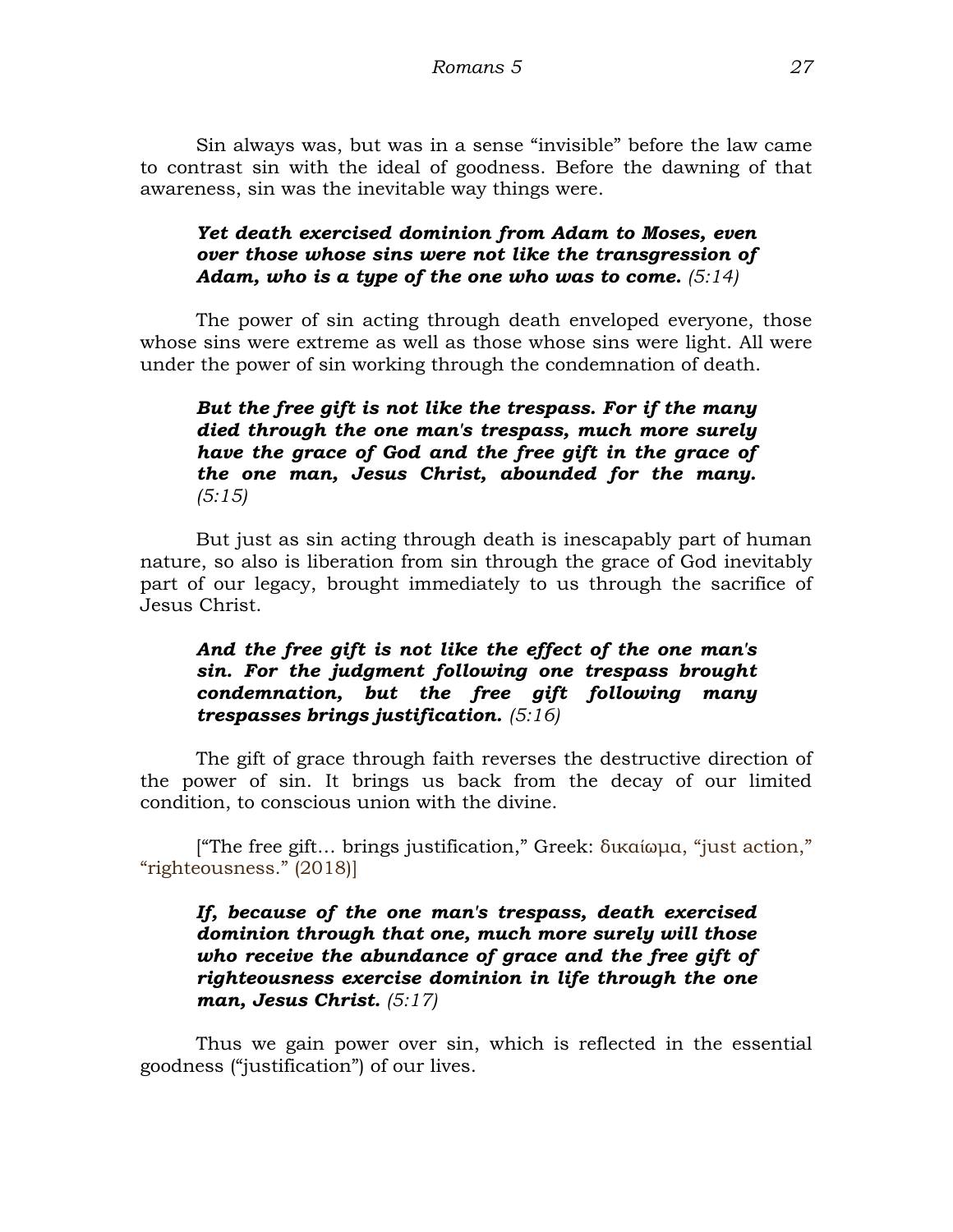Sin always was, but was in a sense "invisible" before the law came to contrast sin with the ideal of goodness. Before the dawning of that awareness, sin was the inevitable way things were.

> ***Yet death exercised dominion from Adam to Moses, even over those whose sins were not like the transgression of Adam, who is a type of the one who was to come.*** *(5:14)*

The power of sin acting through death enveloped everyone, those whose sins were extreme as well as those whose sins were light. All were under the power of sin working through the condemnation of death.

> ***But the free gift is not like the trespass. For if the many died through the one man's trespass, much more surely have the grace of God and the free gift in the grace of the one man, Jesus Christ, abounded for the many.*** *(5:15)*

But just as sin acting through death is inescapably part of human nature, so also is liberation from sin through the grace of God inevitably part of our legacy, brought immediately to us through the sacrifice of Jesus Christ.

> ***And the free gift is not like the effect of the one man's sin. For the judgment following one trespass brought condemnation, but the free gift following many trespasses brings justification.*** *(5:16)*

The gift of grace through faith reverses the destructive direction of the power of sin. It brings us back from the decay of our limited condition, to conscious union with the divine.

["The free gift… brings justification," Greek: δικαίωμα, "just action," "righteousness." (2018)]

> ***If, because of the one man's trespass, death exercised dominion through that one, much more surely will those who receive the abundance of grace and the free gift of righteousness exercise dominion in life through the one man, Jesus Christ.*** *(5:17)*

Thus we gain power over sin, which is reflected in the essential goodness ("justification") of our lives.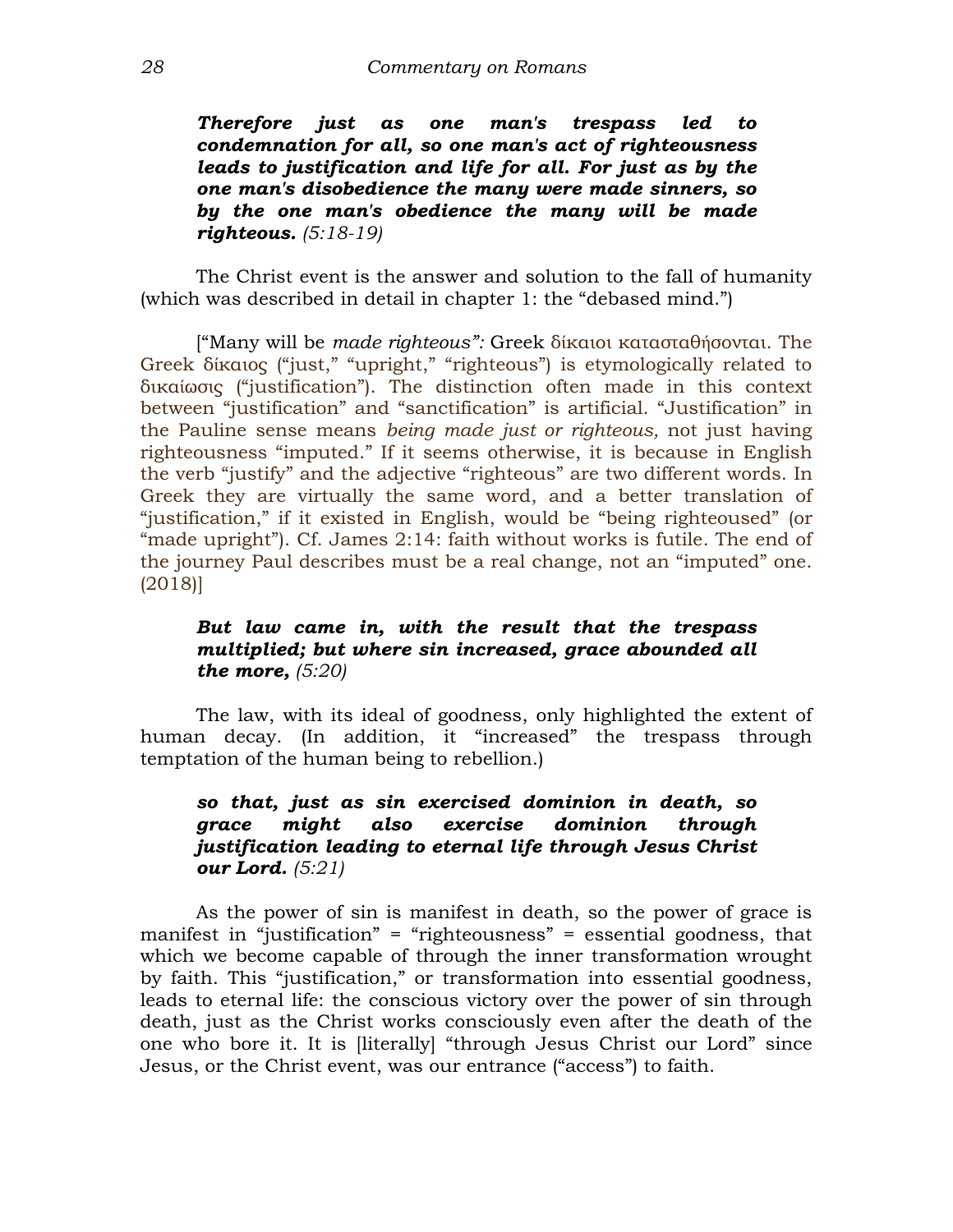***Therefore just as one man's trespass led to condemnation for all, so one man's act of righteousness leads to justification and life for all. For just as by the one man's disobedience the many were made sinners, so by the one man's obedience the many will be made righteous.*** *(5:18-19)*

The Christ event is the answer and solution to the fall of humanity (which was described in detail in chapter 1: the "debased mind.")

["Many will be *made righteous":* Greek δίκαιοι κατασταθήσονται. The Greek δίκαιος ("just," "upright," "righteous") is etymologically related to δικαίωσις ("justification"). The distinction often made in this context between "justification" and "sanctification" is artificial. "Justification" in the Pauline sense means *being made just or righteous,* not just having righteousness "imputed." If it seems otherwise, it is because in English the verb "justify" and the adjective "righteous" are two different words. In Greek they are virtually the same word, and a better translation of "justification," if it existed in English, would be "being righteoused" (or "made upright"). Cf. James 2:14: faith without works is futile. The end of the journey Paul describes must be a real change, not an "imputed" one. (2018)]

***But law came in, with the result that the trespass multiplied; but where sin increased, grace abounded all the more,*** *(5:20)*

The law, with its ideal of goodness, only highlighted the extent of human decay. (In addition, it "increased" the trespass through temptation of the human being to rebellion.)

***so that, just as sin exercised dominion in death, so grace might also exercise dominion through justification leading to eternal life through Jesus Christ our Lord.*** *(5:21)*

As the power of sin is manifest in death, so the power of grace is manifest in "justification" = "righteousness" = essential goodness, that which we become capable of through the inner transformation wrought by faith. This "justification," or transformation into essential goodness, leads to eternal life: the conscious victory over the power of sin through death, just as the Christ works consciously even after the death of the one who bore it. It is [literally] "through Jesus Christ our Lord" since Jesus, or the Christ event, was our entrance ("access") to faith.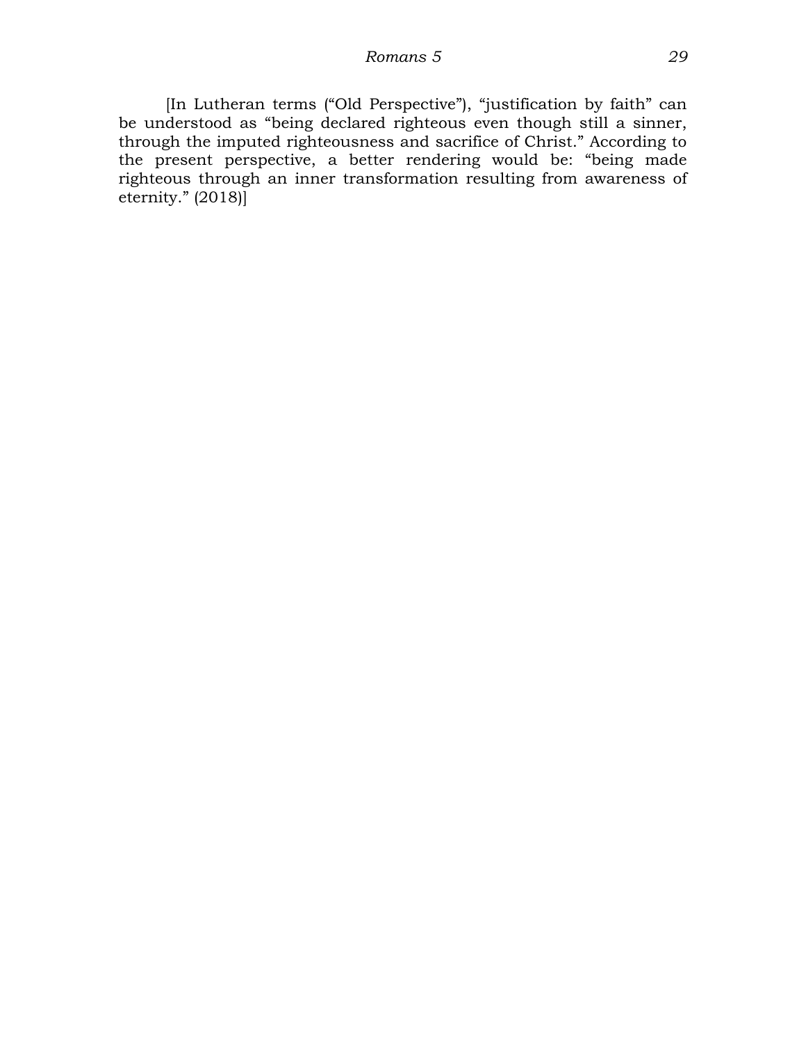[In Lutheran terms (“Old Perspective”), “justification by faith” can be understood as “being declared righteous even though still a sinner, through the imputed righteousness and sacrifice of Christ.” According to the present perspective, a better rendering would be: “being made righteous through an inner transformation resulting from awareness of eternity.” (2018)]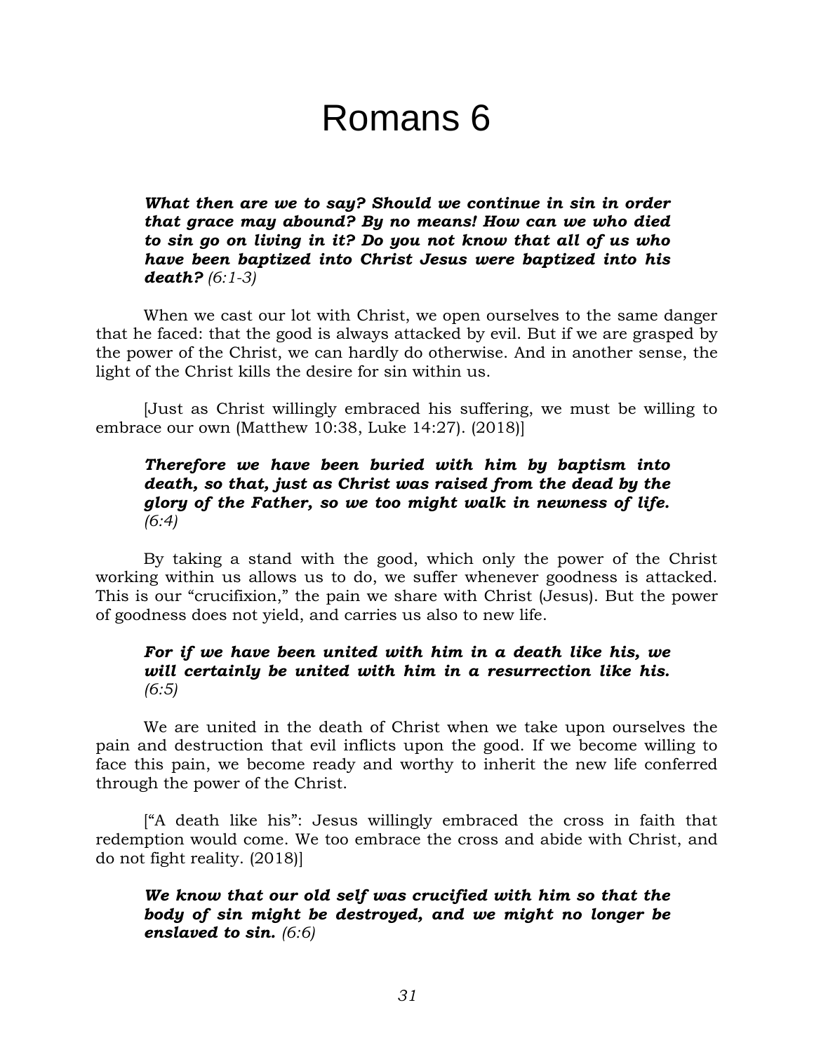# Romans 6

> ***What then are we to say? Should we continue in sin in order that grace may abound? By no means! How can we who died to sin go on living in it? Do you not know that all of us who have been baptized into Christ Jesus were baptized into his death?*** *(6:1-3)*

When we cast our lot with Christ, we open ourselves to the same danger that he faced: that the good is always attacked by evil. But if we are grasped by the power of the Christ, we can hardly do otherwise. And in another sense, the light of the Christ kills the desire for sin within us.

[Just as Christ willingly embraced his suffering, we must be willing to embrace our own (Matthew 10:38, Luke 14:27). (2018)]

> ***Therefore we have been buried with him by baptism into death, so that, just as Christ was raised from the dead by the glory of the Father, so we too might walk in newness of life.*** *(6:4)*

By taking a stand with the good, which only the power of the Christ working within us allows us to do, we suffer whenever goodness is attacked. This is our "crucifixion," the pain we share with Christ (Jesus). But the power of goodness does not yield, and carries us also to new life.

> ***For if we have been united with him in a death like his, we will certainly be united with him in a resurrection like his.*** *(6:5)*

We are united in the death of Christ when we take upon ourselves the pain and destruction that evil inflicts upon the good. If we become willing to face this pain, we become ready and worthy to inherit the new life conferred through the power of the Christ.

["A death like his": Jesus willingly embraced the cross in faith that redemption would come. We too embrace the cross and abide with Christ, and do not fight reality. (2018)]

> ***We know that our old self was crucified with him so that the body of sin might be destroyed, and we might no longer be enslaved to sin.*** *(6:6)*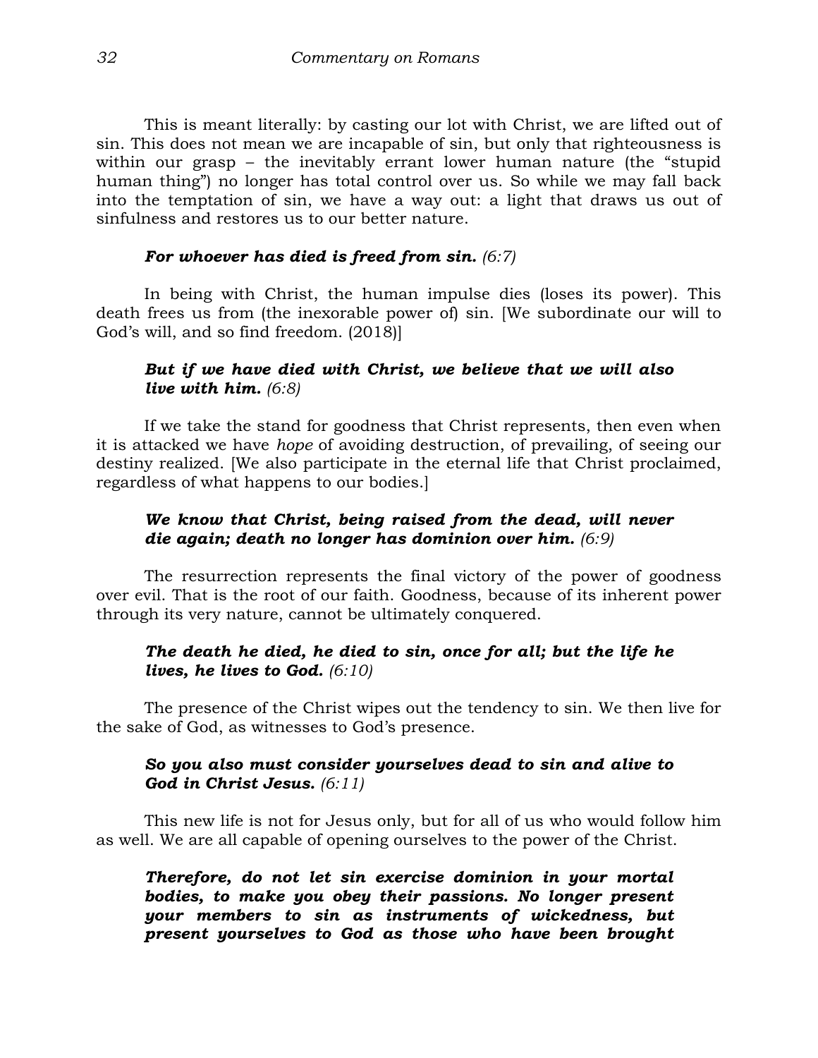This is meant literally: by casting our lot with Christ, we are lifted out of sin. This does not mean we are incapable of sin, but only that righteousness is within our grasp – the inevitably errant lower human nature (the "stupid human thing") no longer has total control over us. So while we may fall back into the temptation of sin, we have a way out: a light that draws us out of sinfulness and restores us to our better nature.

> ***For whoever has died is freed from sin.*** *(6:7)*

In being with Christ, the human impulse dies (loses its power). This death frees us from (the inexorable power of) sin. [We subordinate our will to God's will, and so find freedom. (2018)]

> ***But if we have died with Christ, we believe that we will also live with him.*** *(6:8)*

If we take the stand for goodness that Christ represents, then even when it is attacked we have *hope* of avoiding destruction, of prevailing, of seeing our destiny realized. [We also participate in the eternal life that Christ proclaimed, regardless of what happens to our bodies.]

> ***We know that Christ, being raised from the dead, will never die again; death no longer has dominion over him.*** *(6:9)*

The resurrection represents the final victory of the power of goodness over evil. That is the root of our faith. Goodness, because of its inherent power through its very nature, cannot be ultimately conquered.

> ***The death he died, he died to sin, once for all; but the life he lives, he lives to God.*** *(6:10)*

The presence of the Christ wipes out the tendency to sin. We then live for the sake of God, as witnesses to God's presence.

> ***So you also must consider yourselves dead to sin and alive to God in Christ Jesus.*** *(6:11)*

This new life is not for Jesus only, but for all of us who would follow him as well. We are all capable of opening ourselves to the power of the Christ.

> ***Therefore, do not let sin exercise dominion in your mortal bodies, to make you obey their passions. No longer present your members to sin as instruments of wickedness, but present yourselves to God as those who have been brought***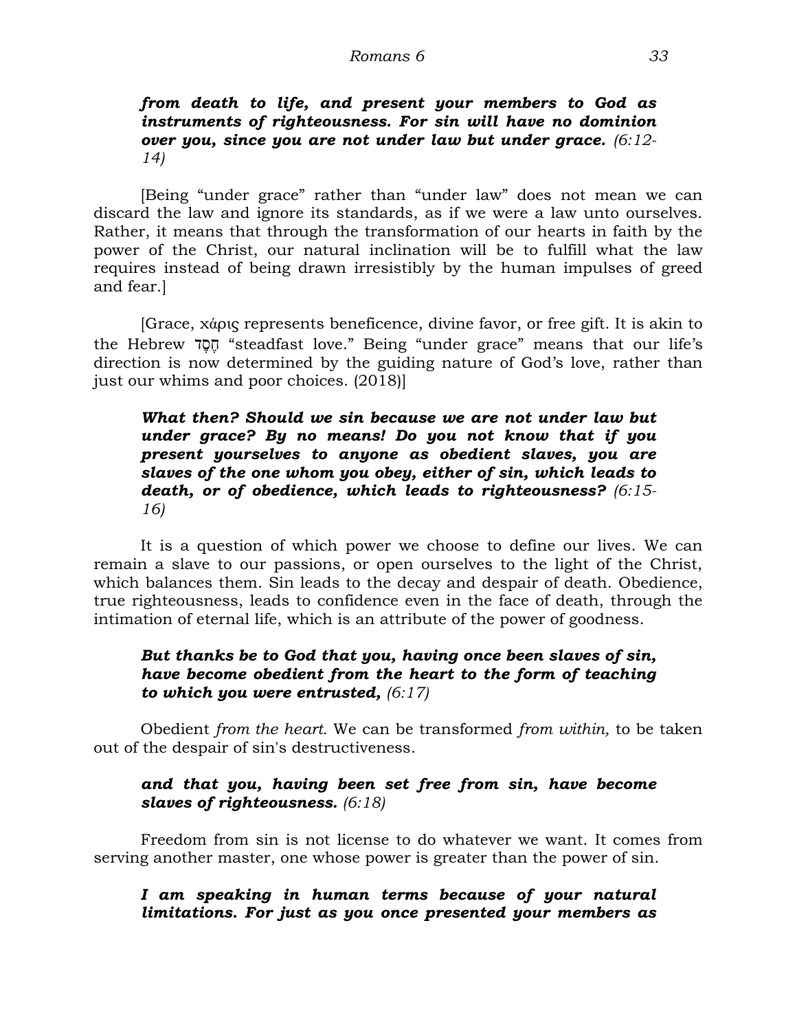> ***from death to life, and present your members to God as instruments of righteousness. For sin will have no dominion over you, since you are not under law but under grace.*** *(6:12-14)*

[Being "under grace" rather than "under law" does not mean we can discard the law and ignore its standards, as if we were a law unto ourselves. Rather, it means that through the transformation of our hearts in faith by the power of the Christ, our natural inclination will be to fulfill what the law requires instead of being drawn irresistibly by the human impulses of greed and fear.]

[Grace, χάρις represents beneficence, divine favor, or free gift. It is akin to the Hebrew חֶסֶד "steadfast love." Being "under grace" means that our life's direction is now determined by the guiding nature of God's love, rather than just our whims and poor choices. (2018)]

> ***What then? Should we sin because we are not under law but under grace? By no means! Do you not know that if you present yourselves to anyone as obedient slaves, you are slaves of the one whom you obey, either of sin, which leads to death, or of obedience, which leads to righteousness?*** *(6:15-16)*

It is a question of which power we choose to define our lives. We can remain a slave to our passions, or open ourselves to the light of the Christ, which balances them. Sin leads to the decay and despair of death. Obedience, true righteousness, leads to confidence even in the face of death, through the intimation of eternal life, which is an attribute of the power of goodness.

> ***But thanks be to God that you, having once been slaves of sin, have become obedient from the heart to the form of teaching to which you were entrusted,*** *(6:17)*

Obedient *from the heart.* We can be transformed *from within,* to be taken out of the despair of sin's destructiveness.

> ***and that you, having been set free from sin, have become slaves of righteousness.*** *(6:18)*

Freedom from sin is not license to do whatever we want. It comes from serving another master, one whose power is greater than the power of sin.

> ***I am speaking in human terms because of your natural limitations. For just as you once presented your members as***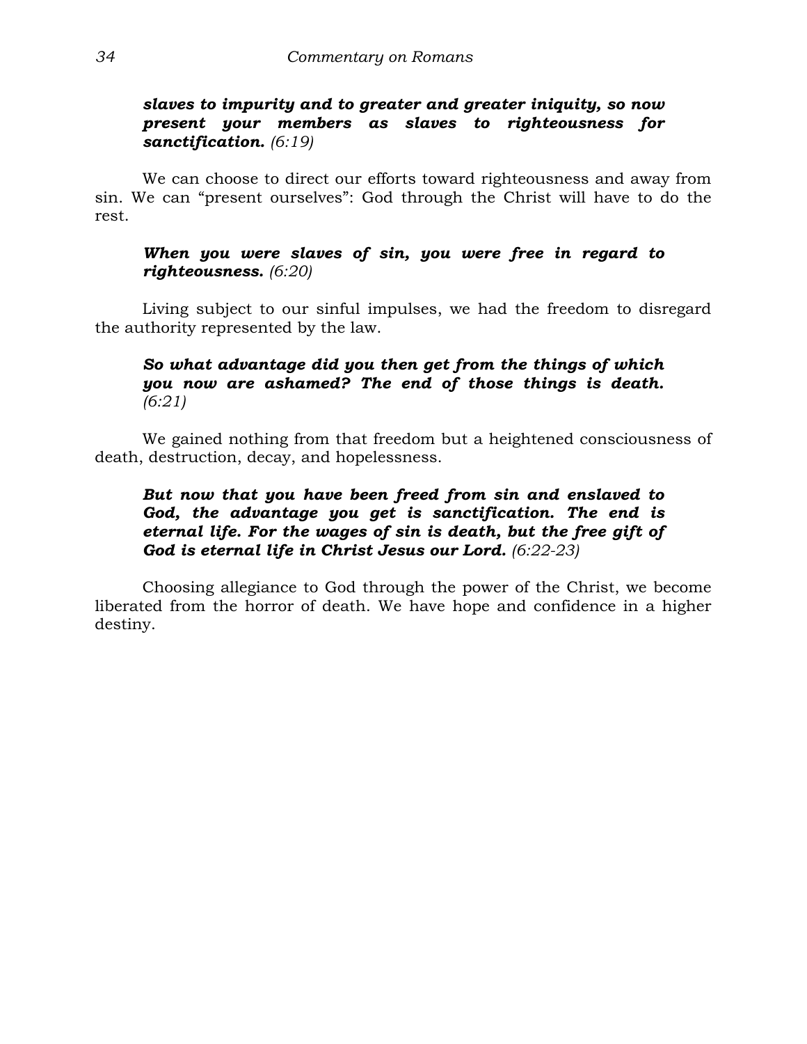***slaves to impurity and to greater and greater iniquity, so now present your members as slaves to righteousness for sanctification.*** *(6:19)*

We can choose to direct our efforts toward righteousness and away from sin. We can "present ourselves": God through the Christ will have to do the rest.

***When you were slaves of sin, you were free in regard to righteousness.*** *(6:20)*

Living subject to our sinful impulses, we had the freedom to disregard the authority represented by the law.

***So what advantage did you then get from the things of which you now are ashamed? The end of those things is death.*** *(6:21)*

We gained nothing from that freedom but a heightened consciousness of death, destruction, decay, and hopelessness.

***But now that you have been freed from sin and enslaved to God, the advantage you get is sanctification. The end is eternal life. For the wages of sin is death, but the free gift of God is eternal life in Christ Jesus our Lord.*** *(6:22-23)*

Choosing allegiance to God through the power of the Christ, we become liberated from the horror of death. We have hope and confidence in a higher destiny.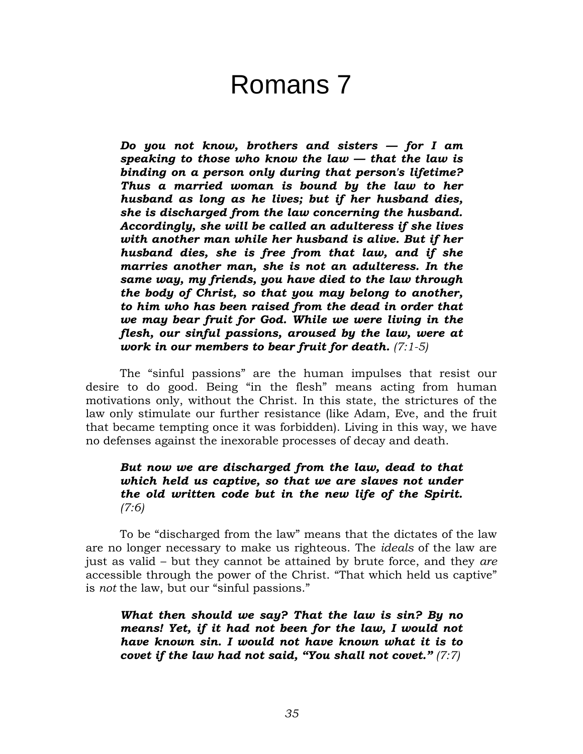# Romans 7

> ***Do you not know, brothers and sisters — for I am speaking to those who know the law — that the law is binding on a person only during that person's lifetime? Thus a married woman is bound by the law to her husband as long as he lives; but if her husband dies, she is discharged from the law concerning the husband. Accordingly, she will be called an adulteress if she lives with another man while her husband is alive. But if her husband dies, she is free from that law, and if she marries another man, she is not an adulteress. In the same way, my friends, you have died to the law through the body of Christ, so that you may belong to another, to him who has been raised from the dead in order that we may bear fruit for God. While we were living in the flesh, our sinful passions, aroused by the law, were at work in our members to bear fruit for death.*** *(7:1-5)*

The “sinful passions” are the human impulses that resist our desire to do good. Being “in the flesh” means acting from human motivations only, without the Christ. In this state, the strictures of the law only stimulate our further resistance (like Adam, Eve, and the fruit that became tempting once it was forbidden). Living in this way, we have no defenses against the inexorable processes of decay and death.

> ***But now we are discharged from the law, dead to that which held us captive, so that we are slaves not under the old written code but in the new life of the Spirit.*** *(7:6)*

To be “discharged from the law” means that the dictates of the law are no longer necessary to make us righteous. The *ideals* of the law are just as valid – but they cannot be attained by brute force, and they *are* accessible through the power of the Christ. “That which held us captive” is *not* the law, but our “sinful passions.”

> ***What then should we say? That the law is sin? By no means! Yet, if it had not been for the law, I would not have known sin. I would not have known what it is to covet if the law had not said, “You shall not covet.”*** *(7:7)*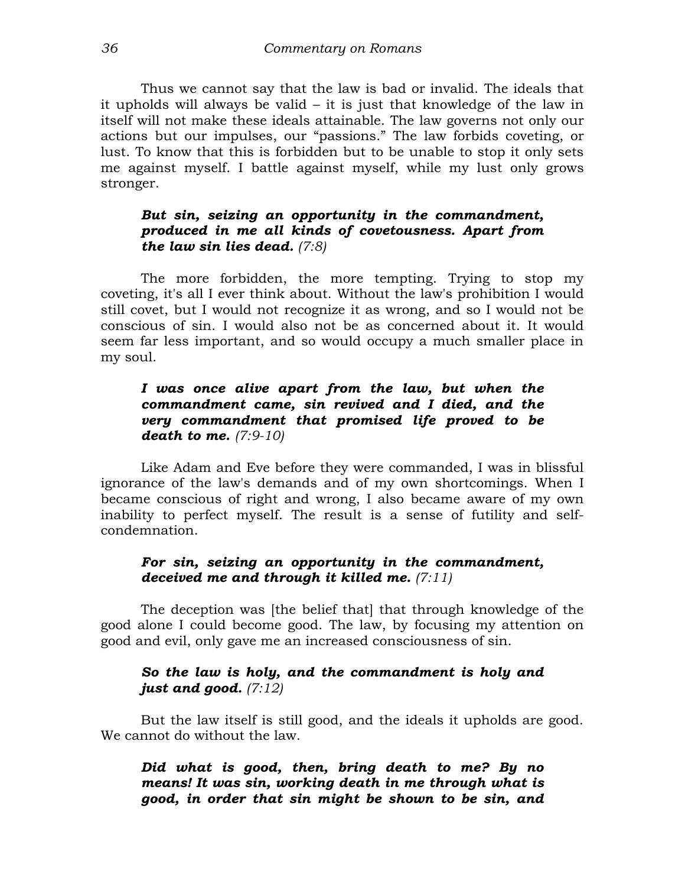Thus we cannot say that the law is bad or invalid. The ideals that it upholds will always be valid – it is just that knowledge of the law in itself will not make these ideals attainable. The law governs not only our actions but our impulses, our "passions." The law forbids coveting, or lust. To know that this is forbidden but to be unable to stop it only sets me against myself. I battle against myself, while my lust only grows stronger.

> ***But sin, seizing an opportunity in the commandment, produced in me all kinds of covetousness. Apart from the law sin lies dead.*** *(7:8)*

The more forbidden, the more tempting. Trying to stop my coveting, it's all I ever think about. Without the law's prohibition I would still covet, but I would not recognize it as wrong, and so I would not be conscious of sin. I would also not be as concerned about it. It would seem far less important, and so would occupy a much smaller place in my soul.

> ***I was once alive apart from the law, but when the commandment came, sin revived and I died, and the very commandment that promised life proved to be death to me.*** *(7:9-10)*

Like Adam and Eve before they were commanded, I was in blissful ignorance of the law's demands and of my own shortcomings. When I became conscious of right and wrong, I also became aware of my own inability to perfect myself. The result is a sense of futility and self-condemnation.

> ***For sin, seizing an opportunity in the commandment, deceived me and through it killed me.*** *(7:11)*

The deception was [the belief that] that through knowledge of the good alone I could become good. The law, by focusing my attention on good and evil, only gave me an increased consciousness of sin.

> ***So the law is holy, and the commandment is holy and just and good.*** *(7:12)*

But the law itself is still good, and the ideals it upholds are good. We cannot do without the law.

> ***Did what is good, then, bring death to me? By no means! It was sin, working death in me through what is good, in order that sin might be shown to be sin, and***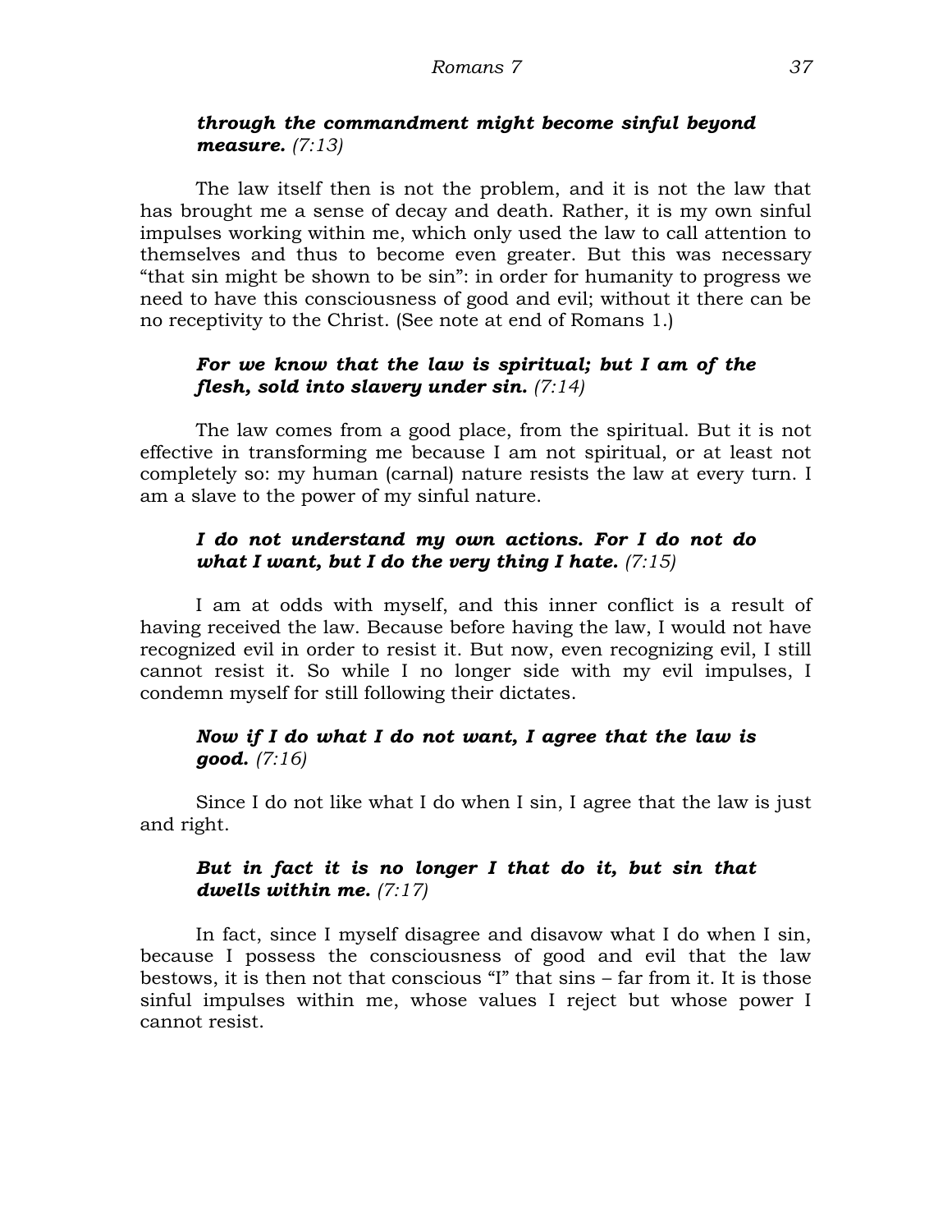***through the commandment might become sinful beyond measure.*** *(7:13)*

The law itself then is not the problem, and it is not the law that has brought me a sense of decay and death. Rather, it is my own sinful impulses working within me, which only used the law to call attention to themselves and thus to become even greater. But this was necessary "that sin might be shown to be sin": in order for humanity to progress we need to have this consciousness of good and evil; without it there can be no receptivity to the Christ. (See note at end of Romans 1.)

***For we know that the law is spiritual; but I am of the flesh, sold into slavery under sin.*** *(7:14)*

The law comes from a good place, from the spiritual. But it is not effective in transforming me because I am not spiritual, or at least not completely so: my human (carnal) nature resists the law at every turn. I am a slave to the power of my sinful nature.

***I do not understand my own actions. For I do not do what I want, but I do the very thing I hate.*** *(7:15)*

I am at odds with myself, and this inner conflict is a result of having received the law. Because before having the law, I would not have recognized evil in order to resist it. But now, even recognizing evil, I still cannot resist it. So while I no longer side with my evil impulses, I condemn myself for still following their dictates.

***Now if I do what I do not want, I agree that the law is good.*** *(7:16)*

Since I do not like what I do when I sin, I agree that the law is just and right.

***But in fact it is no longer I that do it, but sin that dwells within me.*** *(7:17)*

In fact, since I myself disagree and disavow what I do when I sin, because I possess the consciousness of good and evil that the law bestows, it is then not that conscious "I" that sins – far from it. It is those sinful impulses within me, whose values I reject but whose power I cannot resist.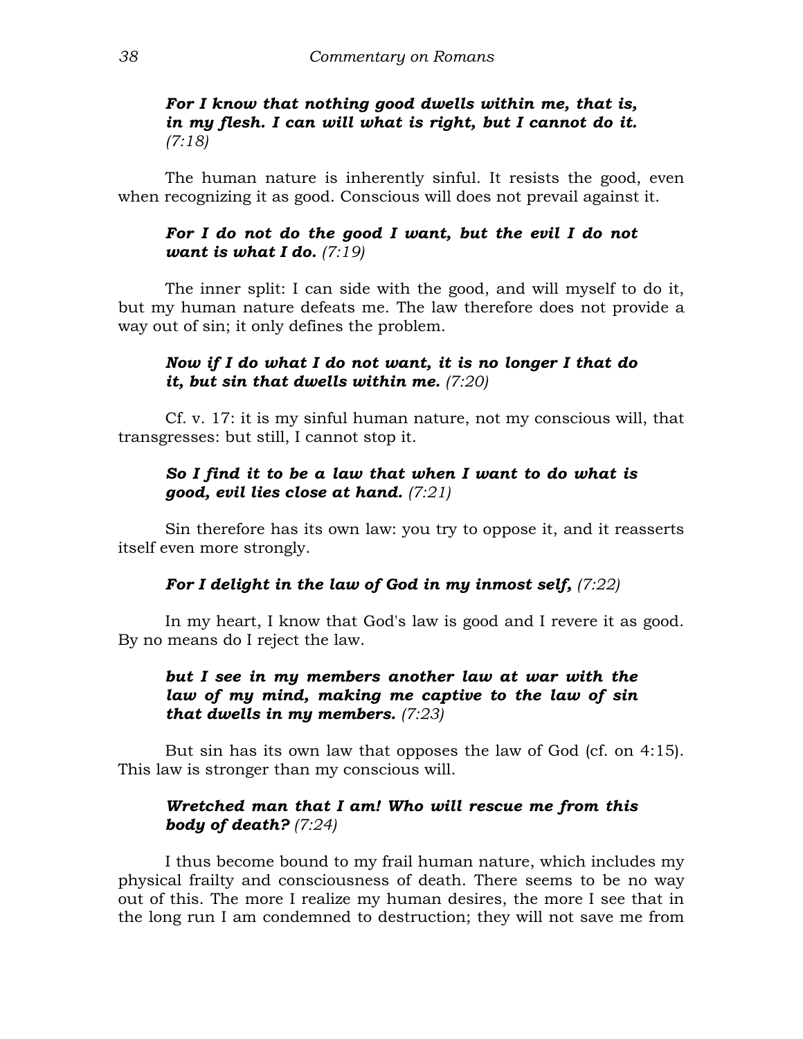***For I know that nothing good dwells within me, that is, in my flesh. I can will what is right, but I cannot do it.*** *(7:18)*

The human nature is inherently sinful. It resists the good, even when recognizing it as good. Conscious will does not prevail against it.

***For I do not do the good I want, but the evil I do not want is what I do.*** *(7:19)*

The inner split: I can side with the good, and will myself to do it, but my human nature defeats me. The law therefore does not provide a way out of sin; it only defines the problem.

***Now if I do what I do not want, it is no longer I that do it, but sin that dwells within me.*** *(7:20)*

Cf. v. 17: it is my sinful human nature, not my conscious will, that transgresses: but still, I cannot stop it.

***So I find it to be a law that when I want to do what is good, evil lies close at hand.*** *(7:21)*

Sin therefore has its own law: you try to oppose it, and it reasserts itself even more strongly.

***For I delight in the law of God in my inmost self,*** *(7:22)*

In my heart, I know that God's law is good and I revere it as good. By no means do I reject the law.

***but I see in my members another law at war with the law of my mind, making me captive to the law of sin that dwells in my members.*** *(7:23)*

But sin has its own law that opposes the law of God (cf. on 4:15). This law is stronger than my conscious will.

***Wretched man that I am! Who will rescue me from this body of death?*** *(7:24)*

I thus become bound to my frail human nature, which includes my physical frailty and consciousness of death. There seems to be no way out of this. The more I realize my human desires, the more I see that in the long run I am condemned to destruction; they will not save me from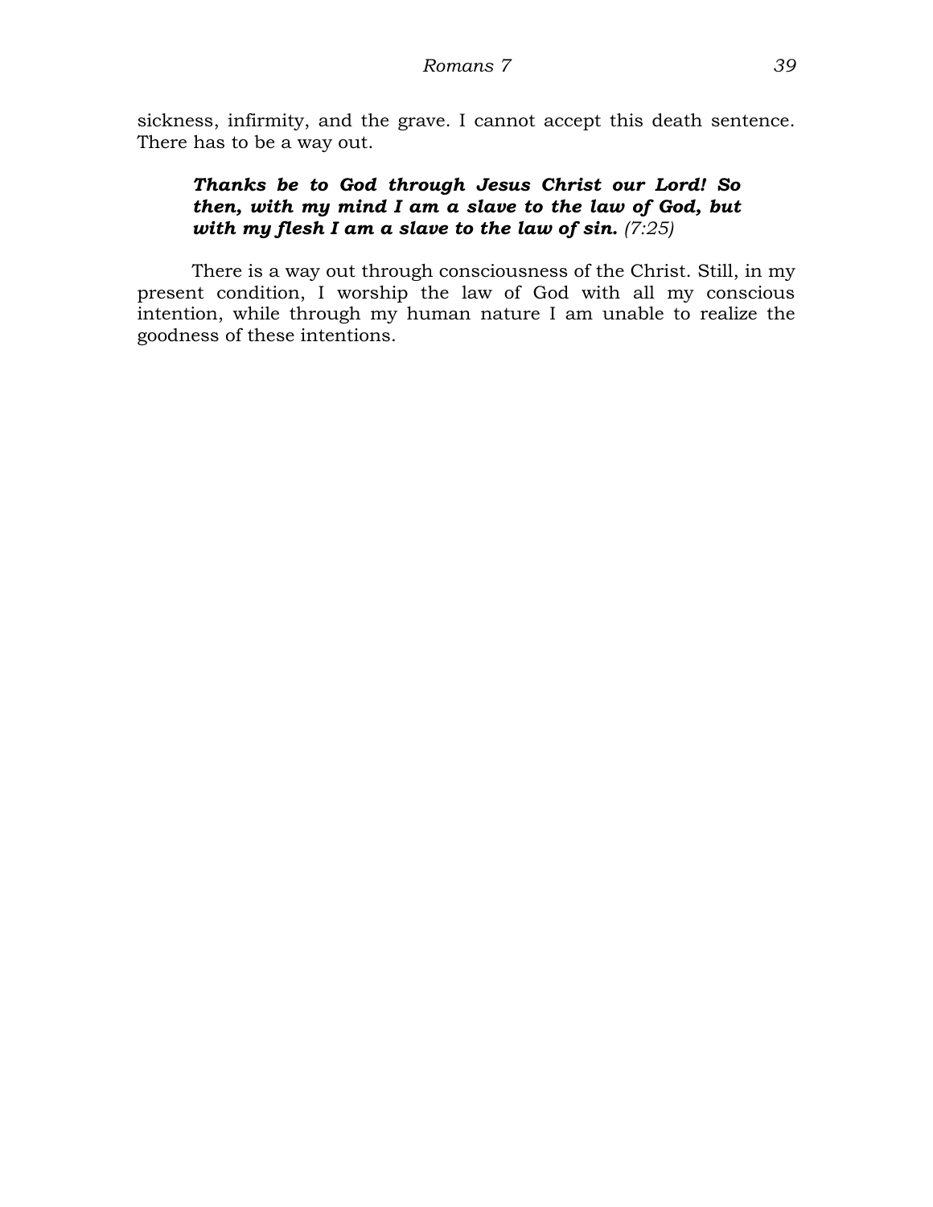sickness, infirmity, and the grave. I cannot accept this death sentence. There has to be a way out.

> ***Thanks be to God through Jesus Christ our Lord! So then, with my mind I am a slave to the law of God, but with my flesh I am a slave to the law of sin.*** *(7:25)*

There is a way out through consciousness of the Christ. Still, in my present condition, I worship the law of God with all my conscious intention, while through my human nature I am unable to realize the goodness of these intentions.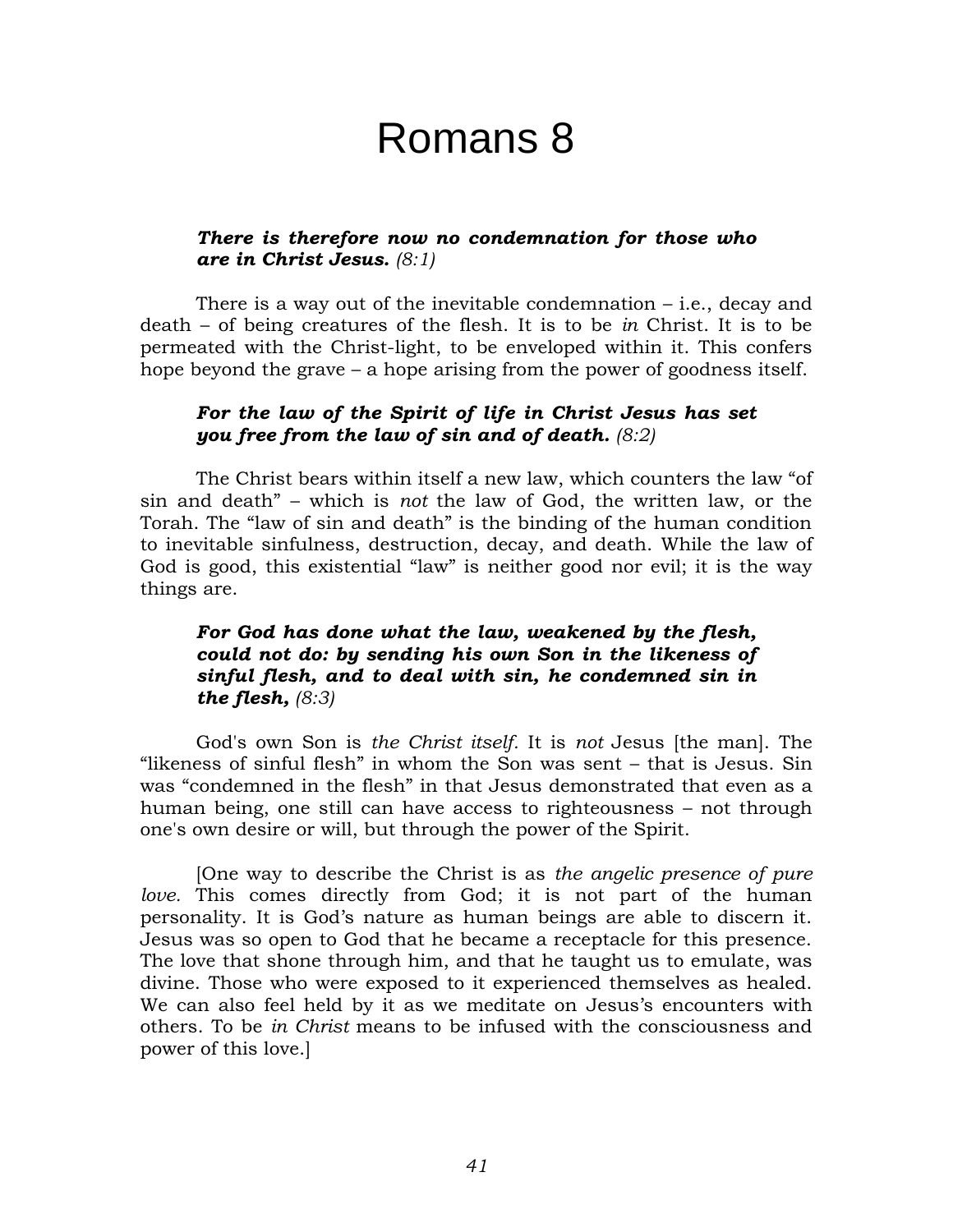# Romans 8

> ***There is therefore now no condemnation for those who are in Christ Jesus.*** *(8:1)*

There is a way out of the inevitable condemnation – i.e., decay and death – of being creatures of the flesh. It is to be *in* Christ. It is to be permeated with the Christ-light, to be enveloped within it. This confers hope beyond the grave – a hope arising from the power of goodness itself.

> ***For the law of the Spirit of life in Christ Jesus has set you free from the law of sin and of death.*** *(8:2)*

The Christ bears within itself a new law, which counters the law "of sin and death" – which is *not* the law of God, the written law, or the Torah. The "law of sin and death" is the binding of the human condition to inevitable sinfulness, destruction, decay, and death. While the law of God is good, this existential "law" is neither good nor evil; it is the way things are.

> ***For God has done what the law, weakened by the flesh, could not do: by sending his own Son in the likeness of sinful flesh, and to deal with sin, he condemned sin in the flesh,*** *(8:3)*

God's own Son is *the Christ itself*. It is *not* Jesus [the man]. The "likeness of sinful flesh" in whom the Son was sent – that is Jesus. Sin was "condemned in the flesh" in that Jesus demonstrated that even as a human being, one still can have access to righteousness – not through one's own desire or will, but through the power of the Spirit.

[One way to describe the Christ is as *the angelic presence of pure love*. This comes directly from God; it is not part of the human personality. It is God's nature as human beings are able to discern it. Jesus was so open to God that he became a receptacle for this presence. The love that shone through him, and that he taught us to emulate, was divine. Those who were exposed to it experienced themselves as healed. We can also feel held by it as we meditate on Jesus's encounters with others. To be *in Christ* means to be infused with the consciousness and power of this love.]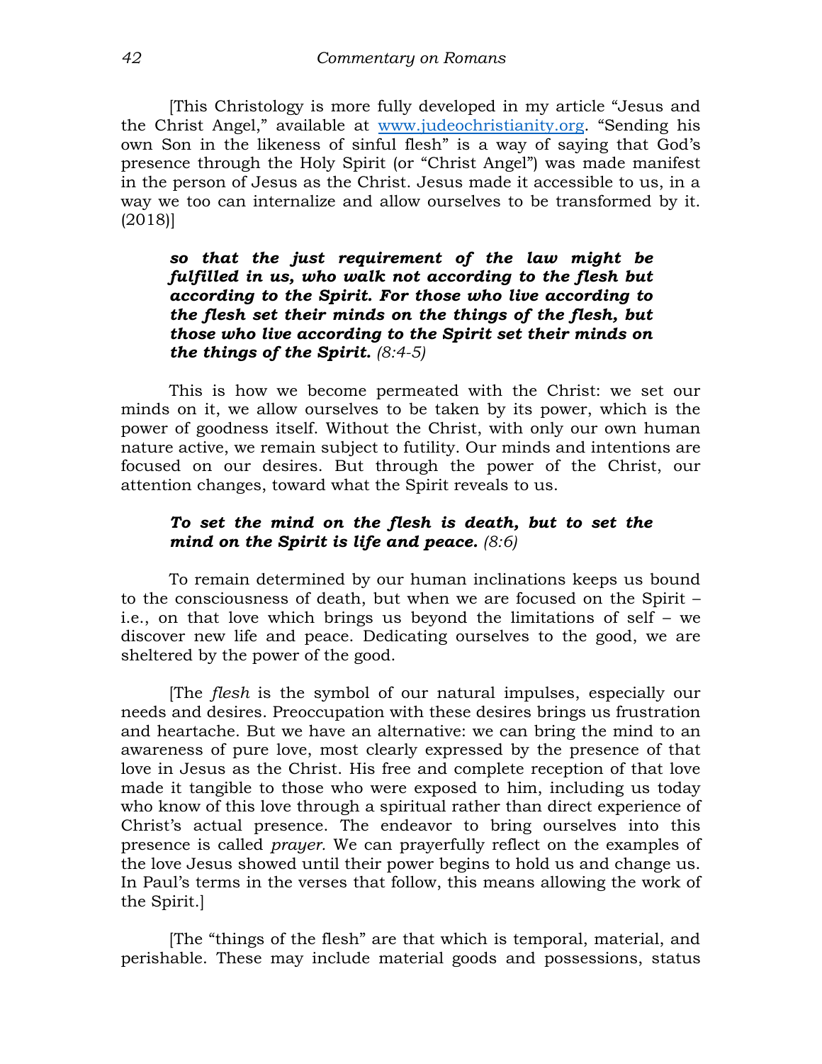[This Christology is more fully developed in my article "Jesus and the Christ Angel," available at www.judeochristianity.org. "Sending his own Son in the likeness of sinful flesh" is a way of saying that God's presence through the Holy Spirit (or "Christ Angel") was made manifest in the person of Jesus as the Christ. Jesus made it accessible to us, in a way we too can internalize and allow ourselves to be transformed by it. (2018)]

> ***so that the just requirement of the law might be fulfilled in us, who walk not according to the flesh but according to the Spirit. For those who live according to the flesh set their minds on the things of the flesh, but those who live according to the Spirit set their minds on the things of the Spirit.*** *(8:4-5)*

This is how we become permeated with the Christ: we set our minds on it, we allow ourselves to be taken by its power, which is the power of goodness itself. Without the Christ, with only our own human nature active, we remain subject to futility. Our minds and intentions are focused on our desires. But through the power of the Christ, our attention changes, toward what the Spirit reveals to us.

> ***To set the mind on the flesh is death, but to set the mind on the Spirit is life and peace.*** *(8:6)*

To remain determined by our human inclinations keeps us bound to the consciousness of death, but when we are focused on the Spirit – i.e., on that love which brings us beyond the limitations of self – we discover new life and peace. Dedicating ourselves to the good, we are sheltered by the power of the good.

[The *flesh* is the symbol of our natural impulses, especially our needs and desires. Preoccupation with these desires brings us frustration and heartache. But we have an alternative: we can bring the mind to an awareness of pure love, most clearly expressed by the presence of that love in Jesus as the Christ. His free and complete reception of that love made it tangible to those who were exposed to him, including us today who know of this love through a spiritual rather than direct experience of Christ's actual presence. The endeavor to bring ourselves into this presence is called *prayer*. We can prayerfully reflect on the examples of the love Jesus showed until their power begins to hold us and change us. In Paul's terms in the verses that follow, this means allowing the work of the Spirit.]

[The "things of the flesh" are that which is temporal, material, and perishable. These may include material goods and possessions, status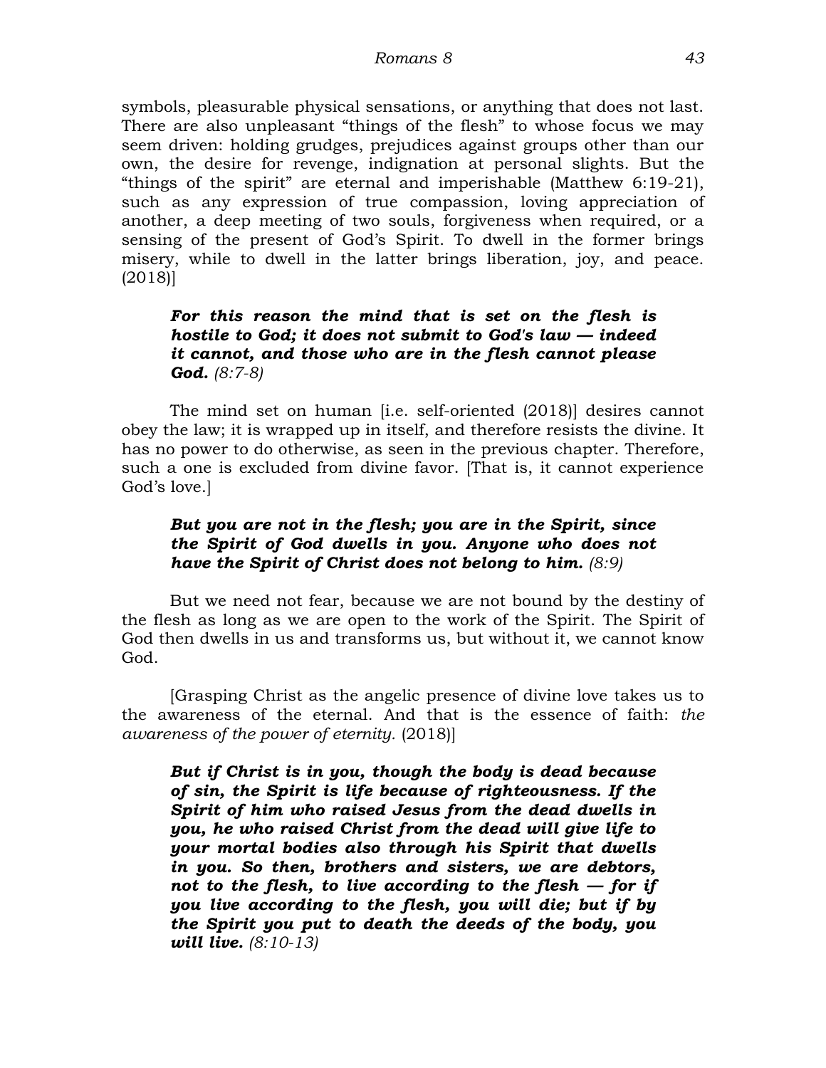symbols, pleasurable physical sensations, or anything that does not last. There are also unpleasant "things of the flesh" to whose focus we may seem driven: holding grudges, prejudices against groups other than our own, the desire for revenge, indignation at personal slights. But the "things of the spirit" are eternal and imperishable (Matthew 6:19-21), such as any expression of true compassion, loving appreciation of another, a deep meeting of two souls, forgiveness when required, or a sensing of the present of God's Spirit. To dwell in the former brings misery, while to dwell in the latter brings liberation, joy, and peace. (2018)]

> ***For this reason the mind that is set on the flesh is hostile to God; it does not submit to God's law — indeed it cannot, and those who are in the flesh cannot please God.*** *(8:7-8)*

The mind set on human [i.e. self-oriented (2018)] desires cannot obey the law; it is wrapped up in itself, and therefore resists the divine. It has no power to do otherwise, as seen in the previous chapter. Therefore, such a one is excluded from divine favor. [That is, it cannot experience God's love.]

> ***But you are not in the flesh; you are in the Spirit, since the Spirit of God dwells in you. Anyone who does not have the Spirit of Christ does not belong to him.*** *(8:9)*

But we need not fear, because we are not bound by the destiny of the flesh as long as we are open to the work of the Spirit. The Spirit of God then dwells in us and transforms us, but without it, we cannot know God.

[Grasping Christ as the angelic presence of divine love takes us to the awareness of the eternal. And that is the essence of faith: *the awareness of the power of eternity.* (2018)]

> ***But if Christ is in you, though the body is dead because of sin, the Spirit is life because of righteousness. If the Spirit of him who raised Jesus from the dead dwells in you, he who raised Christ from the dead will give life to your mortal bodies also through his Spirit that dwells in you. So then, brothers and sisters, we are debtors, not to the flesh, to live according to the flesh — for if you live according to the flesh, you will die; but if by the Spirit you put to death the deeds of the body, you will live.*** *(8:10-13)*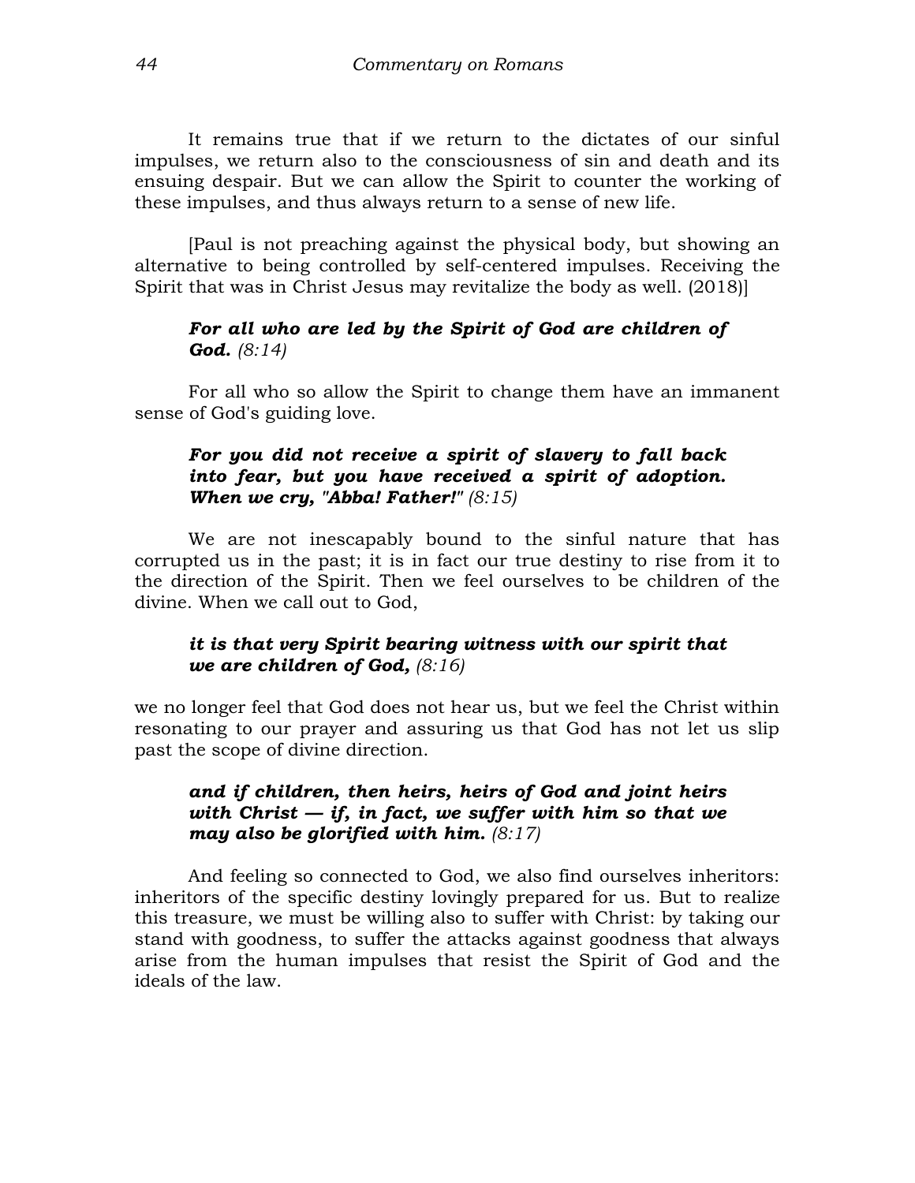It remains true that if we return to the dictates of our sinful impulses, we return also to the consciousness of sin and death and its ensuing despair. But we can allow the Spirit to counter the working of these impulses, and thus always return to a sense of new life.

[Paul is not preaching against the physical body, but showing an alternative to being controlled by self-centered impulses. Receiving the Spirit that was in Christ Jesus may revitalize the body as well. (2018)]

> ***For all who are led by the Spirit of God are children of God.*** *(8:14)*

For all who so allow the Spirit to change them have an immanent sense of God's guiding love.

> ***For you did not receive a spirit of slavery to fall back into fear, but you have received a spirit of adoption. When we cry, "Abba! Father!"*** *(8:15)*

We are not inescapably bound to the sinful nature that has corrupted us in the past; it is in fact our true destiny to rise from it to the direction of the Spirit. Then we feel ourselves to be children of the divine. When we call out to God,

> ***it is that very Spirit bearing witness with our spirit that we are children of God,*** *(8:16)*

we no longer feel that God does not hear us, but we feel the Christ within resonating to our prayer and assuring us that God has not let us slip past the scope of divine direction.

> ***and if children, then heirs, heirs of God and joint heirs with Christ — if, in fact, we suffer with him so that we may also be glorified with him.*** *(8:17)*

And feeling so connected to God, we also find ourselves inheritors: inheritors of the specific destiny lovingly prepared for us. But to realize this treasure, we must be willing also to suffer with Christ: by taking our stand with goodness, to suffer the attacks against goodness that always arise from the human impulses that resist the Spirit of God and the ideals of the law.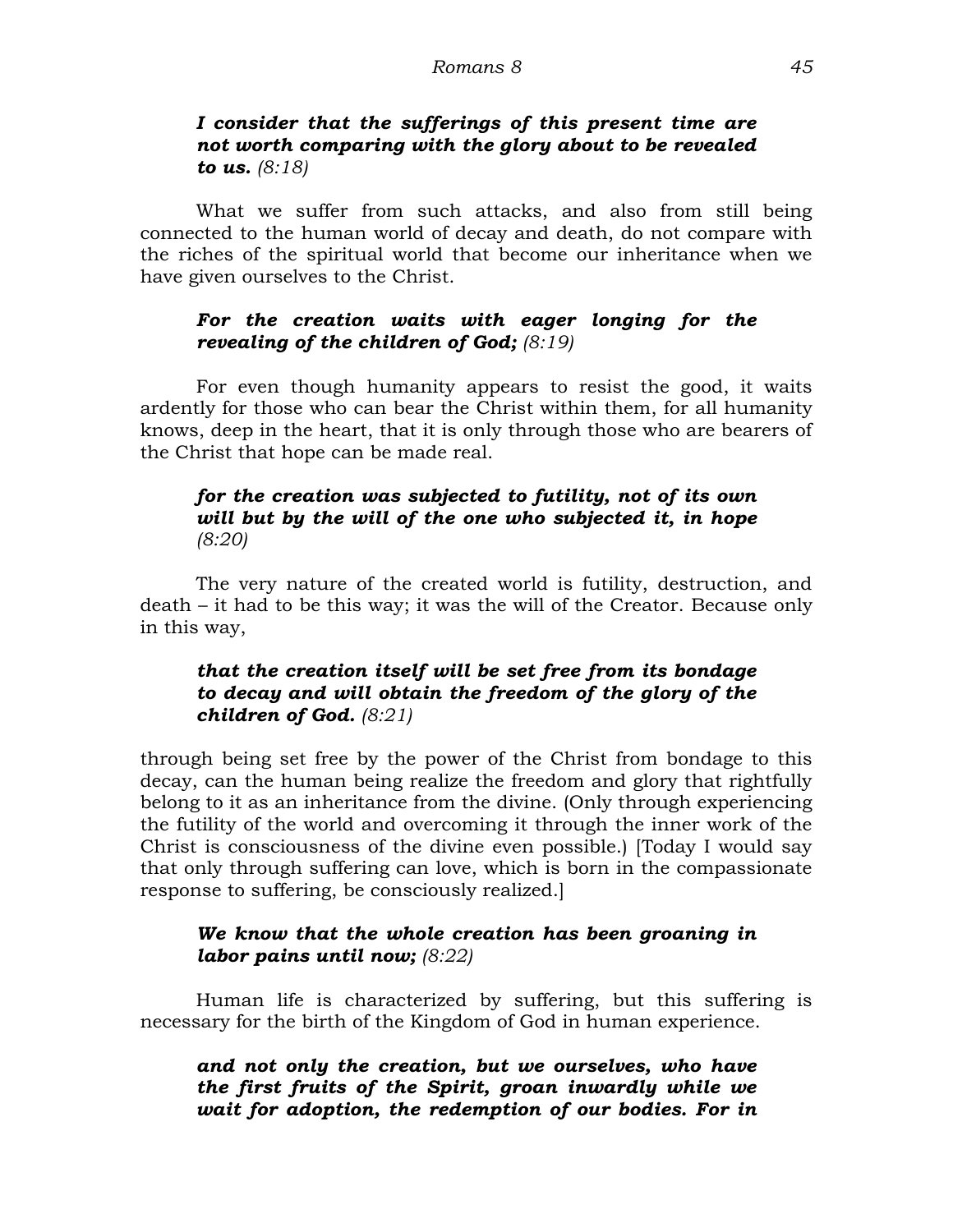***I consider that the sufferings of this present time are not worth comparing with the glory about to be revealed to us.*** *(8:18)*

What we suffer from such attacks, and also from still being connected to the human world of decay and death, do not compare with the riches of the spiritual world that become our inheritance when we have given ourselves to the Christ.

***For the creation waits with eager longing for the revealing of the children of God;*** *(8:19)*

For even though humanity appears to resist the good, it waits ardently for those who can bear the Christ within them, for all humanity knows, deep in the heart, that it is only through those who are bearers of the Christ that hope can be made real.

***for the creation was subjected to futility, not of its own will but by the will of the one who subjected it, in hope*** *(8:20)*

The very nature of the created world is futility, destruction, and death – it had to be this way; it was the will of the Creator. Because only in this way,

***that the creation itself will be set free from its bondage to decay and will obtain the freedom of the glory of the children of God.*** *(8:21)*

through being set free by the power of the Christ from bondage to this decay, can the human being realize the freedom and glory that rightfully belong to it as an inheritance from the divine. (Only through experiencing the futility of the world and overcoming it through the inner work of the Christ is consciousness of the divine even possible.) [Today I would say that only through suffering can love, which is born in the compassionate response to suffering, be consciously realized.]

***We know that the whole creation has been groaning in labor pains until now;*** *(8:22)*

Human life is characterized by suffering, but this suffering is necessary for the birth of the Kingdom of God in human experience.

***and not only the creation, but we ourselves, who have the first fruits of the Spirit, groan inwardly while we wait for adoption, the redemption of our bodies. For in***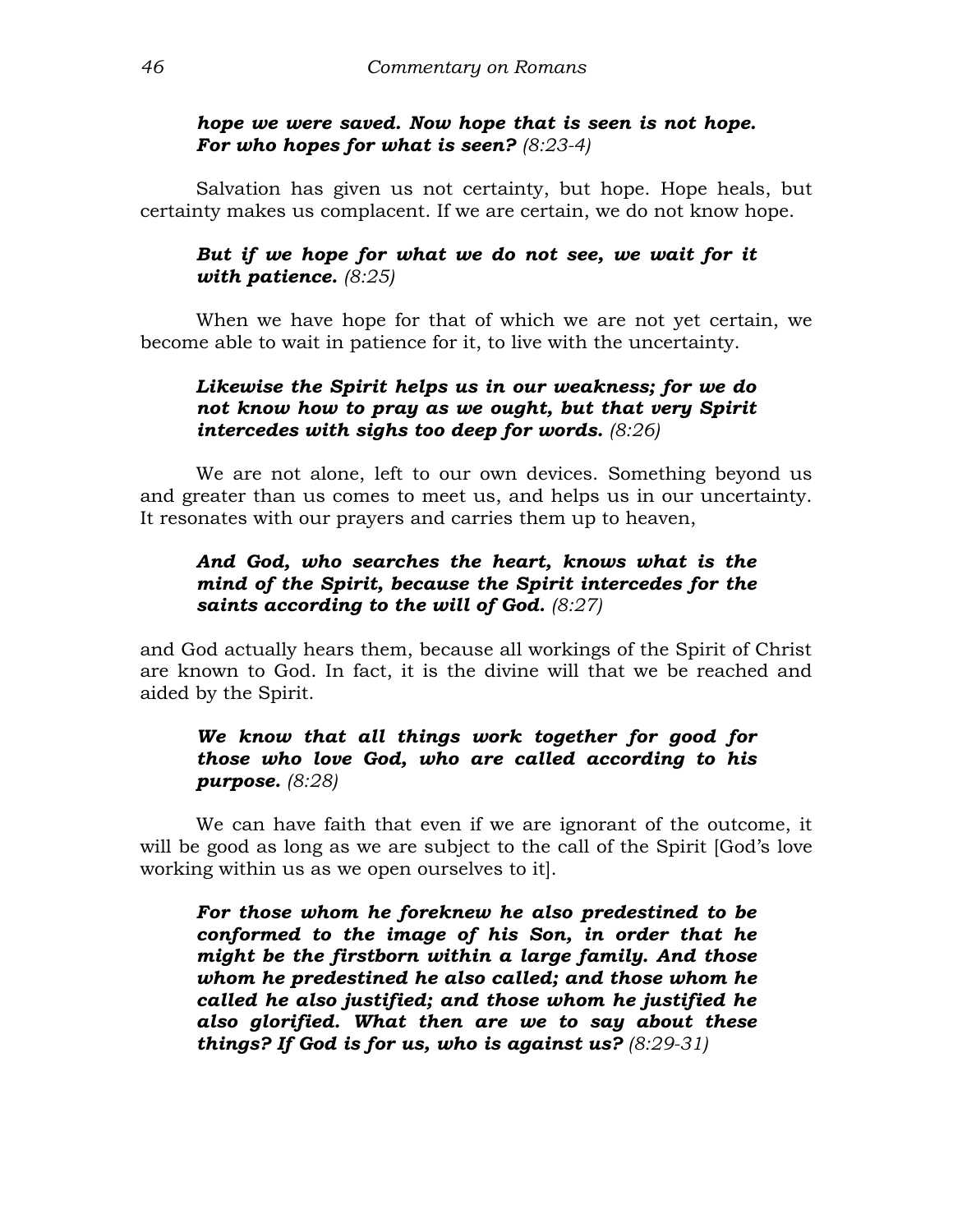***hope we were saved. Now hope that is seen is not hope. For who hopes for what is seen?*** *(8:23-4)*

Salvation has given us not certainty, but hope. Hope heals, but certainty makes us complacent. If we are certain, we do not know hope.

> ***But if we hope for what we do not see, we wait for it with patience.*** *(8:25)*

When we have hope for that of which we are not yet certain, we become able to wait in patience for it, to live with the uncertainty.

> ***Likewise the Spirit helps us in our weakness; for we do not know how to pray as we ought, but that very Spirit intercedes with sighs too deep for words.*** *(8:26)*

We are not alone, left to our own devices. Something beyond us and greater than us comes to meet us, and helps us in our uncertainty. It resonates with our prayers and carries them up to heaven,

> ***And God, who searches the heart, knows what is the mind of the Spirit, because the Spirit intercedes for the saints according to the will of God.*** *(8:27)*

and God actually hears them, because all workings of the Spirit of Christ are known to God. In fact, it is the divine will that we be reached and aided by the Spirit.

> ***We know that all things work together for good for those who love God, who are called according to his purpose.*** *(8:28)*

We can have faith that even if we are ignorant of the outcome, it will be good as long as we are subject to the call of the Spirit [God's love working within us as we open ourselves to it].

> ***For those whom he foreknew he also predestined to be conformed to the image of his Son, in order that he might be the firstborn within a large family. And those whom he predestined he also called; and those whom he called he also justified; and those whom he justified he also glorified. What then are we to say about these things? If God is for us, who is against us?*** *(8:29-31)*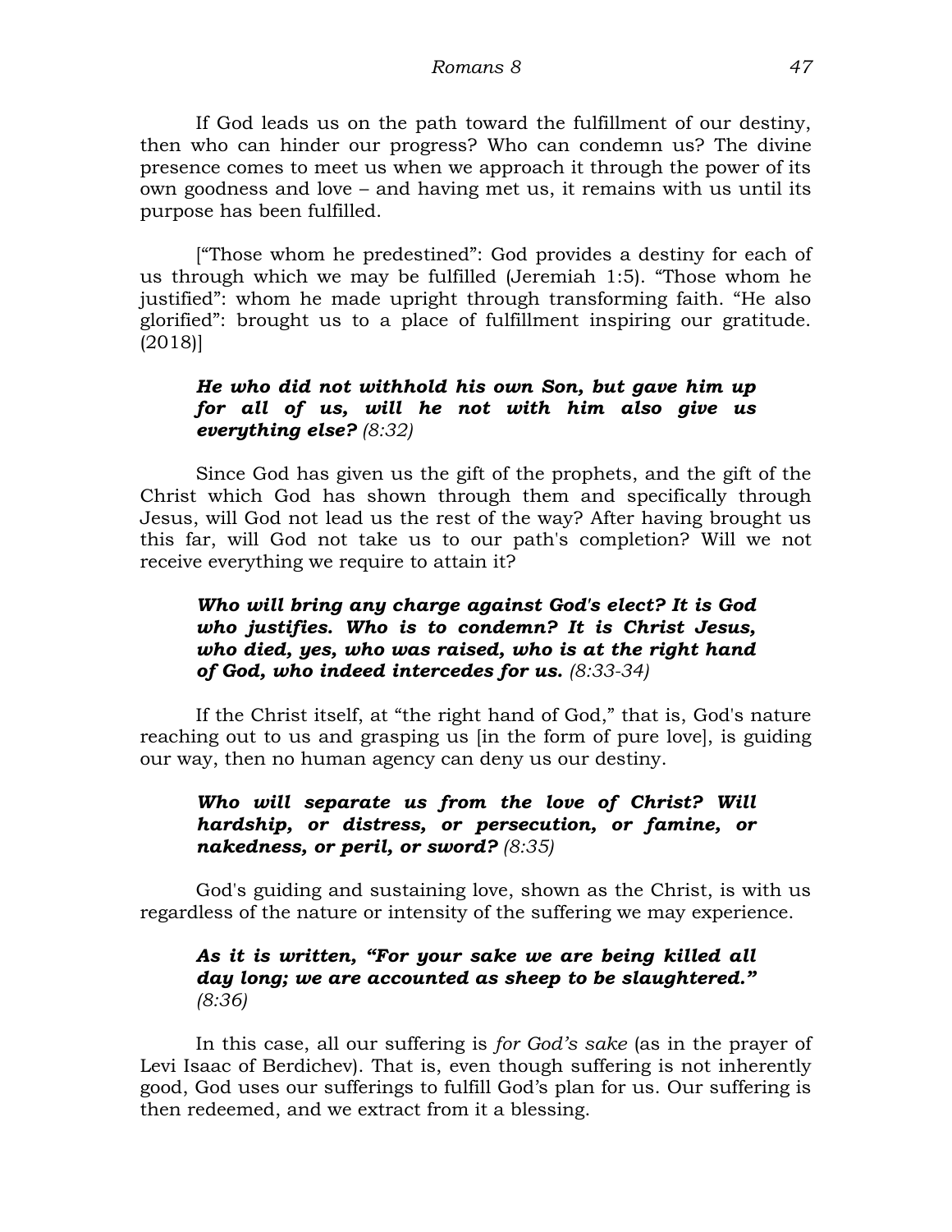If God leads us on the path toward the fulfillment of our destiny, then who can hinder our progress? Who can condemn us? The divine presence comes to meet us when we approach it through the power of its own goodness and love – and having met us, it remains with us until its purpose has been fulfilled.

[“Those whom he predestined”: God provides a destiny for each of us through which we may be fulfilled (Jeremiah 1:5). “Those whom he justified”: whom he made upright through transforming faith. “He also glorified”: brought us to a place of fulfillment inspiring our gratitude. (2018)]

> ***He who did not withhold his own Son, but gave him up for all of us, will he not with him also give us everything else?*** *(8:32)*

Since God has given us the gift of the prophets, and the gift of the Christ which God has shown through them and specifically through Jesus, will God not lead us the rest of the way? After having brought us this far, will God not take us to our path's completion? Will we not receive everything we require to attain it?

> ***Who will bring any charge against God's elect? It is God who justifies. Who is to condemn? It is Christ Jesus, who died, yes, who was raised, who is at the right hand of God, who indeed intercedes for us.*** *(8:33-34)*

If the Christ itself, at “the right hand of God,” that is, God's nature reaching out to us and grasping us [in the form of pure love], is guiding our way, then no human agency can deny us our destiny.

> ***Who will separate us from the love of Christ? Will hardship, or distress, or persecution, or famine, or nakedness, or peril, or sword?*** *(8:35)*

God's guiding and sustaining love, shown as the Christ, is with us regardless of the nature or intensity of the suffering we may experience.

> ***As it is written, “For your sake we are being killed all day long; we are accounted as sheep to be slaughtered.”*** *(8:36)*

In this case, all our suffering is *for God’s sake* (as in the prayer of Levi Isaac of Berdichev). That is, even though suffering is not inherently good, God uses our sufferings to fulfill God’s plan for us. Our suffering is then redeemed, and we extract from it a blessing.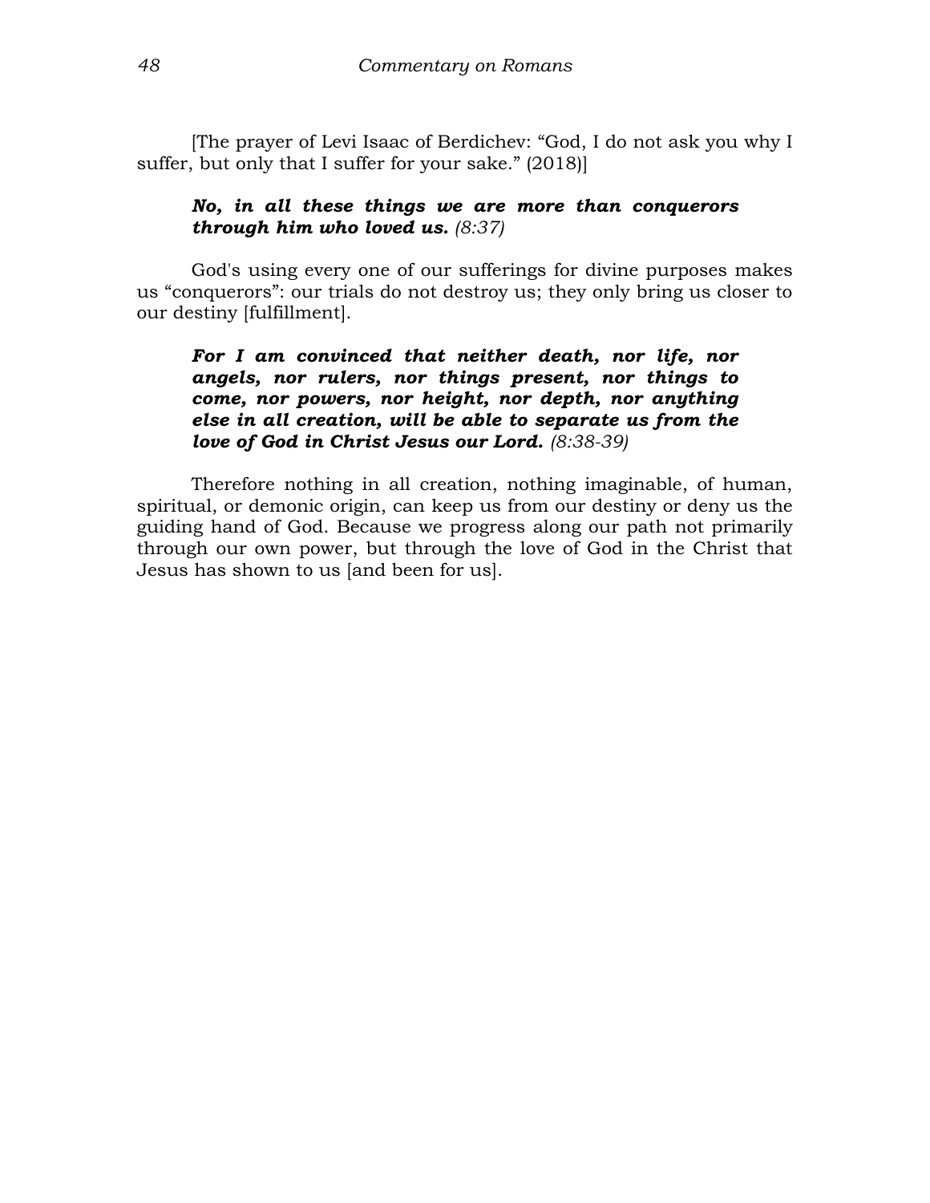[The prayer of Levi Isaac of Berdichev: "God, I do not ask you why I suffer, but only that I suffer for your sake." (2018)]

> ***No, in all these things we are more than conquerors through him who loved us.*** *(8:37)*

God's using every one of our sufferings for divine purposes makes us "conquerors": our trials do not destroy us; they only bring us closer to our destiny [fulfillment].

> ***For I am convinced that neither death, nor life, nor angels, nor rulers, nor things present, nor things to come, nor powers, nor height, nor depth, nor anything else in all creation, will be able to separate us from the love of God in Christ Jesus our Lord.*** *(8:38-39)*

Therefore nothing in all creation, nothing imaginable, of human, spiritual, or demonic origin, can keep us from our destiny or deny us the guiding hand of God. Because we progress along our path not primarily through our own power, but through the love of God in the Christ that Jesus has shown to us [and been for us].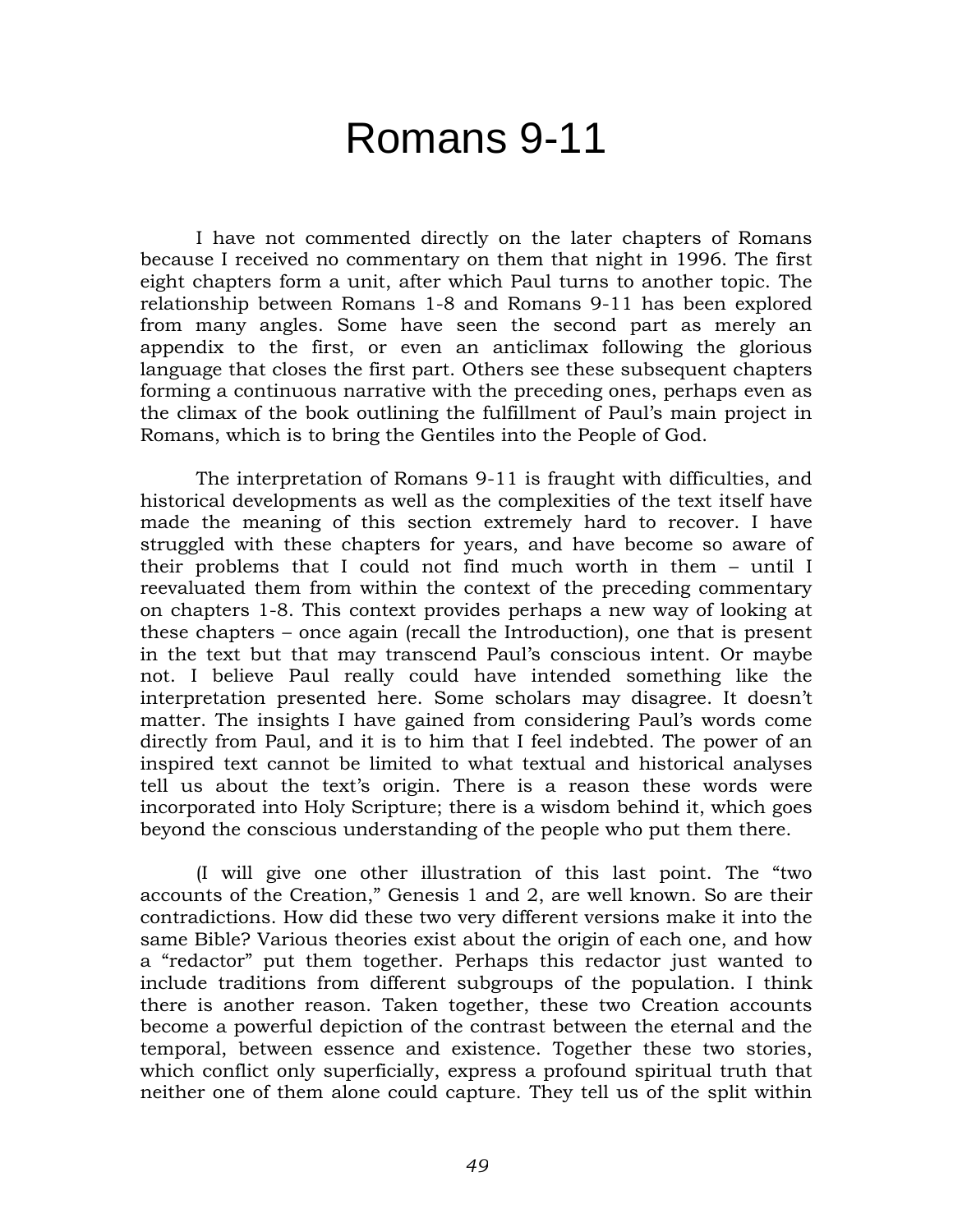# Romans 9-11

I have not commented directly on the later chapters of Romans because I received no commentary on them that night in 1996. The first eight chapters form a unit, after which Paul turns to another topic. The relationship between Romans 1-8 and Romans 9-11 has been explored from many angles. Some have seen the second part as merely an appendix to the first, or even an anticlimax following the glorious language that closes the first part. Others see these subsequent chapters forming a continuous narrative with the preceding ones, perhaps even as the climax of the book outlining the fulfillment of Paul's main project in Romans, which is to bring the Gentiles into the People of God.

The interpretation of Romans 9-11 is fraught with difficulties, and historical developments as well as the complexities of the text itself have made the meaning of this section extremely hard to recover. I have struggled with these chapters for years, and have become so aware of their problems that I could not find much worth in them – until I reevaluated them from within the context of the preceding commentary on chapters 1-8. This context provides perhaps a new way of looking at these chapters – once again (recall the Introduction), one that is present in the text but that may transcend Paul's conscious intent. Or maybe not. I believe Paul really could have intended something like the interpretation presented here. Some scholars may disagree. It doesn't matter. The insights I have gained from considering Paul's words come directly from Paul, and it is to him that I feel indebted. The power of an inspired text cannot be limited to what textual and historical analyses tell us about the text's origin. There is a reason these words were incorporated into Holy Scripture; there is a wisdom behind it, which goes beyond the conscious understanding of the people who put them there.

(I will give one other illustration of this last point. The "two accounts of the Creation," Genesis 1 and 2, are well known. So are their contradictions. How did these two very different versions make it into the same Bible? Various theories exist about the origin of each one, and how a "redactor" put them together. Perhaps this redactor just wanted to include traditions from different subgroups of the population. I think there is another reason. Taken together, these two Creation accounts become a powerful depiction of the contrast between the eternal and the temporal, between essence and existence. Together these two stories, which conflict only superficially, express a profound spiritual truth that neither one of them alone could capture. They tell us of the split within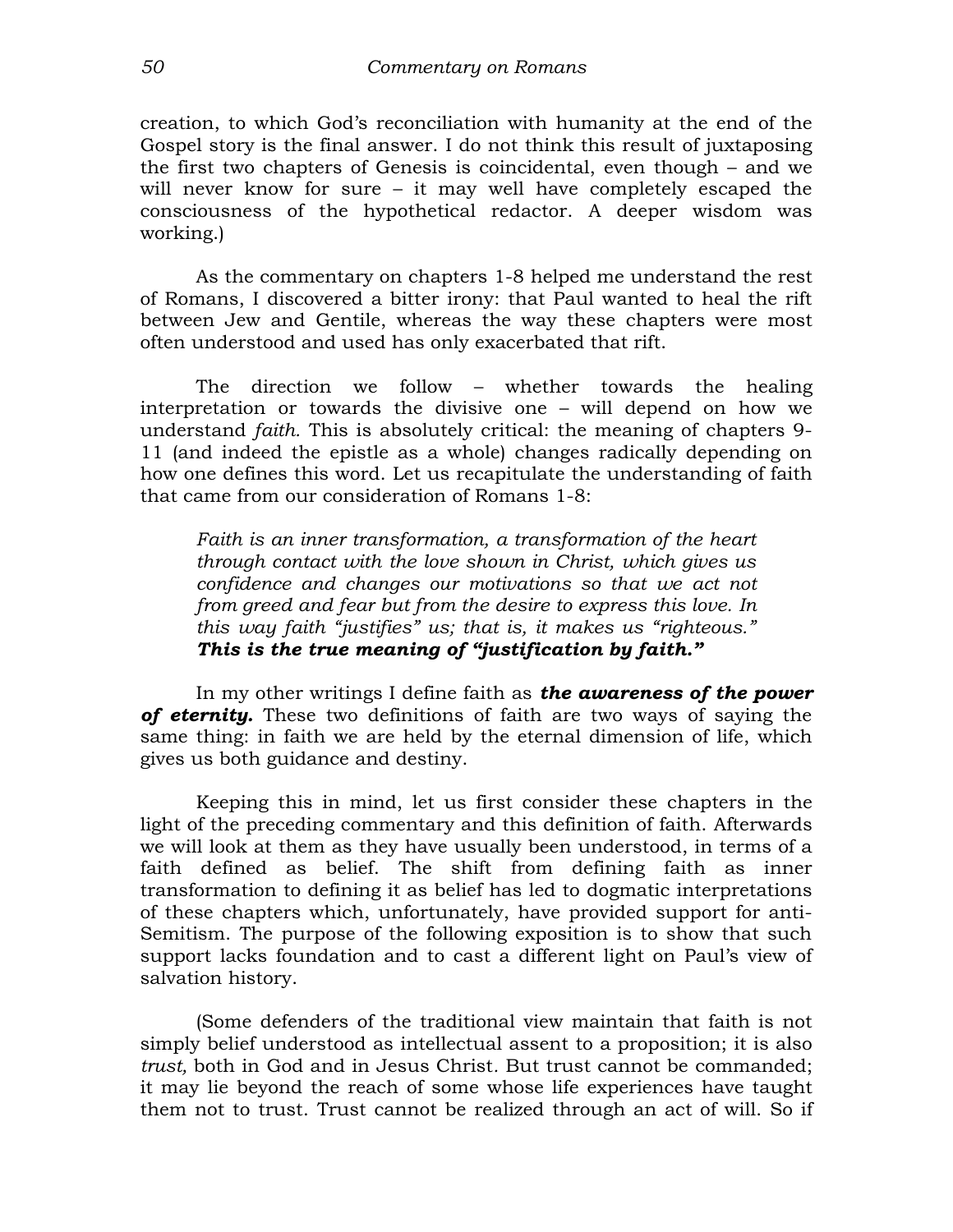creation, to which God's reconciliation with humanity at the end of the Gospel story is the final answer. I do not think this result of juxtaposing the first two chapters of Genesis is coincidental, even though – and we will never know for sure – it may well have completely escaped the consciousness of the hypothetical redactor. A deeper wisdom was working.)

As the commentary on chapters 1-8 helped me understand the rest of Romans, I discovered a bitter irony: that Paul wanted to heal the rift between Jew and Gentile, whereas the way these chapters were most often understood and used has only exacerbated that rift.

The direction we follow – whether towards the healing interpretation or towards the divisive one – will depend on how we understand *faith.* This is absolutely critical: the meaning of chapters 9-11 (and indeed the epistle as a whole) changes radically depending on how one defines this word. Let us recapitulate the understanding of faith that came from our consideration of Romans 1-8:

> *Faith is an inner transformation, a transformation of the heart through contact with the love shown in Christ, which gives us confidence and changes our motivations so that we act not from greed and fear but from the desire to express this love. In this way faith "justifies" us; that is, it makes us "righteous."* ***This is the true meaning of "justification by faith."***

In my other writings I define faith as ***the awareness of the power of eternity.*** These two definitions of faith are two ways of saying the same thing: in faith we are held by the eternal dimension of life, which gives us both guidance and destiny.

Keeping this in mind, let us first consider these chapters in the light of the preceding commentary and this definition of faith. Afterwards we will look at them as they have usually been understood, in terms of a faith defined as belief. The shift from defining faith as inner transformation to defining it as belief has led to dogmatic interpretations of these chapters which, unfortunately, have provided support for anti-Semitism. The purpose of the following exposition is to show that such support lacks foundation and to cast a different light on Paul's view of salvation history.

(Some defenders of the traditional view maintain that faith is not simply belief understood as intellectual assent to a proposition; it is also *trust,* both in God and in Jesus Christ. But trust cannot be commanded; it may lie beyond the reach of some whose life experiences have taught them not to trust. Trust cannot be realized through an act of will. So if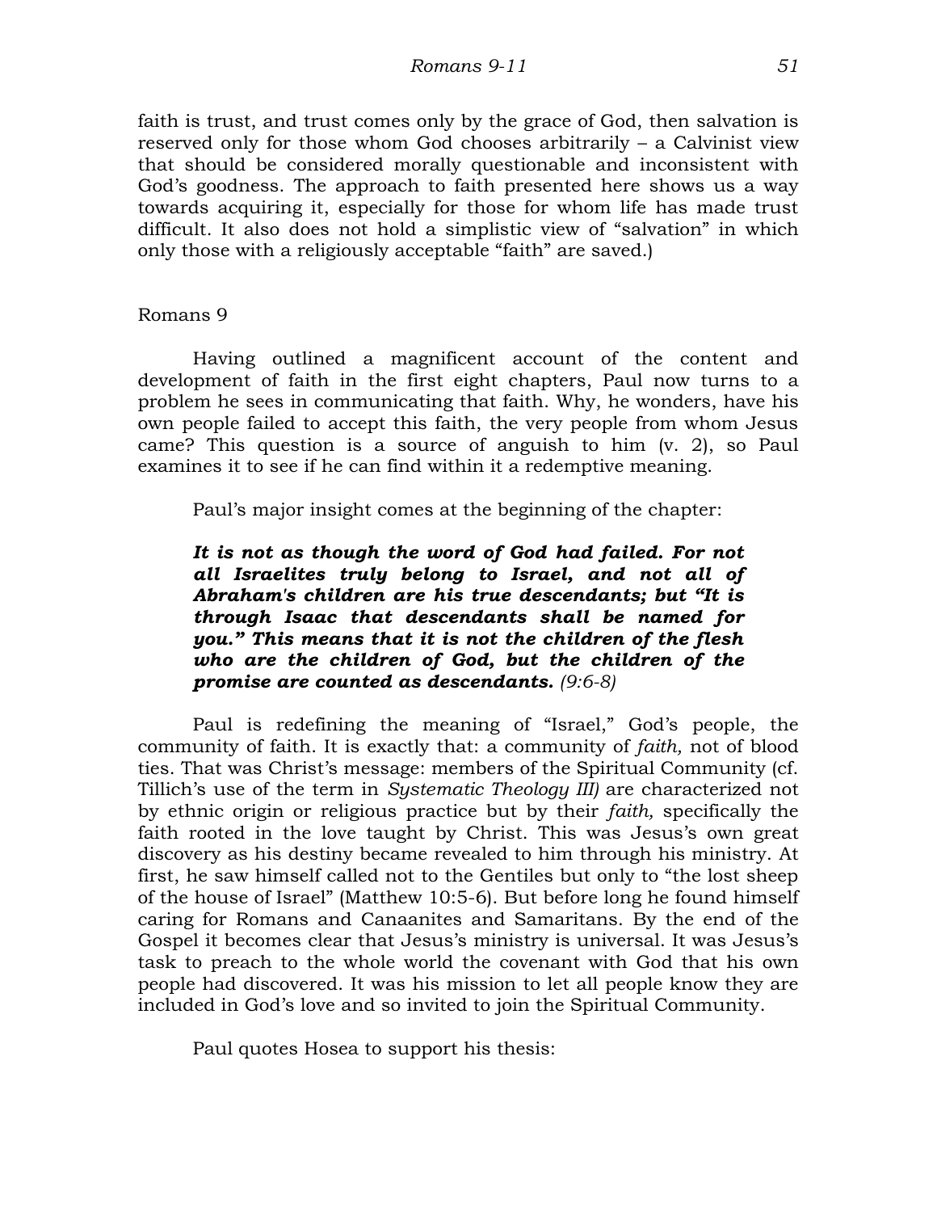faith is trust, and trust comes only by the grace of God, then salvation is reserved only for those whom God chooses arbitrarily – a Calvinist view that should be considered morally questionable and inconsistent with God's goodness. The approach to faith presented here shows us a way towards acquiring it, especially for those for whom life has made trust difficult. It also does not hold a simplistic view of "salvation" in which only those with a religiously acceptable "faith" are saved.)

Romans 9

Having outlined a magnificent account of the content and development of faith in the first eight chapters, Paul now turns to a problem he sees in communicating that faith. Why, he wonders, have his own people failed to accept this faith, the very people from whom Jesus came? This question is a source of anguish to him (v. 2), so Paul examines it to see if he can find within it a redemptive meaning.

Paul's major insight comes at the beginning of the chapter:

> ***It is not as though the word of God had failed. For not all Israelites truly belong to Israel, and not all of Abraham's children are his true descendants; but "It is through Isaac that descendants shall be named for you." This means that it is not the children of the flesh who are the children of God, but the children of the promise are counted as descendants.*** *(9:6-8)*

Paul is redefining the meaning of "Israel," God's people, the community of faith. It is exactly that: a community of *faith,* not of blood ties. That was Christ's message: members of the Spiritual Community (cf. Tillich's use of the term in *Systematic Theology III)* are characterized not by ethnic origin or religious practice but by their *faith,* specifically the faith rooted in the love taught by Christ. This was Jesus's own great discovery as his destiny became revealed to him through his ministry. At first, he saw himself called not to the Gentiles but only to "the lost sheep of the house of Israel" (Matthew 10:5-6). But before long he found himself caring for Romans and Canaanites and Samaritans. By the end of the Gospel it becomes clear that Jesus's ministry is universal. It was Jesus's task to preach to the whole world the covenant with God that his own people had discovered. It was his mission to let all people know they are included in God's love and so invited to join the Spiritual Community.

Paul quotes Hosea to support his thesis: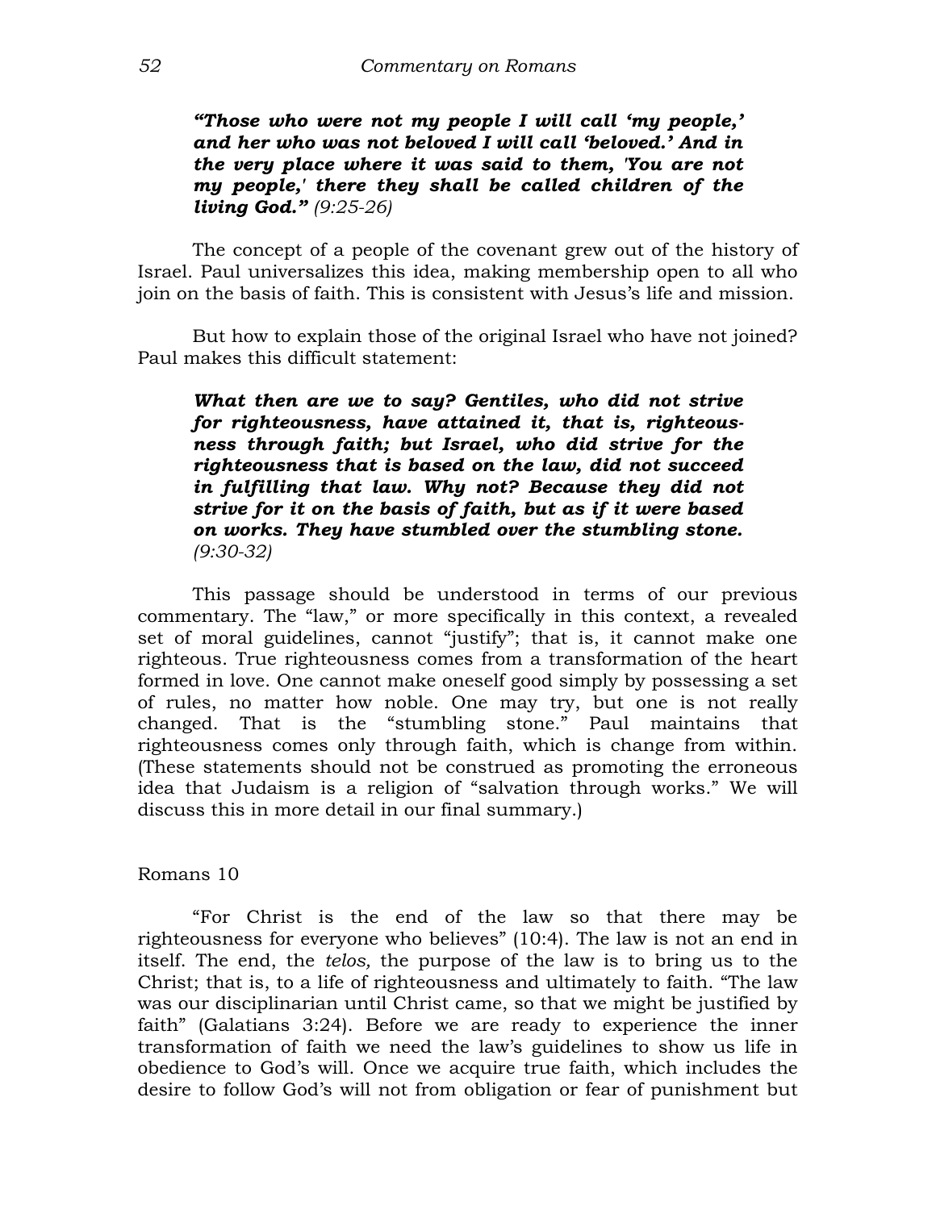***"Those who were not my people I will call 'my people,' and her who was not beloved I will call 'beloved.' And in the very place where it was said to them, 'You are not my people,' there they shall be called children of the living God."*** *(9:25-26)*

The concept of a people of the covenant grew out of the history of Israel. Paul universalizes this idea, making membership open to all who join on the basis of faith. This is consistent with Jesus's life and mission.

But how to explain those of the original Israel who have not joined? Paul makes this difficult statement:

***What then are we to say? Gentiles, who did not strive for righteousness, have attained it, that is, righteousness through faith; but Israel, who did strive for the righteousness that is based on the law, did not succeed in fulfilling that law. Why not? Because they did not strive for it on the basis of faith, but as if it were based on works. They have stumbled over the stumbling stone.*** *(9:30-32)*

This passage should be understood in terms of our previous commentary. The "law," or more specifically in this context, a revealed set of moral guidelines, cannot "justify"; that is, it cannot make one righteous. True righteousness comes from a transformation of the heart formed in love. One cannot make oneself good simply by possessing a set of rules, no matter how noble. One may try, but one is not really changed. That is the "stumbling stone." Paul maintains that righteousness comes only through faith, which is change from within. (These statements should not be construed as promoting the erroneous idea that Judaism is a religion of "salvation through works." We will discuss this in more detail in our final summary.)

Romans 10

"For Christ is the end of the law so that there may be righteousness for everyone who believes" (10:4). The law is not an end in itself. The end, the *telos,* the purpose of the law is to bring us to the Christ; that is, to a life of righteousness and ultimately to faith. "The law was our disciplinarian until Christ came, so that we might be justified by faith" (Galatians 3:24). Before we are ready to experience the inner transformation of faith we need the law's guidelines to show us life in obedience to God's will. Once we acquire true faith, which includes the desire to follow God's will not from obligation or fear of punishment but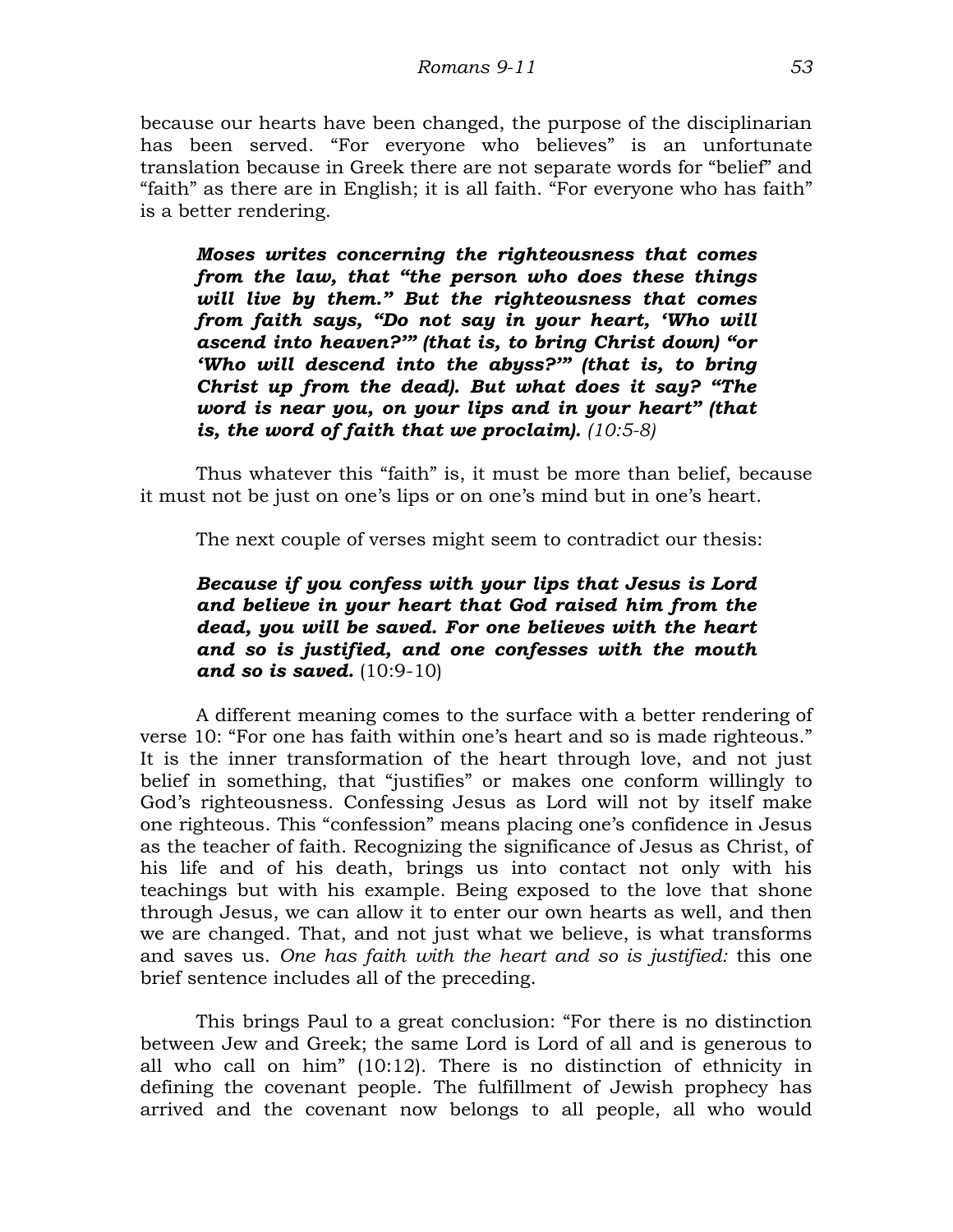because our hearts have been changed, the purpose of the disciplinarian has been served. "For everyone who believes" is an unfortunate translation because in Greek there are not separate words for "belief" and "faith" as there are in English; it is all faith. "For everyone who has faith" is a better rendering.

> ***Moses writes concerning the righteousness that comes from the law, that "the person who does these things will live by them." But the righteousness that comes from faith says, "Do not say in your heart, 'Who will ascend into heaven?'" (that is, to bring Christ down) "or 'Who will descend into the abyss?'" (that is, to bring Christ up from the dead). But what does it say? "The word is near you, on your lips and in your heart" (that is, the word of faith that we proclaim).*** *(10:5-8)*

Thus whatever this "faith" is, it must be more than belief, because it must not be just on one's lips or on one's mind but in one's heart.

The next couple of verses might seem to contradict our thesis:

> ***Because if you confess with your lips that Jesus is Lord and believe in your heart that God raised him from the dead, you will be saved. For one believes with the heart and so is justified, and one confesses with the mouth and so is saved.*** (10:9-10)

A different meaning comes to the surface with a better rendering of verse 10: "For one has faith within one's heart and so is made righteous." It is the inner transformation of the heart through love, and not just belief in something, that "justifies" or makes one conform willingly to God's righteousness. Confessing Jesus as Lord will not by itself make one righteous. This "confession" means placing one's confidence in Jesus as the teacher of faith. Recognizing the significance of Jesus as Christ, of his life and of his death, brings us into contact not only with his teachings but with his example. Being exposed to the love that shone through Jesus, we can allow it to enter our own hearts as well, and then we are changed. That, and not just what we believe, is what transforms and saves us. *One has faith with the heart and so is justified:* this one brief sentence includes all of the preceding.

This brings Paul to a great conclusion: "For there is no distinction between Jew and Greek; the same Lord is Lord of all and is generous to all who call on him" (10:12). There is no distinction of ethnicity in defining the covenant people. The fulfillment of Jewish prophecy has arrived and the covenant now belongs to all people, all who would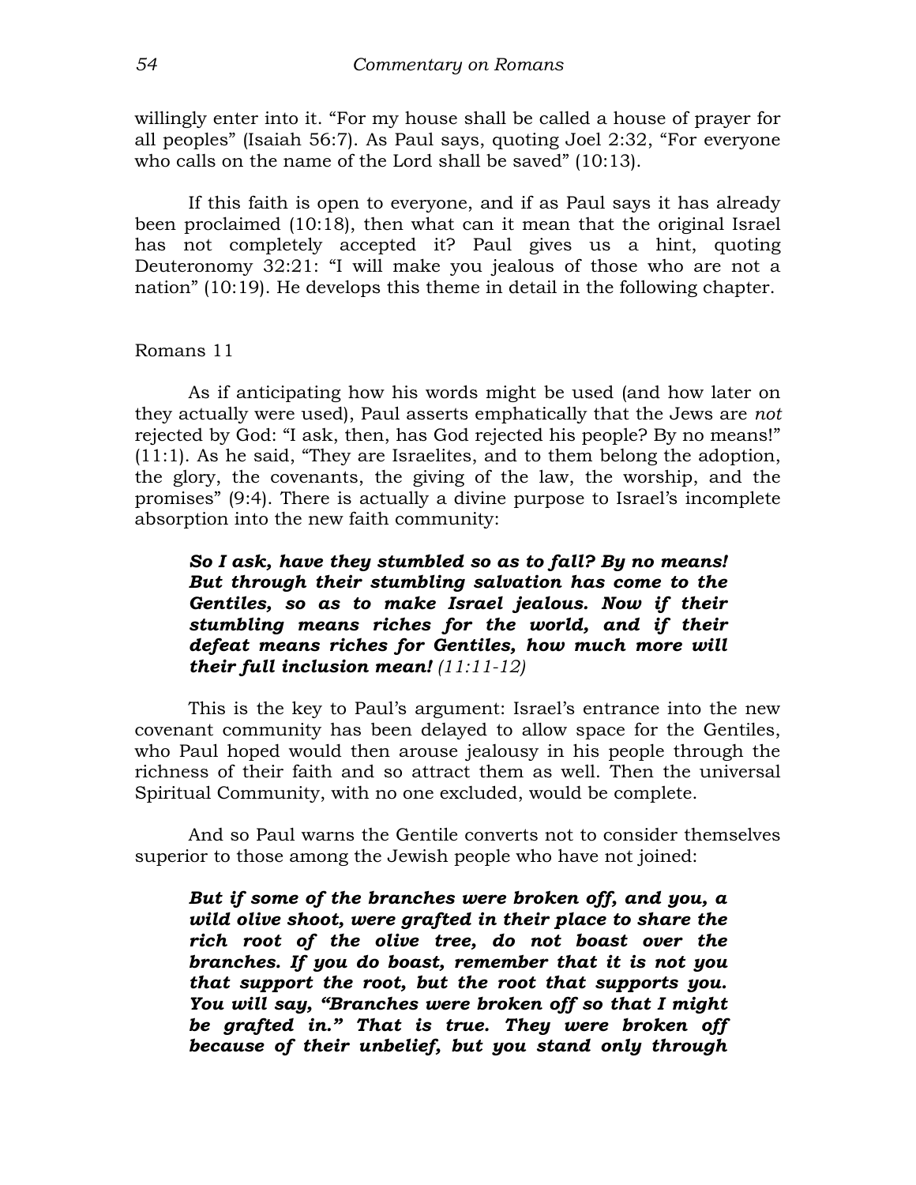willingly enter into it. “For my house shall be called a house of prayer for all peoples” (Isaiah 56:7). As Paul says, quoting Joel 2:32, “For everyone who calls on the name of the Lord shall be saved” (10:13).

If this faith is open to everyone, and if as Paul says it has already been proclaimed (10:18), then what can it mean that the original Israel has not completely accepted it? Paul gives us a hint, quoting Deuteronomy 32:21: “I will make you jealous of those who are not a nation” (10:19). He develops this theme in detail in the following chapter.

Romans 11

As if anticipating how his words might be used (and how later on they actually were used), Paul asserts emphatically that the Jews are *not* rejected by God: “I ask, then, has God rejected his people? By no means!” (11:1). As he said, “They are Israelites, and to them belong the adoption, the glory, the covenants, the giving of the law, the worship, and the promises” (9:4). There is actually a divine purpose to Israel’s incomplete absorption into the new faith community:

> ***So I ask, have they stumbled so as to fall? By no means! But through their stumbling salvation has come to the Gentiles, so as to make Israel jealous. Now if their stumbling means riches for the world, and if their defeat means riches for Gentiles, how much more will their full inclusion mean!*** *(11:11-12)*

This is the key to Paul’s argument: Israel’s entrance into the new covenant community has been delayed to allow space for the Gentiles, who Paul hoped would then arouse jealousy in his people through the richness of their faith and so attract them as well. Then the universal Spiritual Community, with no one excluded, would be complete.

And so Paul warns the Gentile converts not to consider themselves superior to those among the Jewish people who have not joined:

> ***But if some of the branches were broken off, and you, a wild olive shoot, were grafted in their place to share the rich root of the olive tree, do not boast over the branches. If you do boast, remember that it is not you that support the root, but the root that supports you. You will say, “Branches were broken off so that I might be grafted in.” That is true. They were broken off because of their unbelief, but you stand only through***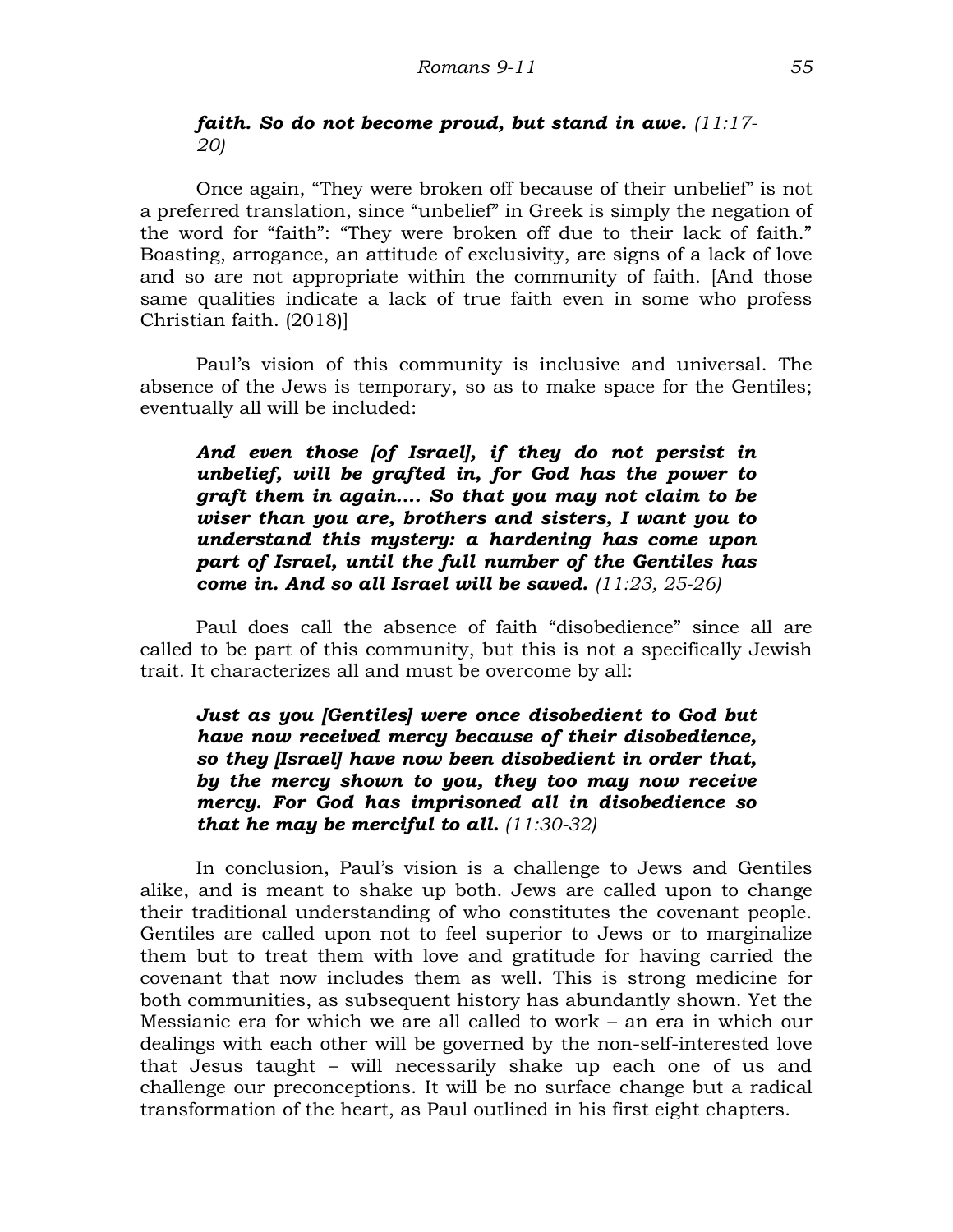***faith. So do not become proud, but stand in awe.*** *(11:17-20)*

Once again, "They were broken off because of their unbelief" is not a preferred translation, since "unbelief" in Greek is simply the negation of the word for "faith": "They were broken off due to their lack of faith." Boasting, arrogance, an attitude of exclusivity, are signs of a lack of love and so are not appropriate within the community of faith. [And those same qualities indicate a lack of true faith even in some who profess Christian faith. (2018)]

Paul's vision of this community is inclusive and universal. The absence of the Jews is temporary, so as to make space for the Gentiles; eventually all will be included:

> ***And even those [of Israel], if they do not persist in unbelief, will be grafted in, for God has the power to graft them in again.... So that you may not claim to be wiser than you are, brothers and sisters, I want you to understand this mystery: a hardening has come upon part of Israel, until the full number of the Gentiles has come in. And so all Israel will be saved.*** *(11:23, 25-26)*

Paul does call the absence of faith "disobedience" since all are called to be part of this community, but this is not a specifically Jewish trait. It characterizes all and must be overcome by all:

> ***Just as you [Gentiles] were once disobedient to God but have now received mercy because of their disobedience, so they [Israel] have now been disobedient in order that, by the mercy shown to you, they too may now receive mercy. For God has imprisoned all in disobedience so that he may be merciful to all.*** *(11:30-32)*

In conclusion, Paul's vision is a challenge to Jews and Gentiles alike, and is meant to shake up both. Jews are called upon to change their traditional understanding of who constitutes the covenant people. Gentiles are called upon not to feel superior to Jews or to marginalize them but to treat them with love and gratitude for having carried the covenant that now includes them as well. This is strong medicine for both communities, as subsequent history has abundantly shown. Yet the Messianic era for which we are all called to work – an era in which our dealings with each other will be governed by the non-self-interested love that Jesus taught – will necessarily shake up each one of us and challenge our preconceptions. It will be no surface change but a radical transformation of the heart, as Paul outlined in his first eight chapters.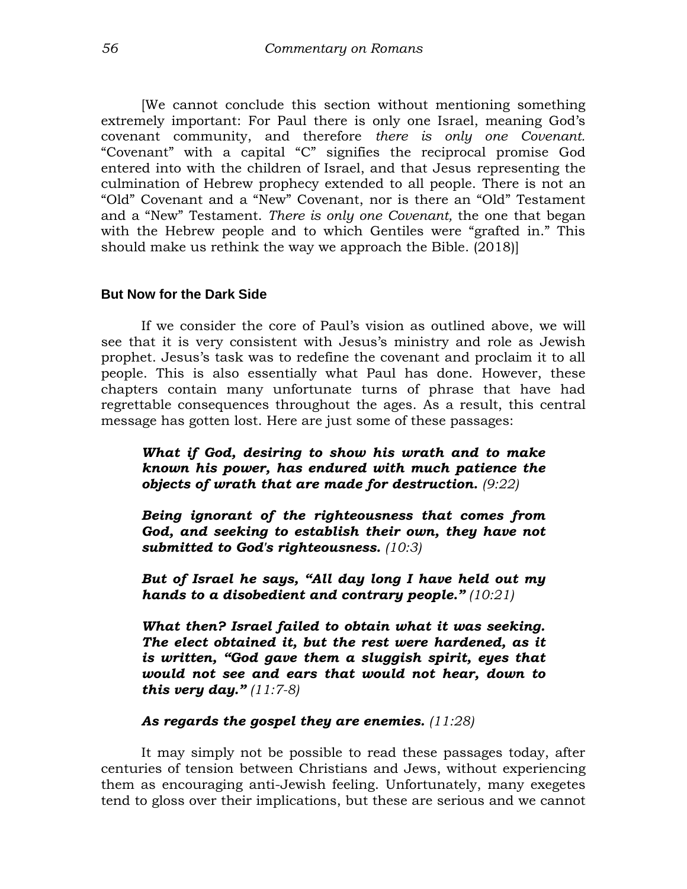[We cannot conclude this section without mentioning something extremely important: For Paul there is only one Israel, meaning God's covenant community, and therefore *there is only one Covenant.* "Covenant" with a capital "C" signifies the reciprocal promise God entered into with the children of Israel, and that Jesus representing the culmination of Hebrew prophecy extended to all people. There is not an "Old" Covenant and a "New" Covenant, nor is there an "Old" Testament and a "New" Testament. *There is only one Covenant,* the one that began with the Hebrew people and to which Gentiles were "grafted in." This should make us rethink the way we approach the Bible. (2018)]

### But Now for the Dark Side

If we consider the core of Paul's vision as outlined above, we will see that it is very consistent with Jesus's ministry and role as Jewish prophet. Jesus's task was to redefine the covenant and proclaim it to all people. This is also essentially what Paul has done. However, these chapters contain many unfortunate turns of phrase that have had regrettable consequences throughout the ages. As a result, this central message has gotten lost. Here are just some of these passages:

> ***What if God, desiring to show his wrath and to make known his power, has endured with much patience the objects of wrath that are made for destruction.*** *(9:22)*
>
> ***Being ignorant of the righteousness that comes from God, and seeking to establish their own, they have not submitted to God's righteousness.*** *(10:3)*
>
> ***But of Israel he says, "All day long I have held out my hands to a disobedient and contrary people."*** *(10:21)*
>
> ***What then? Israel failed to obtain what it was seeking. The elect obtained it, but the rest were hardened, as it is written, "God gave them a sluggish spirit, eyes that would not see and ears that would not hear, down to this very day."*** *(11:7-8)*
>
> ***As regards the gospel they are enemies.*** *(11:28)*

It may simply not be possible to read these passages today, after centuries of tension between Christians and Jews, without experiencing them as encouraging anti-Jewish feeling. Unfortunately, many exegetes tend to gloss over their implications, but these are serious and we cannot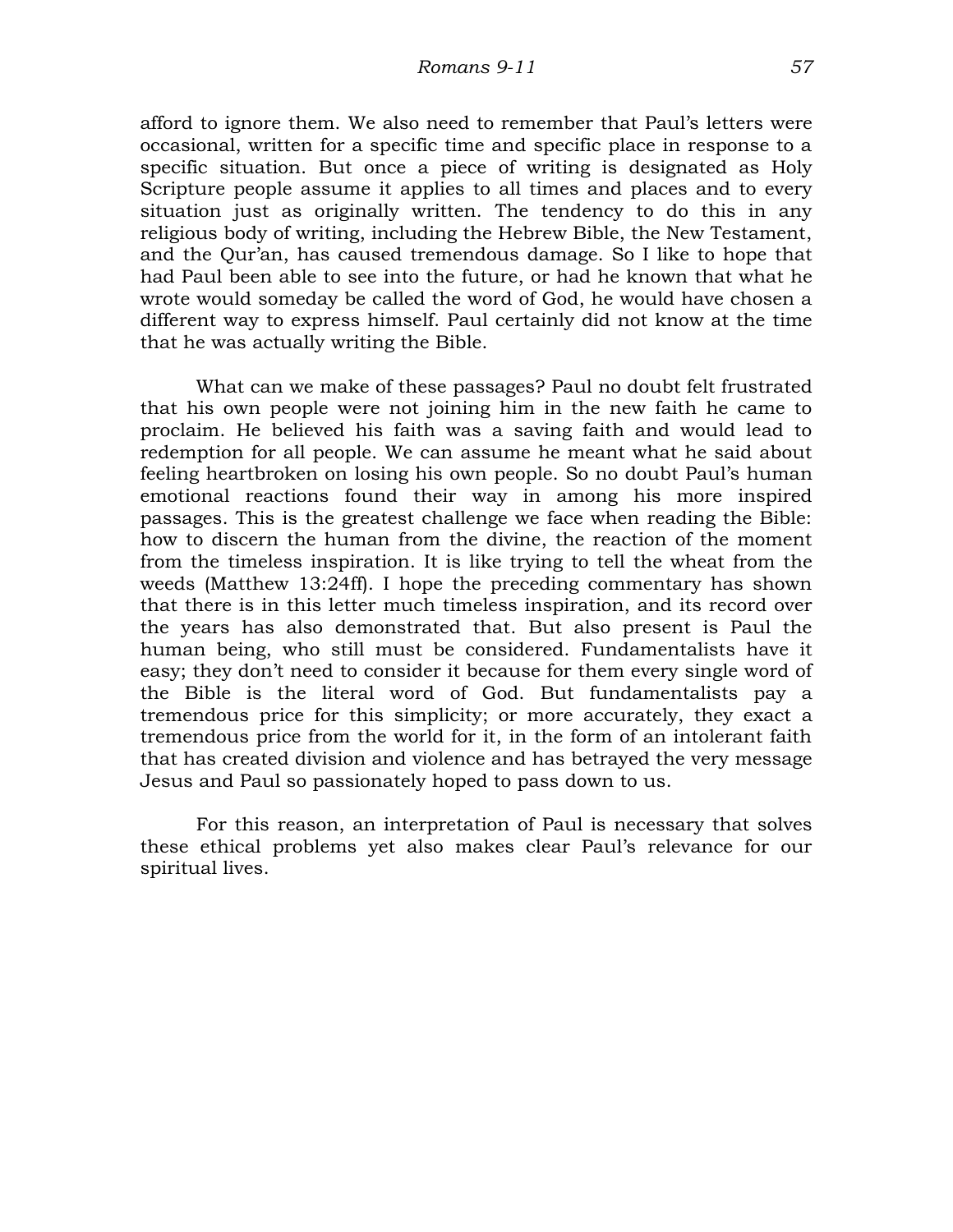afford to ignore them. We also need to remember that Paul's letters were occasional, written for a specific time and specific place in response to a specific situation. But once a piece of writing is designated as Holy Scripture people assume it applies to all times and places and to every situation just as originally written. The tendency to do this in any religious body of writing, including the Hebrew Bible, the New Testament, and the Qur'an, has caused tremendous damage. So I like to hope that had Paul been able to see into the future, or had he known that what he wrote would someday be called the word of God, he would have chosen a different way to express himself. Paul certainly did not know at the time that he was actually writing the Bible.

What can we make of these passages? Paul no doubt felt frustrated that his own people were not joining him in the new faith he came to proclaim. He believed his faith was a saving faith and would lead to redemption for all people. We can assume he meant what he said about feeling heartbroken on losing his own people. So no doubt Paul's human emotional reactions found their way in among his more inspired passages. This is the greatest challenge we face when reading the Bible: how to discern the human from the divine, the reaction of the moment from the timeless inspiration. It is like trying to tell the wheat from the weeds (Matthew 13:24ff). I hope the preceding commentary has shown that there is in this letter much timeless inspiration, and its record over the years has also demonstrated that. But also present is Paul the human being, who still must be considered. Fundamentalists have it easy; they don't need to consider it because for them every single word of the Bible is the literal word of God. But fundamentalists pay a tremendous price for this simplicity; or more accurately, they exact a tremendous price from the world for it, in the form of an intolerant faith that has created division and violence and has betrayed the very message Jesus and Paul so passionately hoped to pass down to us.

For this reason, an interpretation of Paul is necessary that solves these ethical problems yet also makes clear Paul's relevance for our spiritual lives.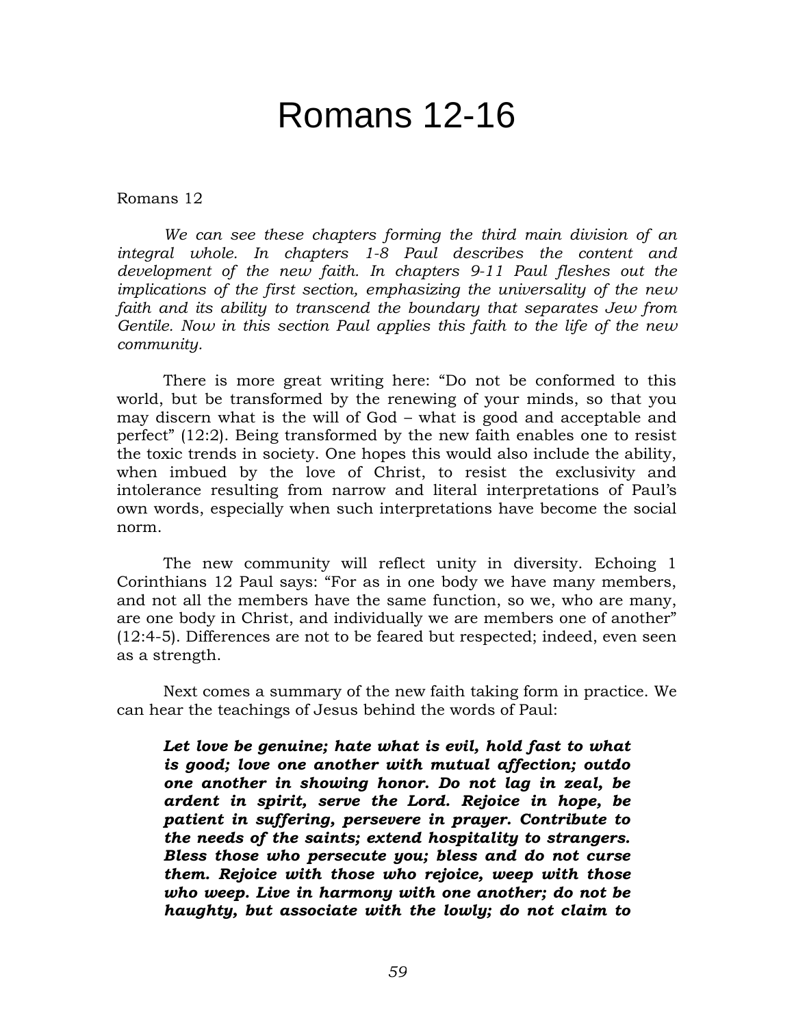# Romans 12-16

Romans 12

*We can see these chapters forming the third main division of an integral whole. In chapters 1-8 Paul describes the content and development of the new faith. In chapters 9-11 Paul fleshes out the implications of the first section, emphasizing the universality of the new faith and its ability to transcend the boundary that separates Jew from Gentile. Now in this section Paul applies this faith to the life of the new community.*

There is more great writing here: “Do not be conformed to this world, but be transformed by the renewing of your minds, so that you may discern what is the will of God – what is good and acceptable and perfect” (12:2). Being transformed by the new faith enables one to resist the toxic trends in society. One hopes this would also include the ability, when imbued by the love of Christ, to resist the exclusivity and intolerance resulting from narrow and literal interpretations of Paul’s own words, especially when such interpretations have become the social norm.

The new community will reflect unity in diversity. Echoing 1 Corinthians 12 Paul says: “For as in one body we have many members, and not all the members have the same function, so we, who are many, are one body in Christ, and individually we are members one of another” (12:4-5). Differences are not to be feared but respected; indeed, even seen as a strength.

Next comes a summary of the new faith taking form in practice. We can hear the teachings of Jesus behind the words of Paul:

> ***Let love be genuine; hate what is evil, hold fast to what is good; love one another with mutual affection; outdo one another in showing honor. Do not lag in zeal, be ardent in spirit, serve the Lord. Rejoice in hope, be patient in suffering, persevere in prayer. Contribute to the needs of the saints; extend hospitality to strangers. Bless those who persecute you; bless and do not curse them. Rejoice with those who rejoice, weep with those who weep. Live in harmony with one another; do not be haughty, but associate with the lowly; do not claim to***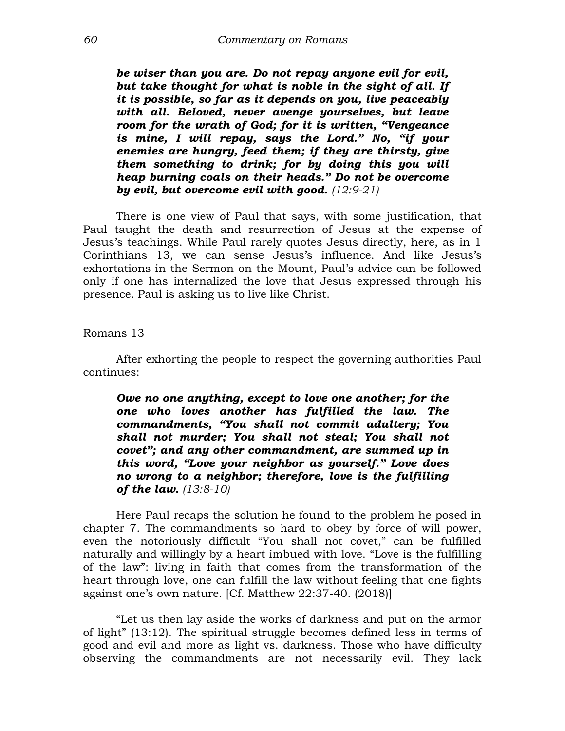***be wiser than you are. Do not repay anyone evil for evil, but take thought for what is noble in the sight of all. If it is possible, so far as it depends on you, live peaceably with all. Beloved, never avenge yourselves, but leave room for the wrath of God; for it is written, "Vengeance is mine, I will repay, says the Lord." No, "if your enemies are hungry, feed them; if they are thirsty, give them something to drink; for by doing this you will heap burning coals on their heads." Do not be overcome by evil, but overcome evil with good.*** *(12:9-21)*

There is one view of Paul that says, with some justification, that Paul taught the death and resurrection of Jesus at the expense of Jesus's teachings. While Paul rarely quotes Jesus directly, here, as in 1 Corinthians 13, we can sense Jesus's influence. And like Jesus's exhortations in the Sermon on the Mount, Paul's advice can be followed only if one has internalized the love that Jesus expressed through his presence. Paul is asking us to live like Christ.

Romans 13

After exhorting the people to respect the governing authorities Paul continues:

***Owe no one anything, except to love one another; for the one who loves another has fulfilled the law. The commandments, "You shall not commit adultery; You shall not murder; You shall not steal; You shall not covet"; and any other commandment, are summed up in this word, "Love your neighbor as yourself." Love does no wrong to a neighbor; therefore, love is the fulfilling of the law.*** *(13:8-10)*

Here Paul recaps the solution he found to the problem he posed in chapter 7. The commandments so hard to obey by force of will power, even the notoriously difficult "You shall not covet," can be fulfilled naturally and willingly by a heart imbued with love. "Love is the fulfilling of the law": living in faith that comes from the transformation of the heart through love, one can fulfill the law without feeling that one fights against one's own nature. [Cf. Matthew 22:37-40. (2018)]

"Let us then lay aside the works of darkness and put on the armor of light" (13:12). The spiritual struggle becomes defined less in terms of good and evil and more as light vs. darkness. Those who have difficulty observing the commandments are not necessarily evil. They lack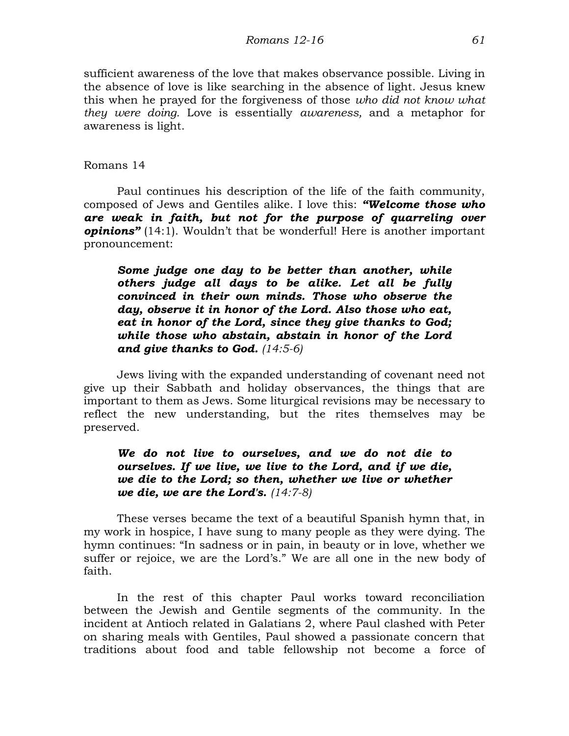sufficient awareness of the love that makes observance possible. Living in the absence of love is like searching in the absence of light. Jesus knew this when he prayed for the forgiveness of those *who did not know what they were doing.* Love is essentially *awareness,* and a metaphor for awareness is light.

Romans 14

Paul continues his description of the life of the faith community, composed of Jews and Gentiles alike. I love this: ***"Welcome those who are weak in faith, but not for the purpose of quarreling over opinions"*** (14:1). Wouldn't that be wonderful! Here is another important pronouncement:

> ***Some judge one day to be better than another, while others judge all days to be alike. Let all be fully convinced in their own minds. Those who observe the day, observe it in honor of the Lord. Also those who eat, eat in honor of the Lord, since they give thanks to God; while those who abstain, abstain in honor of the Lord and give thanks to God.*** *(14:5-6)*

Jews living with the expanded understanding of covenant need not give up their Sabbath and holiday observances, the things that are important to them as Jews. Some liturgical revisions may be necessary to reflect the new understanding, but the rites themselves may be preserved.

> ***We do not live to ourselves, and we do not die to ourselves. If we live, we live to the Lord, and if we die, we die to the Lord; so then, whether we live or whether we die, we are the Lord's.*** *(14:7-8)*

These verses became the text of a beautiful Spanish hymn that, in my work in hospice, I have sung to many people as they were dying. The hymn continues: "In sadness or in pain, in beauty or in love, whether we suffer or rejoice, we are the Lord's." We are all one in the new body of faith.

In the rest of this chapter Paul works toward reconciliation between the Jewish and Gentile segments of the community. In the incident at Antioch related in Galatians 2, where Paul clashed with Peter on sharing meals with Gentiles, Paul showed a passionate concern that traditions about food and table fellowship not become a force of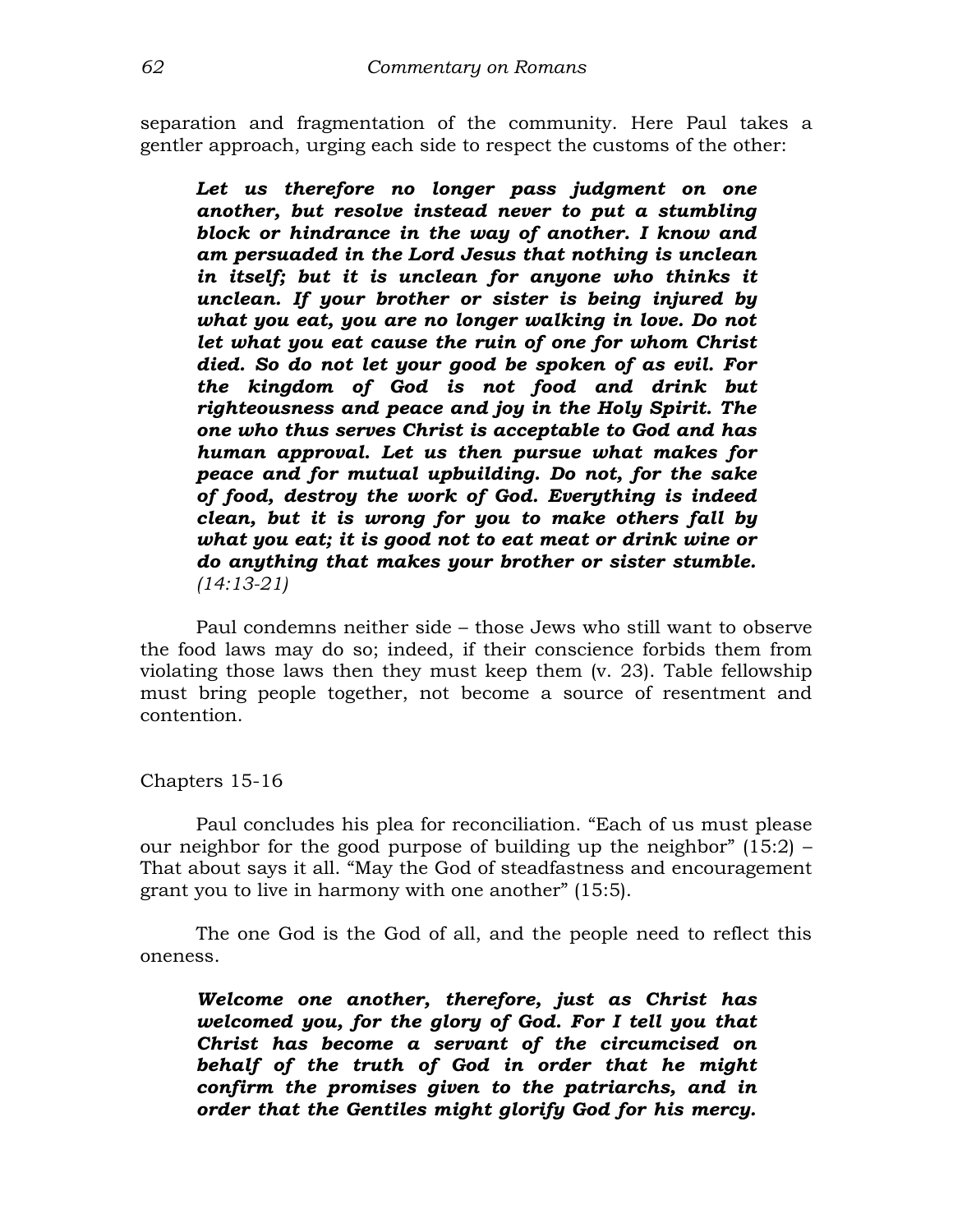separation and fragmentation of the community. Here Paul takes a gentler approach, urging each side to respect the customs of the other:

> ***Let us therefore no longer pass judgment on one another, but resolve instead never to put a stumbling block or hindrance in the way of another. I know and am persuaded in the Lord Jesus that nothing is unclean in itself; but it is unclean for anyone who thinks it unclean. If your brother or sister is being injured by what you eat, you are no longer walking in love. Do not let what you eat cause the ruin of one for whom Christ died. So do not let your good be spoken of as evil. For the kingdom of God is not food and drink but righteousness and peace and joy in the Holy Spirit. The one who thus serves Christ is acceptable to God and has human approval. Let us then pursue what makes for peace and for mutual upbuilding. Do not, for the sake of food, destroy the work of God. Everything is indeed clean, but it is wrong for you to make others fall by what you eat; it is good not to eat meat or drink wine or do anything that makes your brother or sister stumble.*** *(14:13-21)*

Paul condemns neither side – those Jews who still want to observe the food laws may do so; indeed, if their conscience forbids them from violating those laws then they must keep them (v. 23). Table fellowship must bring people together, not become a source of resentment and contention.

Chapters 15-16

Paul concludes his plea for reconciliation. "Each of us must please our neighbor for the good purpose of building up the neighbor" (15:2) – That about says it all. "May the God of steadfastness and encouragement grant you to live in harmony with one another" (15:5).

The one God is the God of all, and the people need to reflect this oneness.

> ***Welcome one another, therefore, just as Christ has welcomed you, for the glory of God. For I tell you that Christ has become a servant of the circumcised on behalf of the truth of God in order that he might confirm the promises given to the patriarchs, and in order that the Gentiles might glorify God for his mercy.***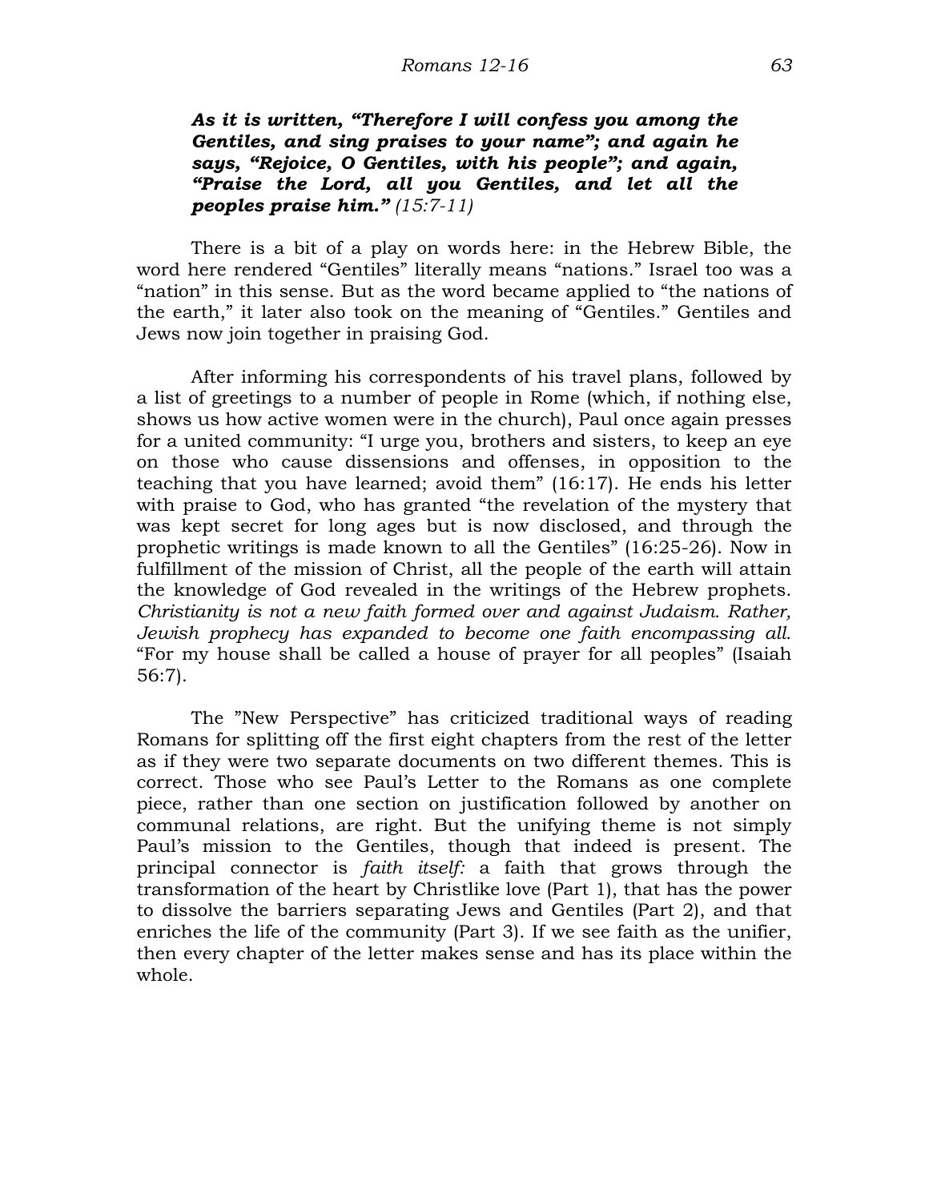***As it is written, "Therefore I will confess you among the Gentiles, and sing praises to your name"; and again he says, "Rejoice, O Gentiles, with his people"; and again, "Praise the Lord, all you Gentiles, and let all the peoples praise him."*** *(15:7-11)*

There is a bit of a play on words here: in the Hebrew Bible, the word here rendered "Gentiles" literally means "nations." Israel too was a "nation" in this sense. But as the word became applied to "the nations of the earth," it later also took on the meaning of "Gentiles." Gentiles and Jews now join together in praising God.

After informing his correspondents of his travel plans, followed by a list of greetings to a number of people in Rome (which, if nothing else, shows us how active women were in the church), Paul once again presses for a united community: "I urge you, brothers and sisters, to keep an eye on those who cause dissensions and offenses, in opposition to the teaching that you have learned; avoid them" (16:17). He ends his letter with praise to God, who has granted "the revelation of the mystery that was kept secret for long ages but is now disclosed, and through the prophetic writings is made known to all the Gentiles" (16:25-26). Now in fulfillment of the mission of Christ, all the people of the earth will attain the knowledge of God revealed in the writings of the Hebrew prophets. *Christianity is not a new faith formed over and against Judaism. Rather, Jewish prophecy has expanded to become one faith encompassing all.* "For my house shall be called a house of prayer for all peoples" (Isaiah 56:7).

The "New Perspective" has criticized traditional ways of reading Romans for splitting off the first eight chapters from the rest of the letter as if they were two separate documents on two different themes. This is correct. Those who see Paul's Letter to the Romans as one complete piece, rather than one section on justification followed by another on communal relations, are right. But the unifying theme is not simply Paul's mission to the Gentiles, though that indeed is present. The principal connector is *faith itself:* a faith that grows through the transformation of the heart by Christlike love (Part 1), that has the power to dissolve the barriers separating Jews and Gentiles (Part 2), and that enriches the life of the community (Part 3). If we see faith as the unifier, then every chapter of the letter makes sense and has its place within the whole.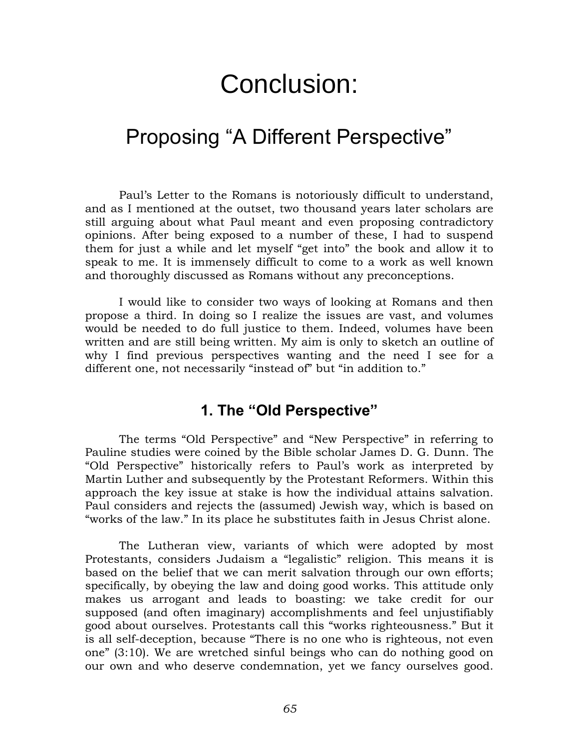# Conclusion:

## Proposing “A Different Perspective”

Paul’s Letter to the Romans is notoriously difficult to understand, and as I mentioned at the outset, two thousand years later scholars are still arguing about what Paul meant and even proposing contradictory opinions. After being exposed to a number of these, I had to suspend them for just a while and let myself “get into” the book and allow it to speak to me. It is immensely difficult to come to a work as well known and thoroughly discussed as Romans without any preconceptions.

I would like to consider two ways of looking at Romans and then propose a third. In doing so I realize the issues are vast, and volumes would be needed to do full justice to them. Indeed, volumes have been written and are still being written. My aim is only to sketch an outline of why I find previous perspectives wanting and the need I see for a different one, not necessarily “instead of” but “in addition to.”

### 1. The “Old Perspective”

The terms “Old Perspective” and “New Perspective” in referring to Pauline studies were coined by the Bible scholar James D. G. Dunn. The “Old Perspective” historically refers to Paul’s work as interpreted by Martin Luther and subsequently by the Protestant Reformers. Within this approach the key issue at stake is how the individual attains salvation. Paul considers and rejects the (assumed) Jewish way, which is based on “works of the law.” In its place he substitutes faith in Jesus Christ alone.

The Lutheran view, variants of which were adopted by most Protestants, considers Judaism a “legalistic” religion. This means it is based on the belief that we can merit salvation through our own efforts; specifically, by obeying the law and doing good works. This attitude only makes us arrogant and leads to boasting: we take credit for our supposed (and often imaginary) accomplishments and feel unjustifiably good about ourselves. Protestants call this “works righteousness.” But it is all self-deception, because “There is no one who is righteous, not even one” (3:10). We are wretched sinful beings who can do nothing good on our own and who deserve condemnation, yet we fancy ourselves good.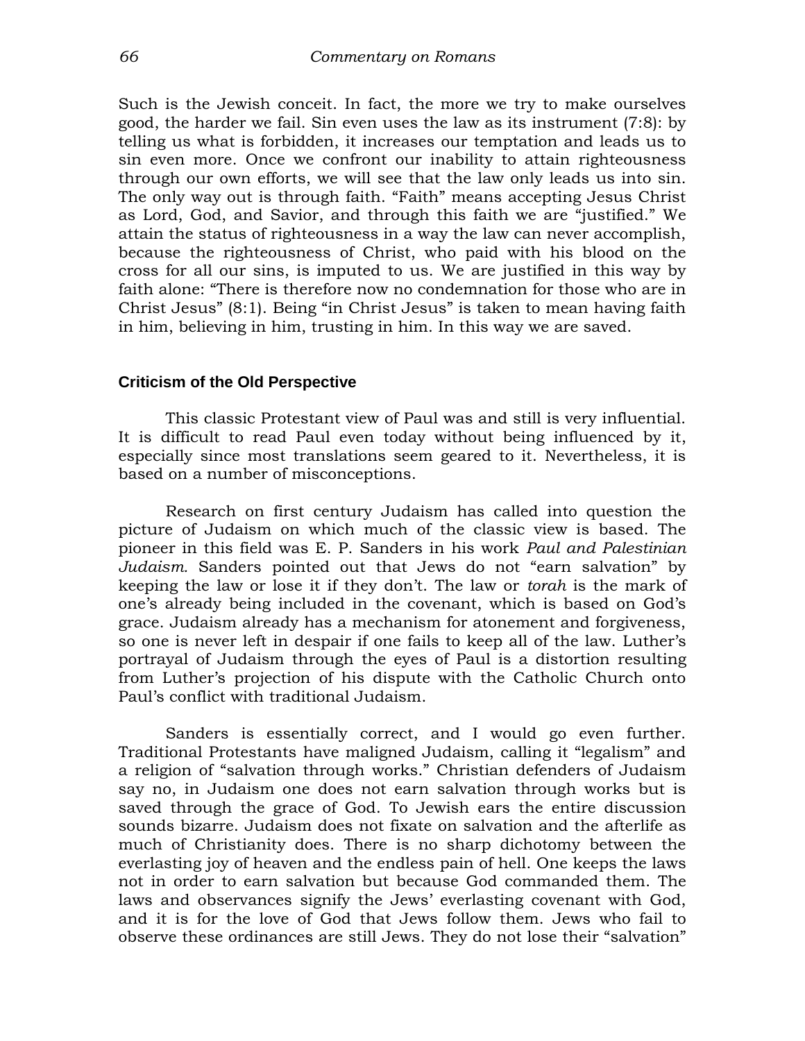Such is the Jewish conceit. In fact, the more we try to make ourselves good, the harder we fail. Sin even uses the law as its instrument (7:8): by telling us what is forbidden, it increases our temptation and leads us to sin even more. Once we confront our inability to attain righteousness through our own efforts, we will see that the law only leads us into sin. The only way out is through faith. "Faith" means accepting Jesus Christ as Lord, God, and Savior, and through this faith we are "justified." We attain the status of righteousness in a way the law can never accomplish, because the righteousness of Christ, who paid with his blood on the cross for all our sins, is imputed to us. We are justified in this way by faith alone: "There is therefore now no condemnation for those who are in Christ Jesus" (8:1). Being "in Christ Jesus" is taken to mean having faith in him, believing in him, trusting in him. In this way we are saved.

### Criticism of the Old Perspective

This classic Protestant view of Paul was and still is very influential. It is difficult to read Paul even today without being influenced by it, especially since most translations seem geared to it. Nevertheless, it is based on a number of misconceptions.

Research on first century Judaism has called into question the picture of Judaism on which much of the classic view is based. The pioneer in this field was E. P. Sanders in his work *Paul and Palestinian Judaism.* Sanders pointed out that Jews do not "earn salvation" by keeping the law or lose it if they don't. The law or *torah* is the mark of one's already being included in the covenant, which is based on God's grace. Judaism already has a mechanism for atonement and forgiveness, so one is never left in despair if one fails to keep all of the law. Luther's portrayal of Judaism through the eyes of Paul is a distortion resulting from Luther's projection of his dispute with the Catholic Church onto Paul's conflict with traditional Judaism.

Sanders is essentially correct, and I would go even further. Traditional Protestants have maligned Judaism, calling it "legalism" and a religion of "salvation through works." Christian defenders of Judaism say no, in Judaism one does not earn salvation through works but is saved through the grace of God. To Jewish ears the entire discussion sounds bizarre. Judaism does not fixate on salvation and the afterlife as much of Christianity does. There is no sharp dichotomy between the everlasting joy of heaven and the endless pain of hell. One keeps the laws not in order to earn salvation but because God commanded them. The laws and observances signify the Jews' everlasting covenant with God, and it is for the love of God that Jews follow them. Jews who fail to observe these ordinances are still Jews. They do not lose their "salvation"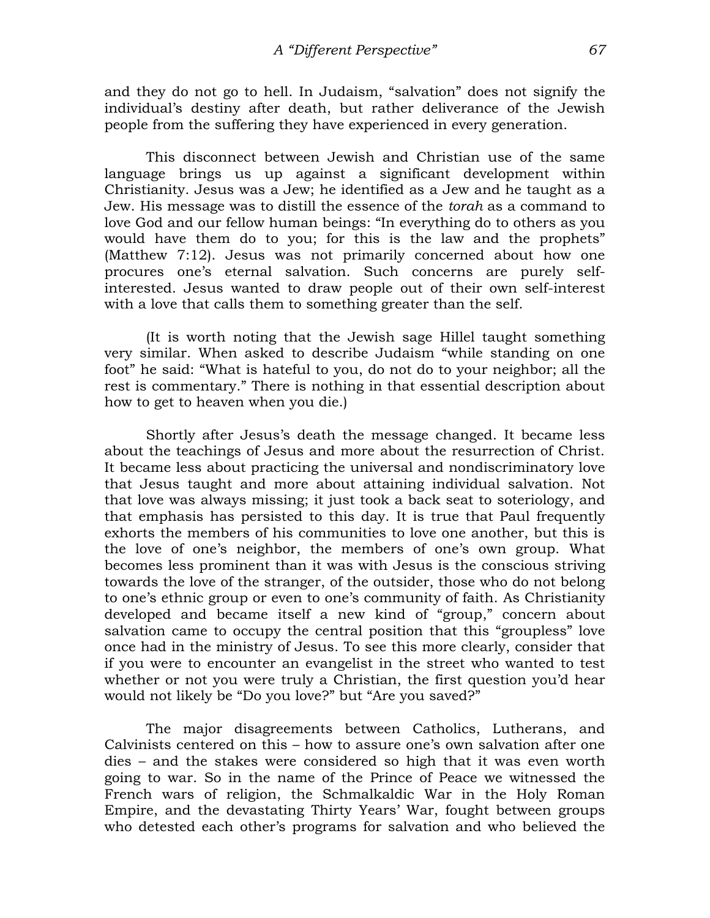and they do not go to hell. In Judaism, "salvation" does not signify the individual's destiny after death, but rather deliverance of the Jewish people from the suffering they have experienced in every generation.

This disconnect between Jewish and Christian use of the same language brings us up against a significant development within Christianity. Jesus was a Jew; he identified as a Jew and he taught as a Jew. His message was to distill the essence of the *torah* as a command to love God and our fellow human beings: "In everything do to others as you would have them do to you; for this is the law and the prophets" (Matthew 7:12). Jesus was not primarily concerned about how one procures one's eternal salvation. Such concerns are purely self-interested. Jesus wanted to draw people out of their own self-interest with a love that calls them to something greater than the self.

(It is worth noting that the Jewish sage Hillel taught something very similar. When asked to describe Judaism "while standing on one foot" he said: "What is hateful to you, do not do to your neighbor; all the rest is commentary." There is nothing in that essential description about how to get to heaven when you die.)

Shortly after Jesus's death the message changed. It became less about the teachings of Jesus and more about the resurrection of Christ. It became less about practicing the universal and nondiscriminatory love that Jesus taught and more about attaining individual salvation. Not that love was always missing; it just took a back seat to soteriology, and that emphasis has persisted to this day. It is true that Paul frequently exhorts the members of his communities to love one another, but this is the love of one's neighbor, the members of one's own group. What becomes less prominent than it was with Jesus is the conscious striving towards the love of the stranger, of the outsider, those who do not belong to one's ethnic group or even to one's community of faith. As Christianity developed and became itself a new kind of "group," concern about salvation came to occupy the central position that this "groupless" love once had in the ministry of Jesus. To see this more clearly, consider that if you were to encounter an evangelist in the street who wanted to test whether or not you were truly a Christian, the first question you'd hear would not likely be "Do you love?" but "Are you saved?"

The major disagreements between Catholics, Lutherans, and Calvinists centered on this – how to assure one's own salvation after one dies – and the stakes were considered so high that it was even worth going to war. So in the name of the Prince of Peace we witnessed the French wars of religion, the Schmalkaldic War in the Holy Roman Empire, and the devastating Thirty Years' War, fought between groups who detested each other's programs for salvation and who believed the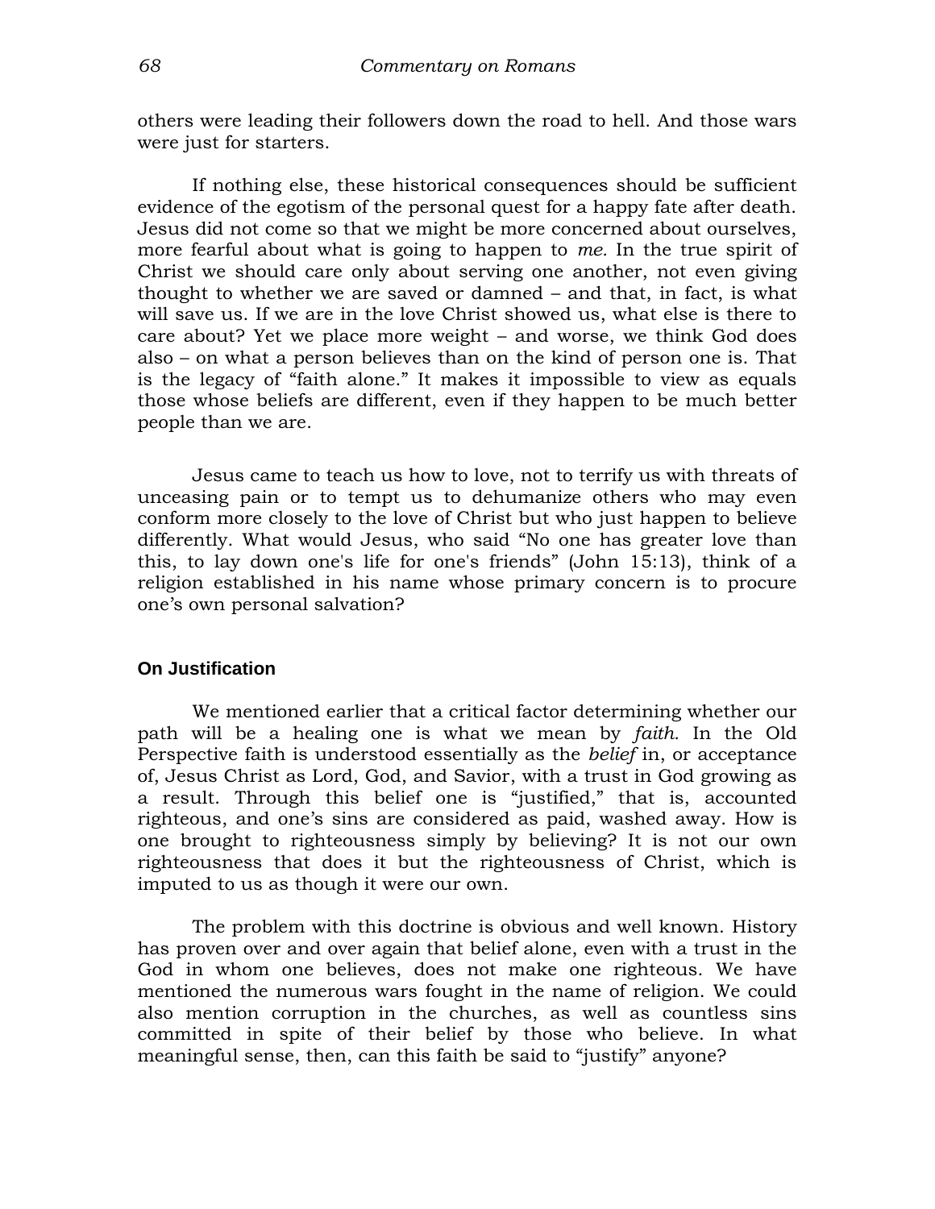others were leading their followers down the road to hell. And those wars were just for starters.

If nothing else, these historical consequences should be sufficient evidence of the egotism of the personal quest for a happy fate after death. Jesus did not come so that we might be more concerned about ourselves, more fearful about what is going to happen to *me.* In the true spirit of Christ we should care only about serving one another, not even giving thought to whether we are saved or damned – and that, in fact, is what will save us. If we are in the love Christ showed us, what else is there to care about? Yet we place more weight – and worse, we think God does also – on what a person believes than on the kind of person one is. That is the legacy of "faith alone." It makes it impossible to view as equals those whose beliefs are different, even if they happen to be much better people than we are.

Jesus came to teach us how to love, not to terrify us with threats of unceasing pain or to tempt us to dehumanize others who may even conform more closely to the love of Christ but who just happen to believe differently. What would Jesus, who said "No one has greater love than this, to lay down one's life for one's friends" (John 15:13), think of a religion established in his name whose primary concern is to procure one's own personal salvation?

### On Justification

We mentioned earlier that a critical factor determining whether our path will be a healing one is what we mean by *faith.* In the Old Perspective faith is understood essentially as the *belief* in, or acceptance of, Jesus Christ as Lord, God, and Savior, with a trust in God growing as a result. Through this belief one is "justified," that is, accounted righteous, and one's sins are considered as paid, washed away. How is one brought to righteousness simply by believing? It is not our own righteousness that does it but the righteousness of Christ, which is imputed to us as though it were our own.

The problem with this doctrine is obvious and well known. History has proven over and over again that belief alone, even with a trust in the God in whom one believes, does not make one righteous. We have mentioned the numerous wars fought in the name of religion. We could also mention corruption in the churches, as well as countless sins committed in spite of their belief by those who believe. In what meaningful sense, then, can this faith be said to "justify" anyone?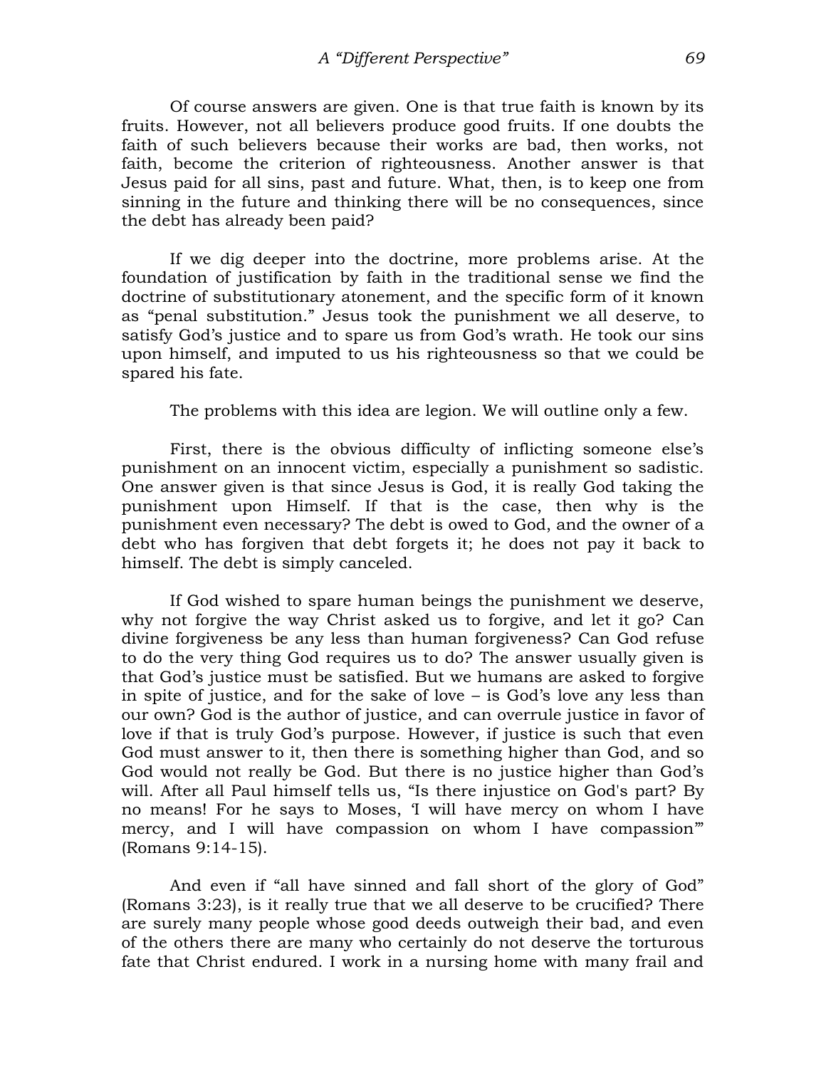Of course answers are given. One is that true faith is known by its fruits. However, not all believers produce good fruits. If one doubts the faith of such believers because their works are bad, then works, not faith, become the criterion of righteousness. Another answer is that Jesus paid for all sins, past and future. What, then, is to keep one from sinning in the future and thinking there will be no consequences, since the debt has already been paid?

If we dig deeper into the doctrine, more problems arise. At the foundation of justification by faith in the traditional sense we find the doctrine of substitutionary atonement, and the specific form of it known as "penal substitution." Jesus took the punishment we all deserve, to satisfy God's justice and to spare us from God's wrath. He took our sins upon himself, and imputed to us his righteousness so that we could be spared his fate.

The problems with this idea are legion. We will outline only a few.

First, there is the obvious difficulty of inflicting someone else's punishment on an innocent victim, especially a punishment so sadistic. One answer given is that since Jesus is God, it is really God taking the punishment upon Himself. If that is the case, then why is the punishment even necessary? The debt is owed to God, and the owner of a debt who has forgiven that debt forgets it; he does not pay it back to himself. The debt is simply canceled.

If God wished to spare human beings the punishment we deserve, why not forgive the way Christ asked us to forgive, and let it go? Can divine forgiveness be any less than human forgiveness? Can God refuse to do the very thing God requires us to do? The answer usually given is that God's justice must be satisfied. But we humans are asked to forgive in spite of justice, and for the sake of love – is God's love any less than our own? God is the author of justice, and can overrule justice in favor of love if that is truly God's purpose. However, if justice is such that even God must answer to it, then there is something higher than God, and so God would not really be God. But there is no justice higher than God's will. After all Paul himself tells us, "Is there injustice on God's part? By no means! For he says to Moses, 'I will have mercy on whom I have mercy, and I will have compassion on whom I have compassion'" (Romans 9:14-15).

And even if "all have sinned and fall short of the glory of God" (Romans 3:23), is it really true that we all deserve to be crucified? There are surely many people whose good deeds outweigh their bad, and even of the others there are many who certainly do not deserve the torturous fate that Christ endured. I work in a nursing home with many frail and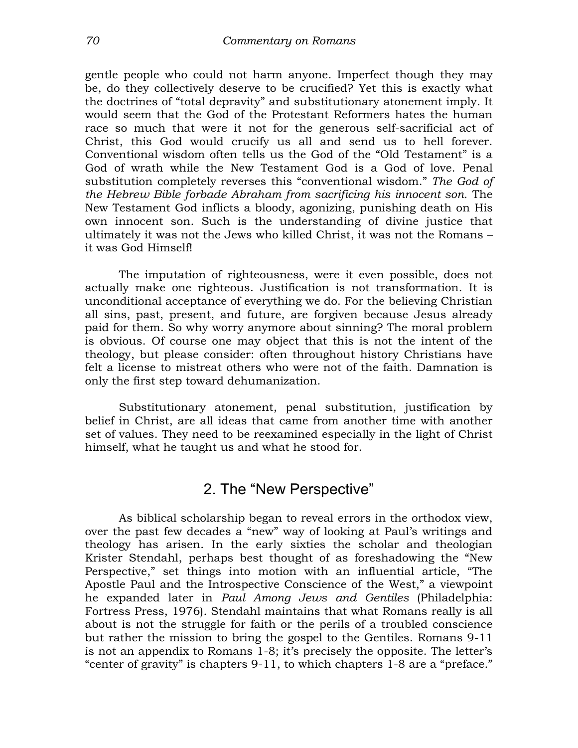gentle people who could not harm anyone. Imperfect though they may be, do they collectively deserve to be crucified? Yet this is exactly what the doctrines of "total depravity" and substitutionary atonement imply. It would seem that the God of the Protestant Reformers hates the human race so much that were it not for the generous self-sacrificial act of Christ, this God would crucify us all and send us to hell forever. Conventional wisdom often tells us the God of the "Old Testament" is a God of wrath while the New Testament God is a God of love. Penal substitution completely reverses this "conventional wisdom." *The God of the Hebrew Bible forbade Abraham from sacrificing his innocent son.* The New Testament God inflicts a bloody, agonizing, punishing death on His own innocent son. Such is the understanding of divine justice that ultimately it was not the Jews who killed Christ, it was not the Romans – it was God Himself!

The imputation of righteousness, were it even possible, does not actually make one righteous. Justification is not transformation. It is unconditional acceptance of everything we do. For the believing Christian all sins, past, present, and future, are forgiven because Jesus already paid for them. So why worry anymore about sinning? The moral problem is obvious. Of course one may object that this is not the intent of the theology, but please consider: often throughout history Christians have felt a license to mistreat others who were not of the faith. Damnation is only the first step toward dehumanization.

Substitutionary atonement, penal substitution, justification by belief in Christ, are all ideas that came from another time with another set of values. They need to be reexamined especially in the light of Christ himself, what he taught us and what he stood for.

## 2. The "New Perspective"

As biblical scholarship began to reveal errors in the orthodox view, over the past few decades a "new" way of looking at Paul's writings and theology has arisen. In the early sixties the scholar and theologian Krister Stendahl, perhaps best thought of as foreshadowing the "New Perspective," set things into motion with an influential article, "The Apostle Paul and the Introspective Conscience of the West," a viewpoint he expanded later in *Paul Among Jews and Gentiles* (Philadelphia: Fortress Press, 1976). Stendahl maintains that what Romans really is all about is not the struggle for faith or the perils of a troubled conscience but rather the mission to bring the gospel to the Gentiles. Romans 9-11 is not an appendix to Romans 1-8; it's precisely the opposite. The letter's "center of gravity" is chapters 9-11, to which chapters 1-8 are a "preface."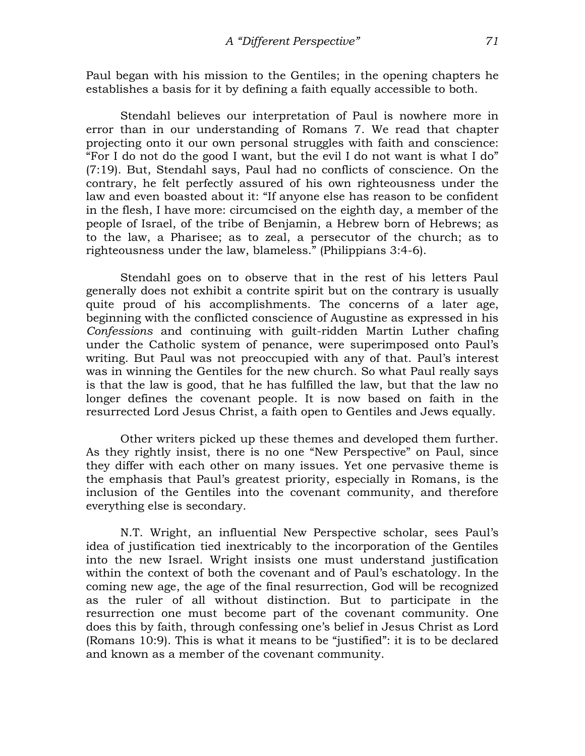Paul began with his mission to the Gentiles; in the opening chapters he establishes a basis for it by defining a faith equally accessible to both.

Stendahl believes our interpretation of Paul is nowhere more in error than in our understanding of Romans 7. We read that chapter projecting onto it our own personal struggles with faith and conscience: "For I do not do the good I want, but the evil I do not want is what I do" (7:19). But, Stendahl says, Paul had no conflicts of conscience. On the contrary, he felt perfectly assured of his own righteousness under the law and even boasted about it: "If anyone else has reason to be confident in the flesh, I have more: circumcised on the eighth day, a member of the people of Israel, of the tribe of Benjamin, a Hebrew born of Hebrews; as to the law, a Pharisee; as to zeal, a persecutor of the church; as to righteousness under the law, blameless." (Philippians 3:4-6).

Stendahl goes on to observe that in the rest of his letters Paul generally does not exhibit a contrite spirit but on the contrary is usually quite proud of his accomplishments. The concerns of a later age, beginning with the conflicted conscience of Augustine as expressed in his *Confessions* and continuing with guilt-ridden Martin Luther chafing under the Catholic system of penance, were superimposed onto Paul's writing. But Paul was not preoccupied with any of that. Paul's interest was in winning the Gentiles for the new church. So what Paul really says is that the law is good, that he has fulfilled the law, but that the law no longer defines the covenant people. It is now based on faith in the resurrected Lord Jesus Christ, a faith open to Gentiles and Jews equally.

Other writers picked up these themes and developed them further. As they rightly insist, there is no one "New Perspective" on Paul, since they differ with each other on many issues. Yet one pervasive theme is the emphasis that Paul's greatest priority, especially in Romans, is the inclusion of the Gentiles into the covenant community, and therefore everything else is secondary.

N.T. Wright, an influential New Perspective scholar, sees Paul's idea of justification tied inextricably to the incorporation of the Gentiles into the new Israel. Wright insists one must understand justification within the context of both the covenant and of Paul's eschatology. In the coming new age, the age of the final resurrection, God will be recognized as the ruler of all without distinction. But to participate in the resurrection one must become part of the covenant community. One does this by faith, through confessing one's belief in Jesus Christ as Lord (Romans 10:9). This is what it means to be "justified": it is to be declared and known as a member of the covenant community.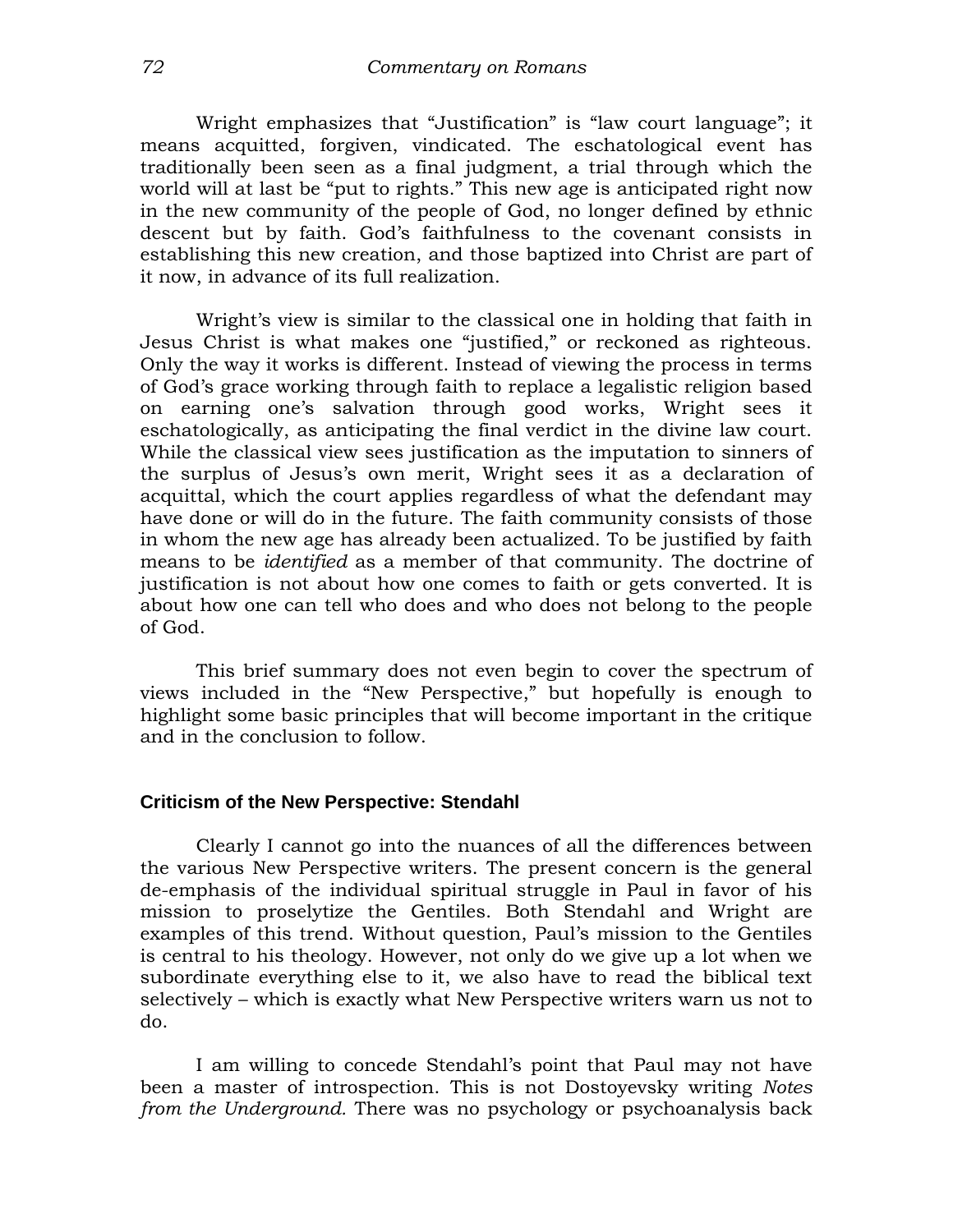Wright emphasizes that “Justification” is “law court language”; it means acquitted, forgiven, vindicated. The eschatological event has traditionally been seen as a final judgment, a trial through which the world will at last be “put to rights.” This new age is anticipated right now in the new community of the people of God, no longer defined by ethnic descent but by faith. God’s faithfulness to the covenant consists in establishing this new creation, and those baptized into Christ are part of it now, in advance of its full realization.

Wright’s view is similar to the classical one in holding that faith in Jesus Christ is what makes one “justified,” or reckoned as righteous. Only the way it works is different. Instead of viewing the process in terms of God’s grace working through faith to replace a legalistic religion based on earning one’s salvation through good works, Wright sees it eschatologically, as anticipating the final verdict in the divine law court. While the classical view sees justification as the imputation to sinners of the surplus of Jesus’s own merit, Wright sees it as a declaration of acquittal, which the court applies regardless of what the defendant may have done or will do in the future. The faith community consists of those in whom the new age has already been actualized. To be justified by faith means to be *identified* as a member of that community. The doctrine of justification is not about how one comes to faith or gets converted. It is about how one can tell who does and who does not belong to the people of God.

This brief summary does not even begin to cover the spectrum of views included in the “New Perspective,” but hopefully is enough to highlight some basic principles that will become important in the critique and in the conclusion to follow.

### Criticism of the New Perspective: Stendahl

Clearly I cannot go into the nuances of all the differences between the various New Perspective writers. The present concern is the general de-emphasis of the individual spiritual struggle in Paul in favor of his mission to proselytize the Gentiles. Both Stendahl and Wright are examples of this trend. Without question, Paul’s mission to the Gentiles is central to his theology. However, not only do we give up a lot when we subordinate everything else to it, we also have to read the biblical text selectively – which is exactly what New Perspective writers warn us not to do.

I am willing to concede Stendahl’s point that Paul may not have been a master of introspection. This is not Dostoyevsky writing *Notes from the Underground.* There was no psychology or psychoanalysis back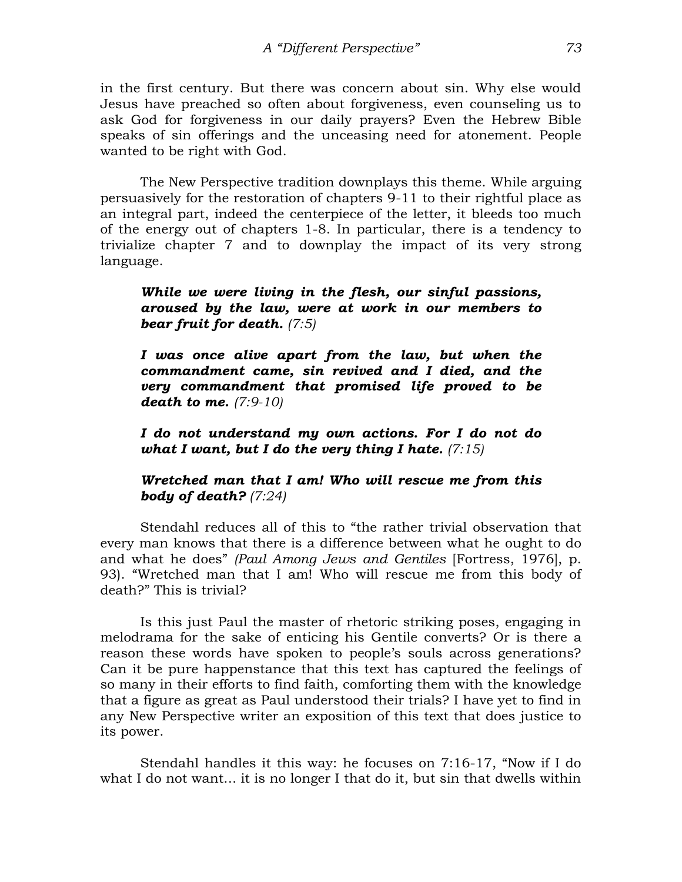in the first century. But there was concern about sin. Why else would Jesus have preached so often about forgiveness, even counseling us to ask God for forgiveness in our daily prayers? Even the Hebrew Bible speaks of sin offerings and the unceasing need for atonement. People wanted to be right with God.

The New Perspective tradition downplays this theme. While arguing persuasively for the restoration of chapters 9-11 to their rightful place as an integral part, indeed the centerpiece of the letter, it bleeds too much of the energy out of chapters 1-8. In particular, there is a tendency to trivialize chapter 7 and to downplay the impact of its very strong language.

> ***While we were living in the flesh, our sinful passions, aroused by the law, were at work in our members to bear fruit for death.*** *(7:5)*
>
> ***I was once alive apart from the law, but when the commandment came, sin revived and I died, and the very commandment that promised life proved to be death to me.*** *(7:9-10)*
>
> ***I do not understand my own actions. For I do not do what I want, but I do the very thing I hate.*** *(7:15)*
>
> ***Wretched man that I am! Who will rescue me from this body of death?*** *(7:24)*

Stendahl reduces all of this to "the rather trivial observation that every man knows that there is a difference between what he ought to do and what he does" *(Paul Among Jews and Gentiles* [Fortress, 1976], p. 93). "Wretched man that I am! Who will rescue me from this body of death?" This is trivial?

Is this just Paul the master of rhetoric striking poses, engaging in melodrama for the sake of enticing his Gentile converts? Or is there a reason these words have spoken to people's souls across generations? Can it be pure happenstance that this text has captured the feelings of so many in their efforts to find faith, comforting them with the knowledge that a figure as great as Paul understood their trials? I have yet to find in any New Perspective writer an exposition of this text that does justice to its power.

Stendahl handles it this way: he focuses on 7:16-17, "Now if I do what I do not want... it is no longer I that do it, but sin that dwells within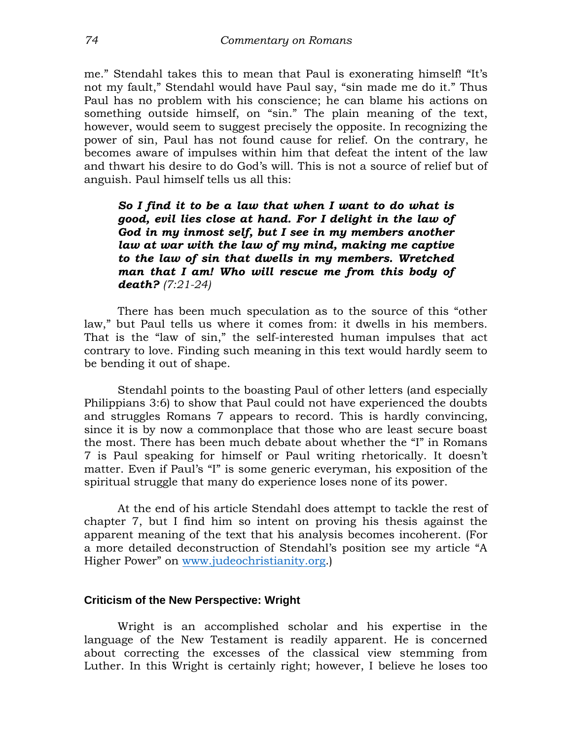me.” Stendahl takes this to mean that Paul is exonerating himself! “It's not my fault,” Stendahl would have Paul say, “sin made me do it.” Thus Paul has no problem with his conscience; he can blame his actions on something outside himself, on “sin.” The plain meaning of the text, however, would seem to suggest precisely the opposite. In recognizing the power of sin, Paul has not found cause for relief. On the contrary, he becomes aware of impulses within him that defeat the intent of the law and thwart his desire to do God's will. This is not a source of relief but of anguish. Paul himself tells us all this:

> ***So I find it to be a law that when I want to do what is good, evil lies close at hand. For I delight in the law of God in my inmost self, but I see in my members another law at war with the law of my mind, making me captive to the law of sin that dwells in my members. Wretched man that I am! Who will rescue me from this body of death?*** *(7:21-24)*

There has been much speculation as to the source of this “other law,” but Paul tells us where it comes from: it dwells in his members. That is the “law of sin,” the self-interested human impulses that act contrary to love. Finding such meaning in this text would hardly seem to be bending it out of shape.

Stendahl points to the boasting Paul of other letters (and especially Philippians 3:6) to show that Paul could not have experienced the doubts and struggles Romans 7 appears to record. This is hardly convincing, since it is by now a commonplace that those who are least secure boast the most. There has been much debate about whether the “I” in Romans 7 is Paul speaking for himself or Paul writing rhetorically. It doesn't matter. Even if Paul's “I” is some generic everyman, his exposition of the spiritual struggle that many do experience loses none of its power.

At the end of his article Stendahl does attempt to tackle the rest of chapter 7, but I find him so intent on proving his thesis against the apparent meaning of the text that his analysis becomes incoherent. (For a more detailed deconstruction of Stendahl's position see my article “A Higher Power” on [www.judeochristianity.org](http://www.judeochristianity.org).)

### Criticism of the New Perspective: Wright

Wright is an accomplished scholar and his expertise in the language of the New Testament is readily apparent. He is concerned about correcting the excesses of the classical view stemming from Luther. In this Wright is certainly right; however, I believe he loses too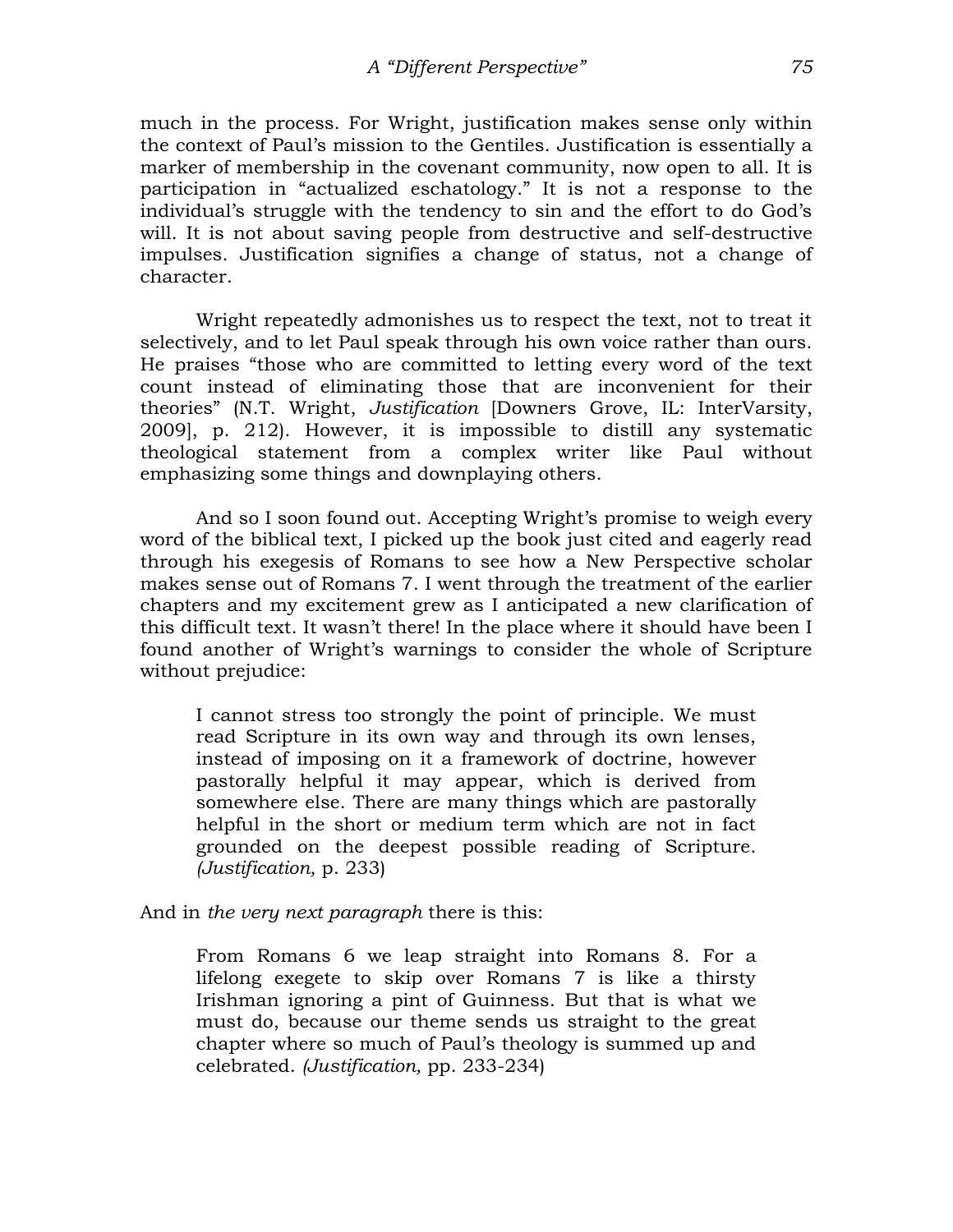much in the process. For Wright, justification makes sense only within the context of Paul's mission to the Gentiles. Justification is essentially a marker of membership in the covenant community, now open to all. It is participation in "actualized eschatology." It is not a response to the individual's struggle with the tendency to sin and the effort to do God's will. It is not about saving people from destructive and self-destructive impulses. Justification signifies a change of status, not a change of character.

Wright repeatedly admonishes us to respect the text, not to treat it selectively, and to let Paul speak through his own voice rather than ours. He praises "those who are committed to letting every word of the text count instead of eliminating those that are inconvenient for their theories" (N.T. Wright, *Justification* [Downers Grove, IL: InterVarsity, 2009], p. 212). However, it is impossible to distill any systematic theological statement from a complex writer like Paul without emphasizing some things and downplaying others.

And so I soon found out. Accepting Wright's promise to weigh every word of the biblical text, I picked up the book just cited and eagerly read through his exegesis of Romans to see how a New Perspective scholar makes sense out of Romans 7. I went through the treatment of the earlier chapters and my excitement grew as I anticipated a new clarification of this difficult text. It wasn't there! In the place where it should have been I found another of Wright's warnings to consider the whole of Scripture without prejudice:

> I cannot stress too strongly the point of principle. We must read Scripture in its own way and through its own lenses, instead of imposing on it a framework of doctrine, however pastorally helpful it may appear, which is derived from somewhere else. There are many things which are pastorally helpful in the short or medium term which are not in fact grounded on the deepest possible reading of Scripture. *(Justification,* p. 233)

And in *the very next paragraph* there is this:

> From Romans 6 we leap straight into Romans 8. For a lifelong exegete to skip over Romans 7 is like a thirsty Irishman ignoring a pint of Guinness. But that is what we must do, because our theme sends us straight to the great chapter where so much of Paul's theology is summed up and celebrated. *(Justification,* pp. 233-234)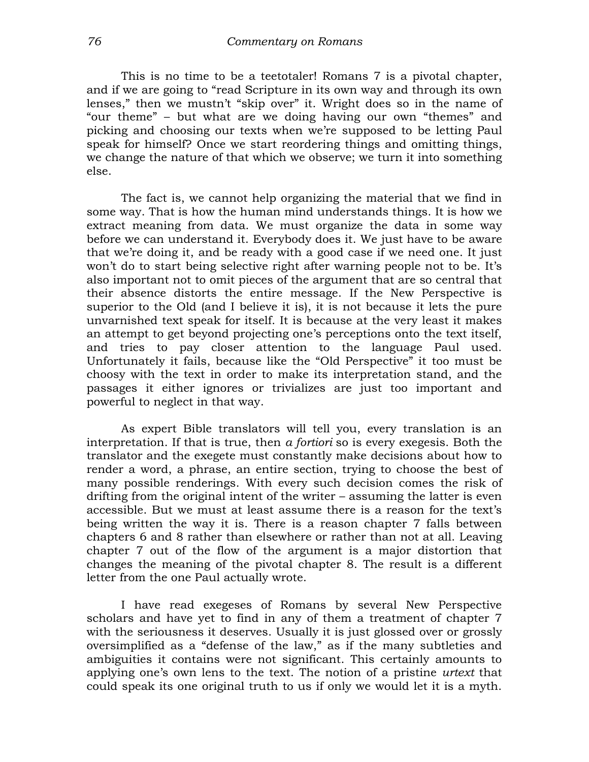This is no time to be a teetotaler! Romans 7 is a pivotal chapter, and if we are going to "read Scripture in its own way and through its own lenses," then we mustn't "skip over" it. Wright does so in the name of "our theme" – but what are we doing having our own "themes" and picking and choosing our texts when we're supposed to be letting Paul speak for himself? Once we start reordering things and omitting things, we change the nature of that which we observe; we turn it into something else.

The fact is, we cannot help organizing the material that we find in some way. That is how the human mind understands things. It is how we extract meaning from data. We must organize the data in some way before we can understand it. Everybody does it. We just have to be aware that we're doing it, and be ready with a good case if we need one. It just won't do to start being selective right after warning people not to be. It's also important not to omit pieces of the argument that are so central that their absence distorts the entire message. If the New Perspective is superior to the Old (and I believe it is), it is not because it lets the pure unvarnished text speak for itself. It is because at the very least it makes an attempt to get beyond projecting one's perceptions onto the text itself, and tries to pay closer attention to the language Paul used. Unfortunately it fails, because like the "Old Perspective" it too must be choosy with the text in order to make its interpretation stand, and the passages it either ignores or trivializes are just too important and powerful to neglect in that way.

As expert Bible translators will tell you, every translation is an interpretation. If that is true, then *a fortiori* so is every exegesis. Both the translator and the exegete must constantly make decisions about how to render a word, a phrase, an entire section, trying to choose the best of many possible renderings. With every such decision comes the risk of drifting from the original intent of the writer – assuming the latter is even accessible. But we must at least assume there is a reason for the text's being written the way it is. There is a reason chapter 7 falls between chapters 6 and 8 rather than elsewhere or rather than not at all. Leaving chapter 7 out of the flow of the argument is a major distortion that changes the meaning of the pivotal chapter 8. The result is a different letter from the one Paul actually wrote.

I have read exegeses of Romans by several New Perspective scholars and have yet to find in any of them a treatment of chapter 7 with the seriousness it deserves. Usually it is just glossed over or grossly oversimplified as a "defense of the law," as if the many subtleties and ambiguities it contains were not significant. This certainly amounts to applying one's own lens to the text. The notion of a pristine *urtext* that could speak its one original truth to us if only we would let it is a myth.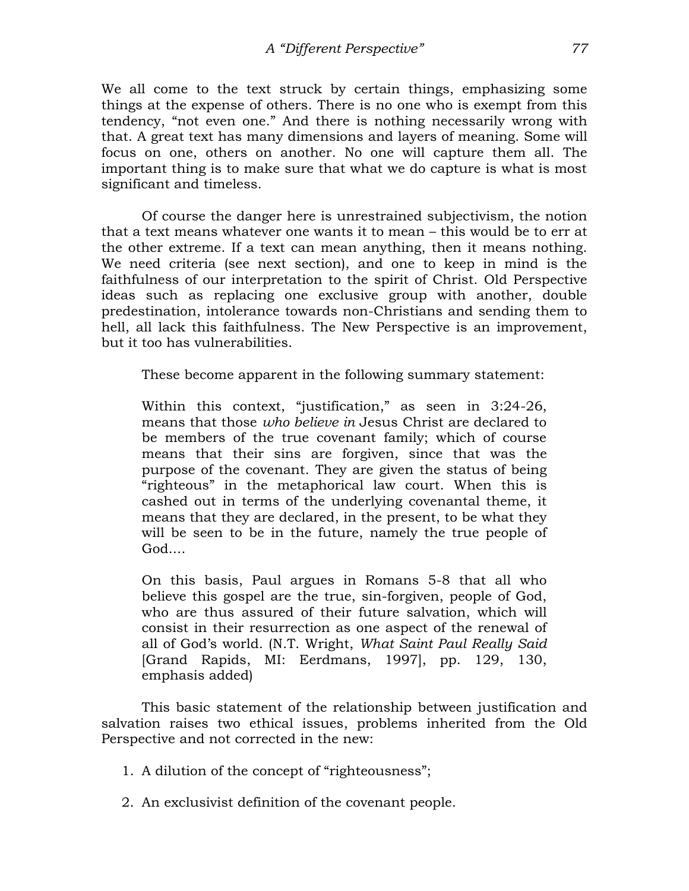We all come to the text struck by certain things, emphasizing some things at the expense of others. There is no one who is exempt from this tendency, "not even one." And there is nothing necessarily wrong with that. A great text has many dimensions and layers of meaning. Some will focus on one, others on another. No one will capture them all. The important thing is to make sure that what we do capture is what is most significant and timeless.

Of course the danger here is unrestrained subjectivism, the notion that a text means whatever one wants it to mean – this would be to err at the other extreme. If a text can mean anything, then it means nothing. We need criteria (see next section), and one to keep in mind is the faithfulness of our interpretation to the spirit of Christ. Old Perspective ideas such as replacing one exclusive group with another, double predestination, intolerance towards non-Christians and sending them to hell, all lack this faithfulness. The New Perspective is an improvement, but it too has vulnerabilities.

These become apparent in the following summary statement:

> Within this context, "justification," as seen in 3:24-26, means that those *who believe in* Jesus Christ are declared to be members of the true covenant family; which of course means that their sins are forgiven, since that was the purpose of the covenant. They are given the status of being "righteous" in the metaphorical law court. When this is cashed out in terms of the underlying covenantal theme, it means that they are declared, in the present, to be what they will be seen to be in the future, namely the true people of God....
>
> On this basis, Paul argues in Romans 5-8 that all who believe this gospel are the true, sin-forgiven, people of God, who are thus assured of their future salvation, which will consist in their resurrection as one aspect of the renewal of all of God's world. (N.T. Wright, *What Saint Paul Really Said* [Grand Rapids, MI: Eerdmans, 1997], pp. 129, 130, emphasis added)

This basic statement of the relationship between justification and salvation raises two ethical issues, problems inherited from the Old Perspective and not corrected in the new:

1. A dilution of the concept of "righteousness";
2. An exclusivist definition of the covenant people.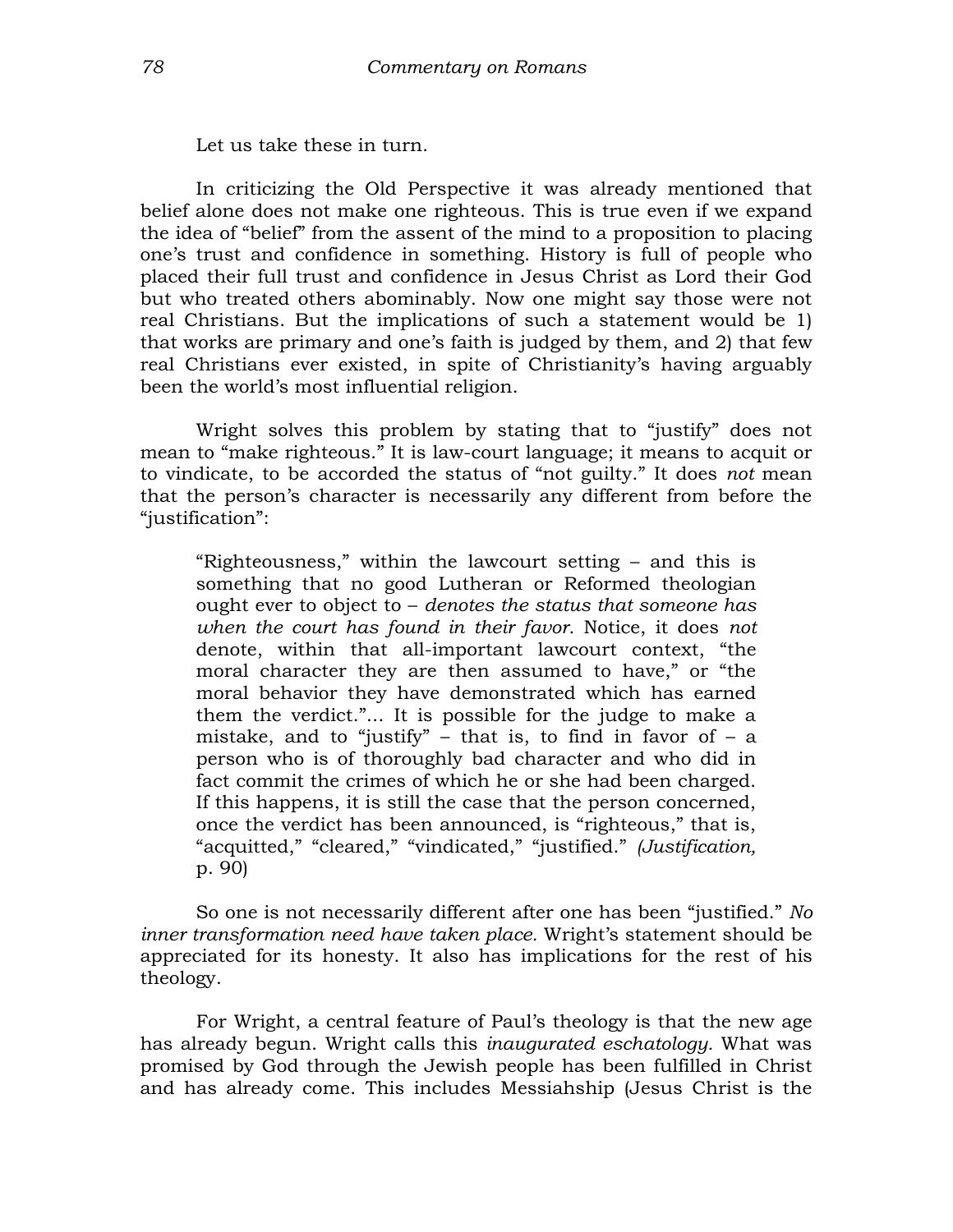Let us take these in turn.

In criticizing the Old Perspective it was already mentioned that belief alone does not make one righteous. This is true even if we expand the idea of "belief" from the assent of the mind to a proposition to placing one's trust and confidence in something. History is full of people who placed their full trust and confidence in Jesus Christ as Lord their God but who treated others abominably. Now one might say those were not real Christians. But the implications of such a statement would be 1) that works are primary and one's faith is judged by them, and 2) that few real Christians ever existed, in spite of Christianity's having arguably been the world's most influential religion.

Wright solves this problem by stating that to "justify" does not mean to "make righteous." It is law-court language; it means to acquit or to vindicate, to be accorded the status of "not guilty." It does *not* mean that the person's character is necessarily any different from before the "justification":

> "Righteousness," within the lawcourt setting – and this is something that no good Lutheran or Reformed theologian ought ever to object to – *denotes the status that someone has when the court has found in their favor.* Notice, it does *not* denote, within that all-important lawcourt context, "the moral character they are then assumed to have," or "the moral behavior they have demonstrated which has earned them the verdict."... It is possible for the judge to make a mistake, and to "justify" – that is, to find in favor of – a person who is of thoroughly bad character and who did in fact commit the crimes of which he or she had been charged. If this happens, it is still the case that the person concerned, once the verdict has been announced, is "righteous," that is, "acquitted," "cleared," "vindicated," "justified." *(Justification,* p. 90)

So one is not necessarily different after one has been "justified." *No inner transformation need have taken place.* Wright's statement should be appreciated for its honesty. It also has implications for the rest of his theology.

For Wright, a central feature of Paul's theology is that the new age has already begun. Wright calls this *inaugurated eschatology*. What was promised by God through the Jewish people has been fulfilled in Christ and has already come. This includes Messiahship (Jesus Christ is the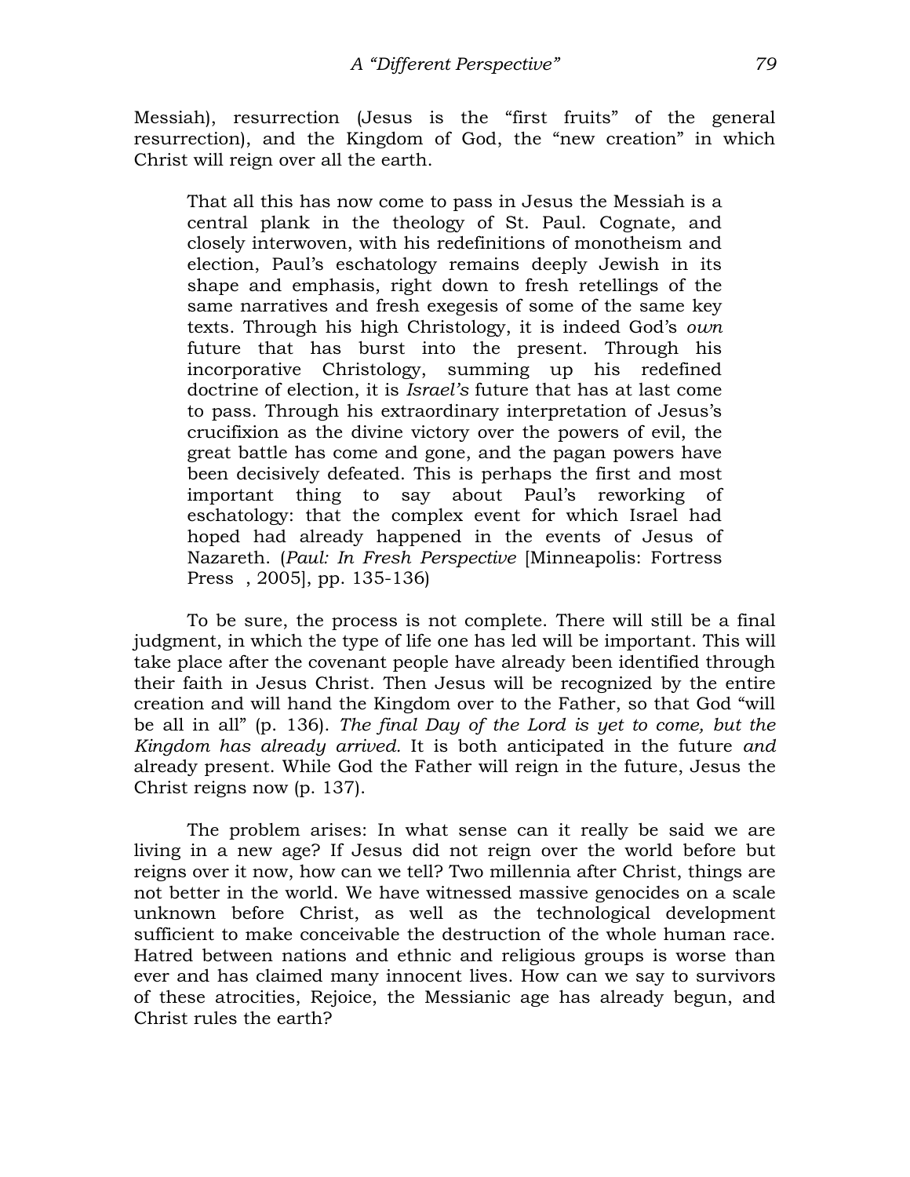Messiah), resurrection (Jesus is the "first fruits" of the general resurrection), and the Kingdom of God, the "new creation" in which Christ will reign over all the earth.

> That all this has now come to pass in Jesus the Messiah is a central plank in the theology of St. Paul. Cognate, and closely interwoven, with his redefinitions of monotheism and election, Paul's eschatology remains deeply Jewish in its shape and emphasis, right down to fresh retellings of the same narratives and fresh exegesis of some of the same key texts. Through his high Christology, it is indeed God's *own* future that has burst into the present. Through his incorporative Christology, summing up his redefined doctrine of election, it is *Israel's* future that has at last come to pass. Through his extraordinary interpretation of Jesus's crucifixion as the divine victory over the powers of evil, the great battle has come and gone, and the pagan powers have been decisively defeated. This is perhaps the first and most important thing to say about Paul's reworking of eschatology: that the complex event for which Israel had hoped had already happened in the events of Jesus of Nazareth. (*Paul: In Fresh Perspective* [Minneapolis: Fortress Press , 2005], pp. 135-136)

To be sure, the process is not complete. There will still be a final judgment, in which the type of life one has led will be important. This will take place after the covenant people have already been identified through their faith in Jesus Christ. Then Jesus will be recognized by the entire creation and will hand the Kingdom over to the Father, so that God "will be all in all" (p. 136). *The final Day of the Lord is yet to come, but the Kingdom has already arrived.* It is both anticipated in the future *and* already present. While God the Father will reign in the future, Jesus the Christ reigns now (p. 137).

The problem arises: In what sense can it really be said we are living in a new age? If Jesus did not reign over the world before but reigns over it now, how can we tell? Two millennia after Christ, things are not better in the world. We have witnessed massive genocides on a scale unknown before Christ, as well as the technological development sufficient to make conceivable the destruction of the whole human race. Hatred between nations and ethnic and religious groups is worse than ever and has claimed many innocent lives. How can we say to survivors of these atrocities, Rejoice, the Messianic age has already begun, and Christ rules the earth?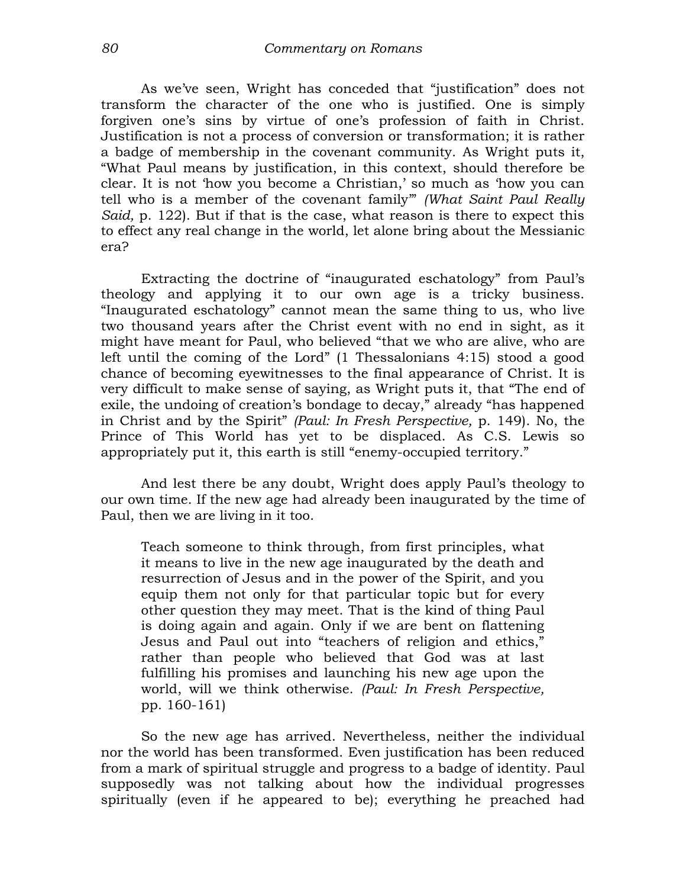As we've seen, Wright has conceded that "justification" does not transform the character of the one who is justified. One is simply forgiven one's sins by virtue of one's profession of faith in Christ. Justification is not a process of conversion or transformation; it is rather a badge of membership in the covenant community. As Wright puts it, "What Paul means by justification, in this context, should therefore be clear. It is not 'how you become a Christian,' so much as 'how you can tell who is a member of the covenant family'" *(What Saint Paul Really Said,* p. 122). But if that is the case, what reason is there to expect this to effect any real change in the world, let alone bring about the Messianic era?

Extracting the doctrine of "inaugurated eschatology" from Paul's theology and applying it to our own age is a tricky business. "Inaugurated eschatology" cannot mean the same thing to us, who live two thousand years after the Christ event with no end in sight, as it might have meant for Paul, who believed "that we who are alive, who are left until the coming of the Lord" (1 Thessalonians 4:15) stood a good chance of becoming eyewitnesses to the final appearance of Christ. It is very difficult to make sense of saying, as Wright puts it, that "The end of exile, the undoing of creation's bondage to decay," already "has happened in Christ and by the Spirit" *(Paul: In Fresh Perspective,* p. 149). No, the Prince of This World has yet to be displaced. As C.S. Lewis so appropriately put it, this earth is still "enemy-occupied territory."

And lest there be any doubt, Wright does apply Paul's theology to our own time. If the new age had already been inaugurated by the time of Paul, then we are living in it too.

> Teach someone to think through, from first principles, what it means to live in the new age inaugurated by the death and resurrection of Jesus and in the power of the Spirit, and you equip them not only for that particular topic but for every other question they may meet. That is the kind of thing Paul is doing again and again. Only if we are bent on flattening Jesus and Paul out into "teachers of religion and ethics," rather than people who believed that God was at last fulfilling his promises and launching his new age upon the world, will we think otherwise. *(Paul: In Fresh Perspective,* pp. 160-161)

So the new age has arrived. Nevertheless, neither the individual nor the world has been transformed. Even justification has been reduced from a mark of spiritual struggle and progress to a badge of identity. Paul supposedly was not talking about how the individual progresses spiritually (even if he appeared to be); everything he preached had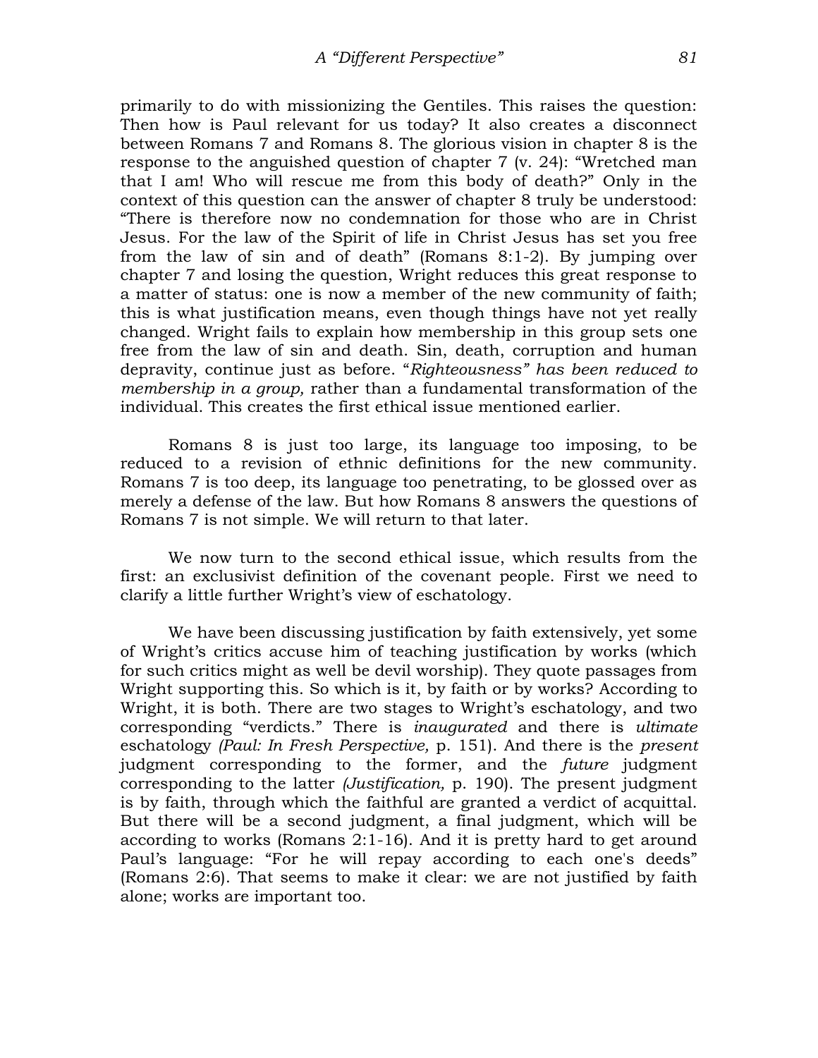primarily to do with missionizing the Gentiles. This raises the question: Then how is Paul relevant for us today? It also creates a disconnect between Romans 7 and Romans 8. The glorious vision in chapter 8 is the response to the anguished question of chapter 7 (v. 24): "Wretched man that I am! Who will rescue me from this body of death?" Only in the context of this question can the answer of chapter 8 truly be understood: "There is therefore now no condemnation for those who are in Christ Jesus. For the law of the Spirit of life in Christ Jesus has set you free from the law of sin and of death" (Romans 8:1-2). By jumping over chapter 7 and losing the question, Wright reduces this great response to a matter of status: one is now a member of the new community of faith; this is what justification means, even though things have not yet really changed. Wright fails to explain how membership in this group sets one free from the law of sin and death. Sin, death, corruption and human depravity, continue just as before. "*Righteousness" has been reduced to membership in a group,* rather than a fundamental transformation of the individual. This creates the first ethical issue mentioned earlier.

Romans 8 is just too large, its language too imposing, to be reduced to a revision of ethnic definitions for the new community. Romans 7 is too deep, its language too penetrating, to be glossed over as merely a defense of the law. But how Romans 8 answers the questions of Romans 7 is not simple. We will return to that later.

We now turn to the second ethical issue, which results from the first: an exclusivist definition of the covenant people. First we need to clarify a little further Wright's view of eschatology.

We have been discussing justification by faith extensively, yet some of Wright's critics accuse him of teaching justification by works (which for such critics might as well be devil worship). They quote passages from Wright supporting this. So which is it, by faith or by works? According to Wright, it is both. There are two stages to Wright's eschatology, and two corresponding "verdicts." There is *inaugurated* and there is *ultimate* eschatology *(Paul: In Fresh Perspective,* p. 151). And there is the *present* judgment corresponding to the former, and the *future* judgment corresponding to the latter *(Justification,* p. 190). The present judgment is by faith, through which the faithful are granted a verdict of acquittal. But there will be a second judgment, a final judgment, which will be according to works (Romans 2:1-16). And it is pretty hard to get around Paul's language: "For he will repay according to each one's deeds" (Romans 2:6). That seems to make it clear: we are not justified by faith alone; works are important too.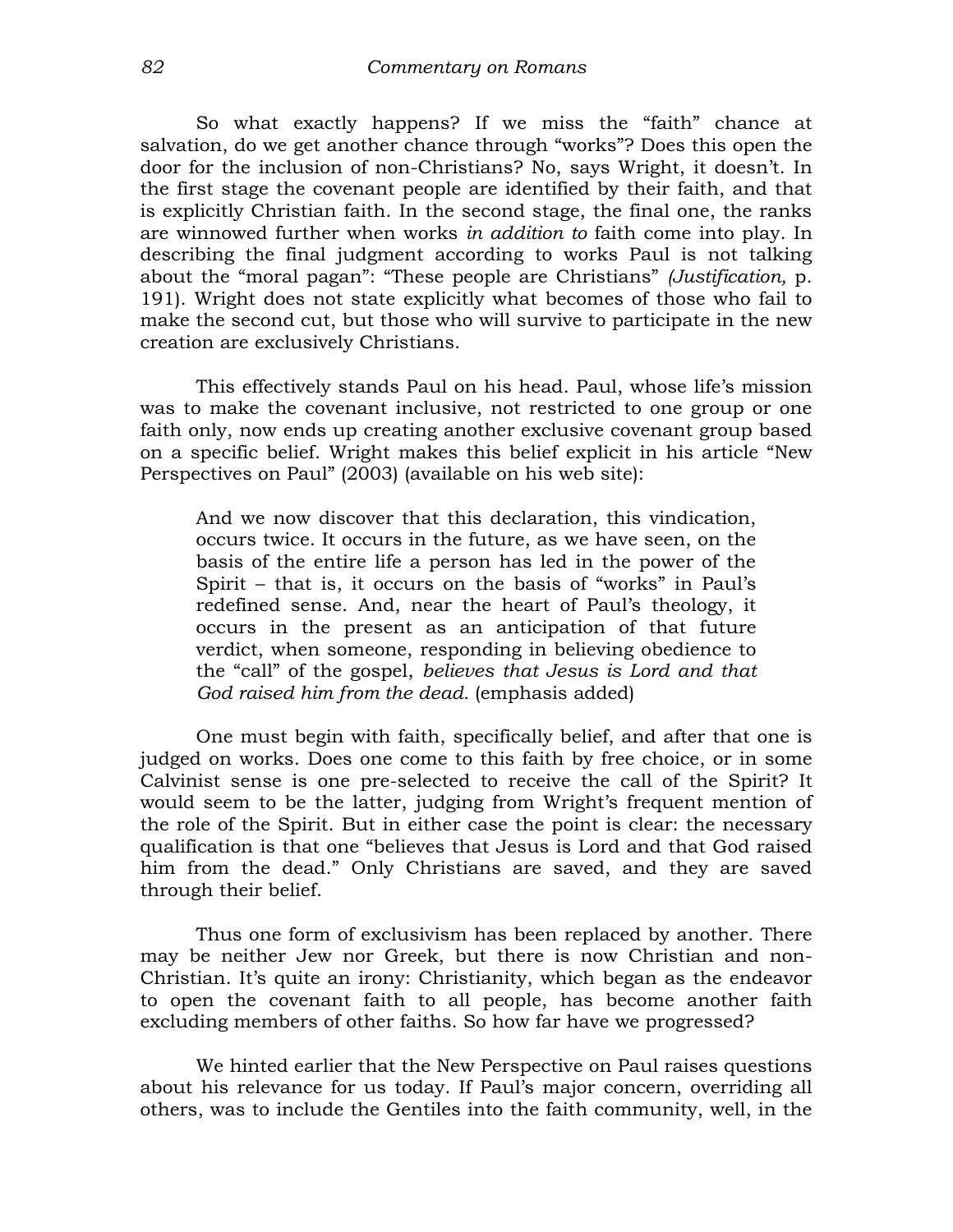So what exactly happens? If we miss the "faith" chance at salvation, do we get another chance through "works"? Does this open the door for the inclusion of non-Christians? No, says Wright, it doesn't. In the first stage the covenant people are identified by their faith, and that is explicitly Christian faith. In the second stage, the final one, the ranks are winnowed further when works *in addition to* faith come into play. In describing the final judgment according to works Paul is not talking about the "moral pagan": "These people are Christians" *(Justification,* p. 191). Wright does not state explicitly what becomes of those who fail to make the second cut, but those who will survive to participate in the new creation are exclusively Christians.

This effectively stands Paul on his head. Paul, whose life's mission was to make the covenant inclusive, not restricted to one group or one faith only, now ends up creating another exclusive covenant group based on a specific belief. Wright makes this belief explicit in his article "New Perspectives on Paul" (2003) (available on his web site):

> And we now discover that this declaration, this vindication, occurs twice. It occurs in the future, as we have seen, on the basis of the entire life a person has led in the power of the Spirit – that is, it occurs on the basis of "works" in Paul's redefined sense. And, near the heart of Paul's theology, it occurs in the present as an anticipation of that future verdict, when someone, responding in believing obedience to the "call" of the gospel, *believes that Jesus is Lord and that God raised him from the dead.* (emphasis added)

One must begin with faith, specifically belief, and after that one is judged on works. Does one come to this faith by free choice, or in some Calvinist sense is one pre-selected to receive the call of the Spirit? It would seem to be the latter, judging from Wright's frequent mention of the role of the Spirit. But in either case the point is clear: the necessary qualification is that one "believes that Jesus is Lord and that God raised him from the dead." Only Christians are saved, and they are saved through their belief.

Thus one form of exclusivism has been replaced by another. There may be neither Jew nor Greek, but there is now Christian and non-Christian. It's quite an irony: Christianity, which began as the endeavor to open the covenant faith to all people, has become another faith excluding members of other faiths. So how far have we progressed?

We hinted earlier that the New Perspective on Paul raises questions about his relevance for us today. If Paul's major concern, overriding all others, was to include the Gentiles into the faith community, well, in the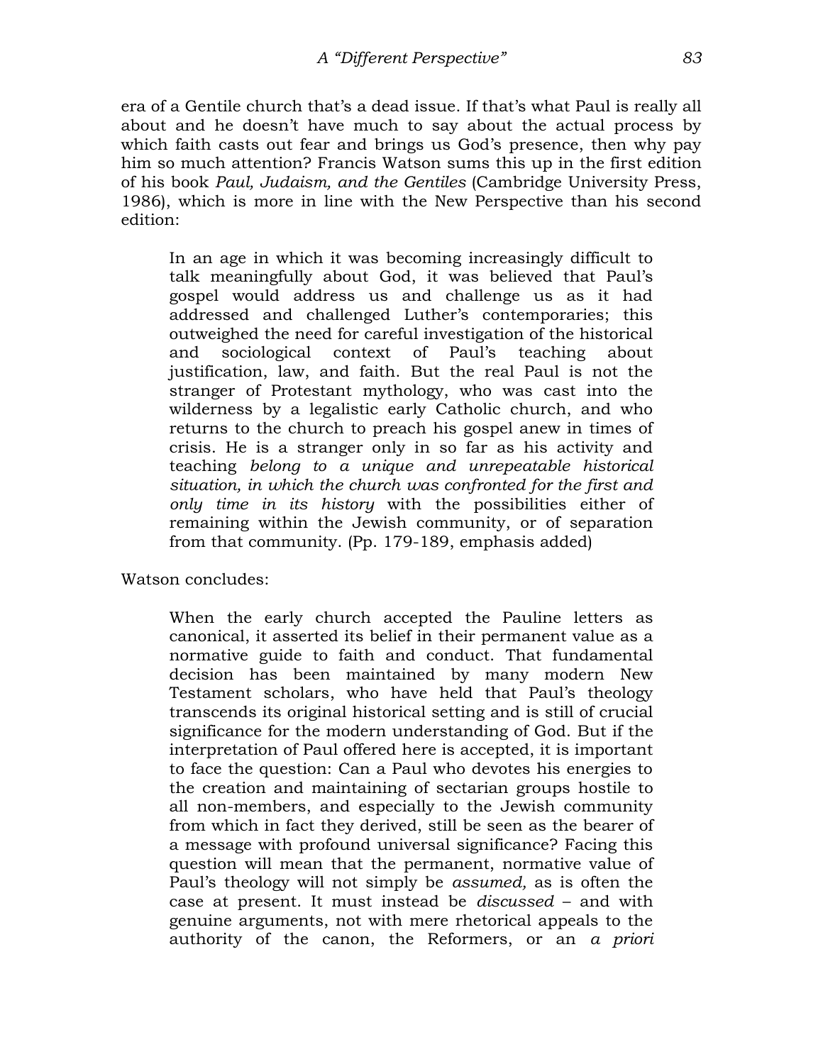era of a Gentile church that's a dead issue. If that's what Paul is really all about and he doesn't have much to say about the actual process by which faith casts out fear and brings us God's presence, then why pay him so much attention? Francis Watson sums this up in the first edition of his book *Paul, Judaism, and the Gentiles* (Cambridge University Press, 1986), which is more in line with the New Perspective than his second edition:

> In an age in which it was becoming increasingly difficult to talk meaningfully about God, it was believed that Paul's gospel would address us and challenge us as it had addressed and challenged Luther's contemporaries; this outweighed the need for careful investigation of the historical and sociological context of Paul's teaching about justification, law, and faith. But the real Paul is not the stranger of Protestant mythology, who was cast into the wilderness by a legalistic early Catholic church, and who returns to the church to preach his gospel anew in times of crisis. He is a stranger only in so far as his activity and teaching *belong to a unique and unrepeatable historical situation, in which the church was confronted for the first and only time in its history* with the possibilities either of remaining within the Jewish community, or of separation from that community. (Pp. 179-189, emphasis added)

Watson concludes:

> When the early church accepted the Pauline letters as canonical, it asserted its belief in their permanent value as a normative guide to faith and conduct. That fundamental decision has been maintained by many modern New Testament scholars, who have held that Paul's theology transcends its original historical setting and is still of crucial significance for the modern understanding of God. But if the interpretation of Paul offered here is accepted, it is important to face the question: Can a Paul who devotes his energies to the creation and maintaining of sectarian groups hostile to all non-members, and especially to the Jewish community from which in fact they derived, still be seen as the bearer of a message with profound universal significance? Facing this question will mean that the permanent, normative value of Paul's theology will not simply be *assumed,* as is often the case at present. It must instead be *discussed* – and with genuine arguments, not with mere rhetorical appeals to the authority of the canon, the Reformers, or an *a priori*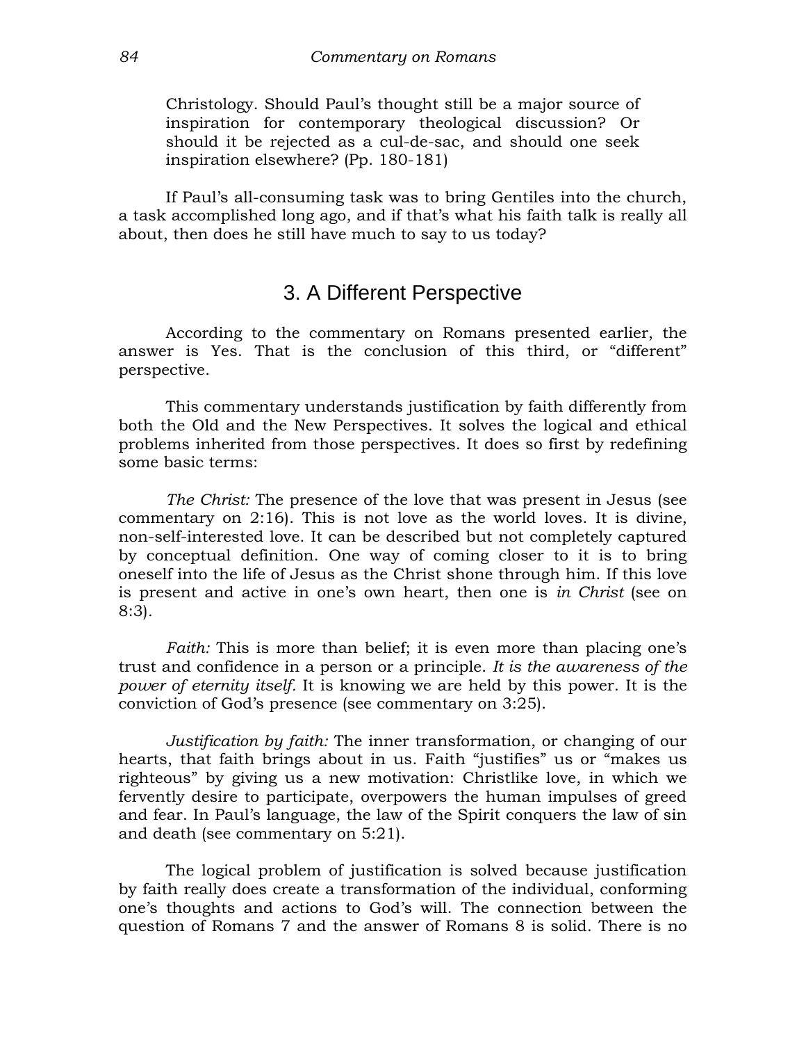> Christology. Should Paul's thought still be a major source of inspiration for contemporary theological discussion? Or should it be rejected as a cul-de-sac, and should one seek inspiration elsewhere? (Pp. 180-181)

If Paul's all-consuming task was to bring Gentiles into the church, a task accomplished long ago, and if that's what his faith talk is really all about, then does he still have much to say to us today?

## 3. A Different Perspective

According to the commentary on Romans presented earlier, the answer is Yes. That is the conclusion of this third, or "different" perspective.

This commentary understands justification by faith differently from both the Old and the New Perspectives. It solves the logical and ethical problems inherited from those perspectives. It does so first by redefining some basic terms:

*The Christ:* The presence of the love that was present in Jesus (see commentary on 2:16). This is not love as the world loves. It is divine, non-self-interested love. It can be described but not completely captured by conceptual definition. One way of coming closer to it is to bring oneself into the life of Jesus as the Christ shone through him. If this love is present and active in one's own heart, then one is *in Christ* (see on 8:3).

*Faith:* This is more than belief; it is even more than placing one's trust and confidence in a person or a principle. *It is the awareness of the power of eternity itself.* It is knowing we are held by this power. It is the conviction of God's presence (see commentary on 3:25).

*Justification by faith:* The inner transformation, or changing of our hearts, that faith brings about in us. Faith "justifies" us or "makes us righteous" by giving us a new motivation: Christlike love, in which we fervently desire to participate, overpowers the human impulses of greed and fear. In Paul's language, the law of the Spirit conquers the law of sin and death (see commentary on 5:21).

The logical problem of justification is solved because justification by faith really does create a transformation of the individual, conforming one's thoughts and actions to God's will. The connection between the question of Romans 7 and the answer of Romans 8 is solid. There is no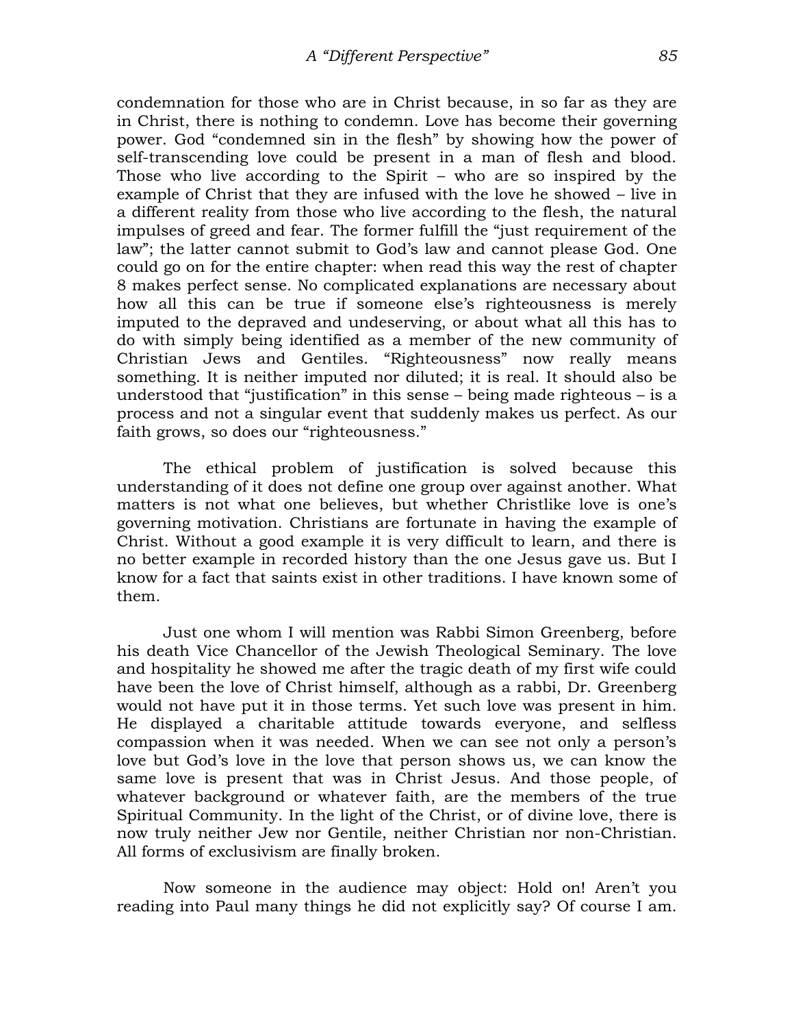condemnation for those who are in Christ because, in so far as they are in Christ, there is nothing to condemn. Love has become their governing power. God "condemned sin in the flesh" by showing how the power of self-transcending love could be present in a man of flesh and blood. Those who live according to the Spirit – who are so inspired by the example of Christ that they are infused with the love he showed – live in a different reality from those who live according to the flesh, the natural impulses of greed and fear. The former fulfill the "just requirement of the law"; the latter cannot submit to God's law and cannot please God. One could go on for the entire chapter: when read this way the rest of chapter 8 makes perfect sense. No complicated explanations are necessary about how all this can be true if someone else's righteousness is merely imputed to the depraved and undeserving, or about what all this has to do with simply being identified as a member of the new community of Christian Jews and Gentiles. "Righteousness" now really means something. It is neither imputed nor diluted; it is real. It should also be understood that "justification" in this sense – being made righteous – is a process and not a singular event that suddenly makes us perfect. As our faith grows, so does our "righteousness."

The ethical problem of justification is solved because this understanding of it does not define one group over against another. What matters is not what one believes, but whether Christlike love is one's governing motivation. Christians are fortunate in having the example of Christ. Without a good example it is very difficult to learn, and there is no better example in recorded history than the one Jesus gave us. But I know for a fact that saints exist in other traditions. I have known some of them.

Just one whom I will mention was Rabbi Simon Greenberg, before his death Vice Chancellor of the Jewish Theological Seminary. The love and hospitality he showed me after the tragic death of my first wife could have been the love of Christ himself, although as a rabbi, Dr. Greenberg would not have put it in those terms. Yet such love was present in him. He displayed a charitable attitude towards everyone, and selfless compassion when it was needed. When we can see not only a person's love but God's love in the love that person shows us, we can know the same love is present that was in Christ Jesus. And those people, of whatever background or whatever faith, are the members of the true Spiritual Community. In the light of the Christ, or of divine love, there is now truly neither Jew nor Gentile, neither Christian nor non-Christian. All forms of exclusivism are finally broken.

Now someone in the audience may object: Hold on! Aren't you reading into Paul many things he did not explicitly say? Of course I am.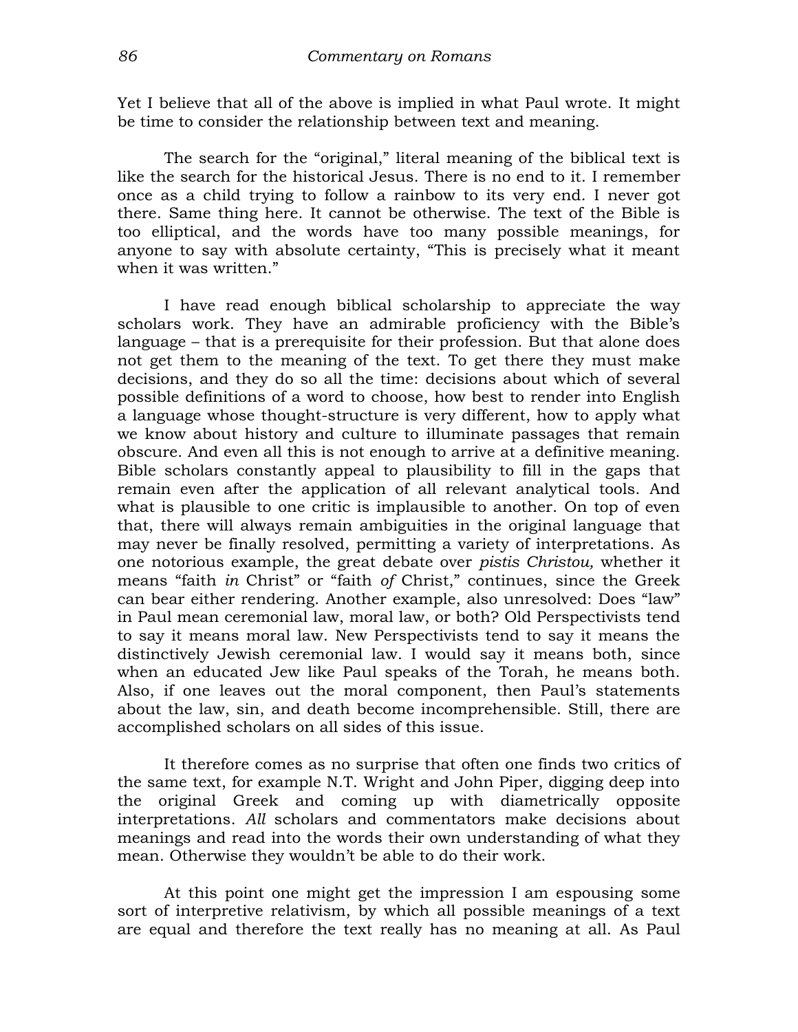Yet I believe that all of the above is implied in what Paul wrote. It might be time to consider the relationship between text and meaning.

The search for the "original," literal meaning of the biblical text is like the search for the historical Jesus. There is no end to it. I remember once as a child trying to follow a rainbow to its very end. I never got there. Same thing here. It cannot be otherwise. The text of the Bible is too elliptical, and the words have too many possible meanings, for anyone to say with absolute certainty, "This is precisely what it meant when it was written."

I have read enough biblical scholarship to appreciate the way scholars work. They have an admirable proficiency with the Bible's language – that is a prerequisite for their profession. But that alone does not get them to the meaning of the text. To get there they must make decisions, and they do so all the time: decisions about which of several possible definitions of a word to choose, how best to render into English a language whose thought-structure is very different, how to apply what we know about history and culture to illuminate passages that remain obscure. And even all this is not enough to arrive at a definitive meaning. Bible scholars constantly appeal to plausibility to fill in the gaps that remain even after the application of all relevant analytical tools. And what is plausible to one critic is implausible to another. On top of even that, there will always remain ambiguities in the original language that may never be finally resolved, permitting a variety of interpretations. As one notorious example, the great debate over *pistis Christou,* whether it means "faith *in* Christ" or "faith *of* Christ," continues, since the Greek can bear either rendering. Another example, also unresolved: Does "law" in Paul mean ceremonial law, moral law, or both? Old Perspectivists tend to say it means moral law. New Perspectivists tend to say it means the distinctively Jewish ceremonial law. I would say it means both, since when an educated Jew like Paul speaks of the Torah, he means both. Also, if one leaves out the moral component, then Paul's statements about the law, sin, and death become incomprehensible. Still, there are accomplished scholars on all sides of this issue.

It therefore comes as no surprise that often one finds two critics of the same text, for example N.T. Wright and John Piper, digging deep into the original Greek and coming up with diametrically opposite interpretations. *All* scholars and commentators make decisions about meanings and read into the words their own understanding of what they mean. Otherwise they wouldn't be able to do their work.

At this point one might get the impression I am espousing some sort of interpretive relativism, by which all possible meanings of a text are equal and therefore the text really has no meaning at all. As Paul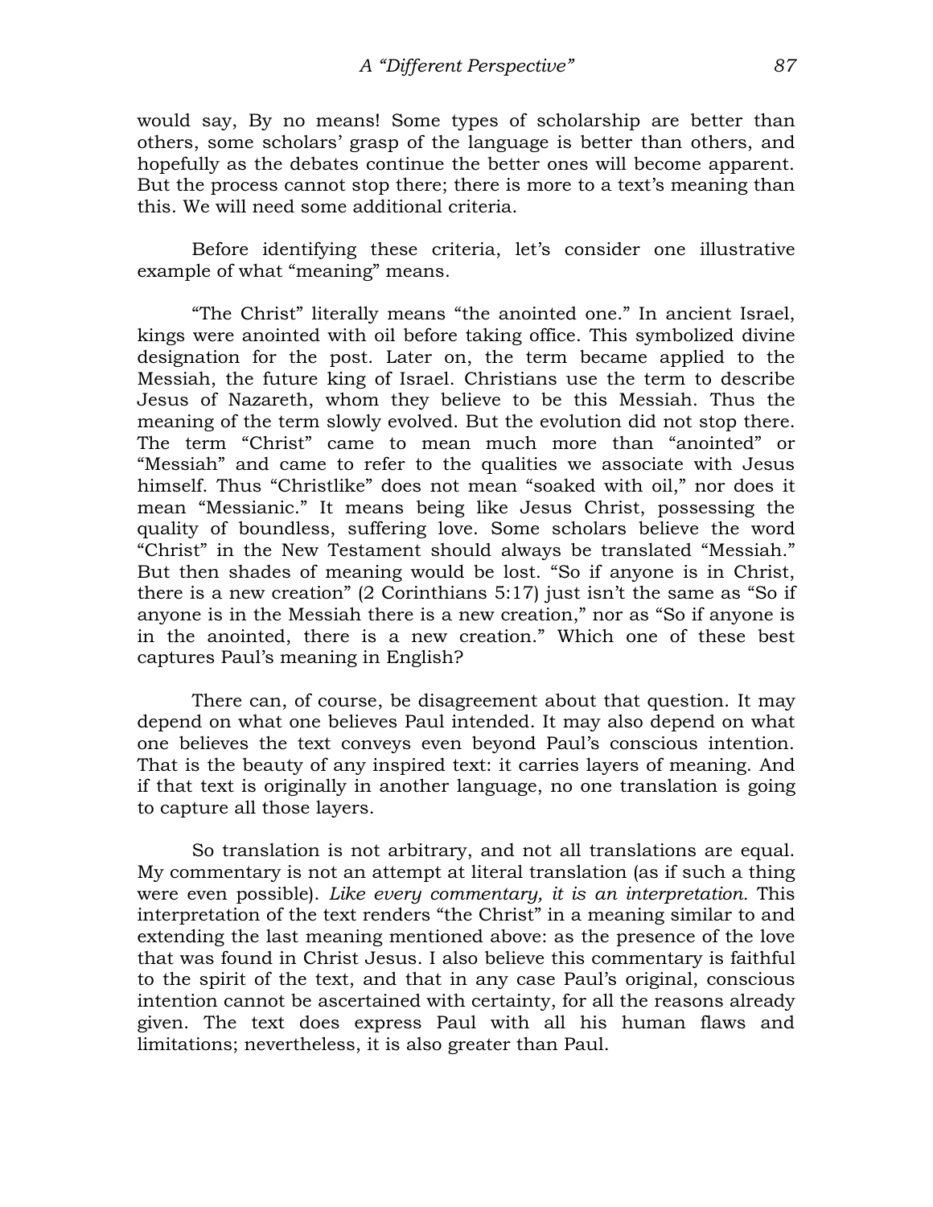would say, By no means! Some types of scholarship are better than others, some scholars' grasp of the language is better than others, and hopefully as the debates continue the better ones will become apparent. But the process cannot stop there; there is more to a text's meaning than this. We will need some additional criteria.

Before identifying these criteria, let's consider one illustrative example of what "meaning" means.

"The Christ" literally means "the anointed one." In ancient Israel, kings were anointed with oil before taking office. This symbolized divine designation for the post. Later on, the term became applied to the Messiah, the future king of Israel. Christians use the term to describe Jesus of Nazareth, whom they believe to be this Messiah. Thus the meaning of the term slowly evolved. But the evolution did not stop there. The term "Christ" came to mean much more than "anointed" or "Messiah" and came to refer to the qualities we associate with Jesus himself. Thus "Christlike" does not mean "soaked with oil," nor does it mean "Messianic." It means being like Jesus Christ, possessing the quality of boundless, suffering love. Some scholars believe the word "Christ" in the New Testament should always be translated "Messiah." But then shades of meaning would be lost. "So if anyone is in Christ, there is a new creation" (2 Corinthians 5:17) just isn't the same as "So if anyone is in the Messiah there is a new creation," nor as "So if anyone is in the anointed, there is a new creation." Which one of these best captures Paul's meaning in English?

There can, of course, be disagreement about that question. It may depend on what one believes Paul intended. It may also depend on what one believes the text conveys even beyond Paul's conscious intention. That is the beauty of any inspired text: it carries layers of meaning. And if that text is originally in another language, no one translation is going to capture all those layers.

So translation is not arbitrary, and not all translations are equal. My commentary is not an attempt at literal translation (as if such a thing were even possible). *Like every commentary, it is an interpretation.* This interpretation of the text renders "the Christ" in a meaning similar to and extending the last meaning mentioned above: as the presence of the love that was found in Christ Jesus. I also believe this commentary is faithful to the spirit of the text, and that in any case Paul's original, conscious intention cannot be ascertained with certainty, for all the reasons already given. The text does express Paul with all his human flaws and limitations; nevertheless, it is also greater than Paul.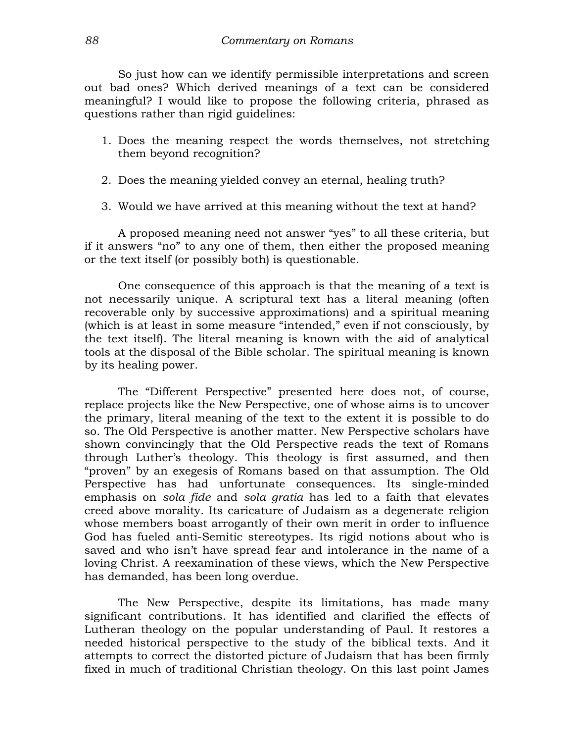So just how can we identify permissible interpretations and screen out bad ones? Which derived meanings of a text can be considered meaningful? I would like to propose the following criteria, phrased as questions rather than rigid guidelines:

1. Does the meaning respect the words themselves, not stretching them beyond recognition?

2. Does the meaning yielded convey an eternal, healing truth?

3. Would we have arrived at this meaning without the text at hand?

A proposed meaning need not answer "yes" to all these criteria, but if it answers "no" to any one of them, then either the proposed meaning or the text itself (or possibly both) is questionable.

One consequence of this approach is that the meaning of a text is not necessarily unique. A scriptural text has a literal meaning (often recoverable only by successive approximations) and a spiritual meaning (which is at least in some measure "intended," even if not consciously, by the text itself). The literal meaning is known with the aid of analytical tools at the disposal of the Bible scholar. The spiritual meaning is known by its healing power.

The "Different Perspective" presented here does not, of course, replace projects like the New Perspective, one of whose aims is to uncover the primary, literal meaning of the text to the extent it is possible to do so. The Old Perspective is another matter. New Perspective scholars have shown convincingly that the Old Perspective reads the text of Romans through Luther's theology. This theology is first assumed, and then "proven" by an exegesis of Romans based on that assumption. The Old Perspective has had unfortunate consequences. Its single-minded emphasis on *sola fide* and *sola gratia* has led to a faith that elevates creed above morality. Its caricature of Judaism as a degenerate religion whose members boast arrogantly of their own merit in order to influence God has fueled anti-Semitic stereotypes. Its rigid notions about who is saved and who isn't have spread fear and intolerance in the name of a loving Christ. A reexamination of these views, which the New Perspective has demanded, has been long overdue.

The New Perspective, despite its limitations, has made many significant contributions. It has identified and clarified the effects of Lutheran theology on the popular understanding of Paul. It restores a needed historical perspective to the study of the biblical texts. And it attempts to correct the distorted picture of Judaism that has been firmly fixed in much of traditional Christian theology. On this last point James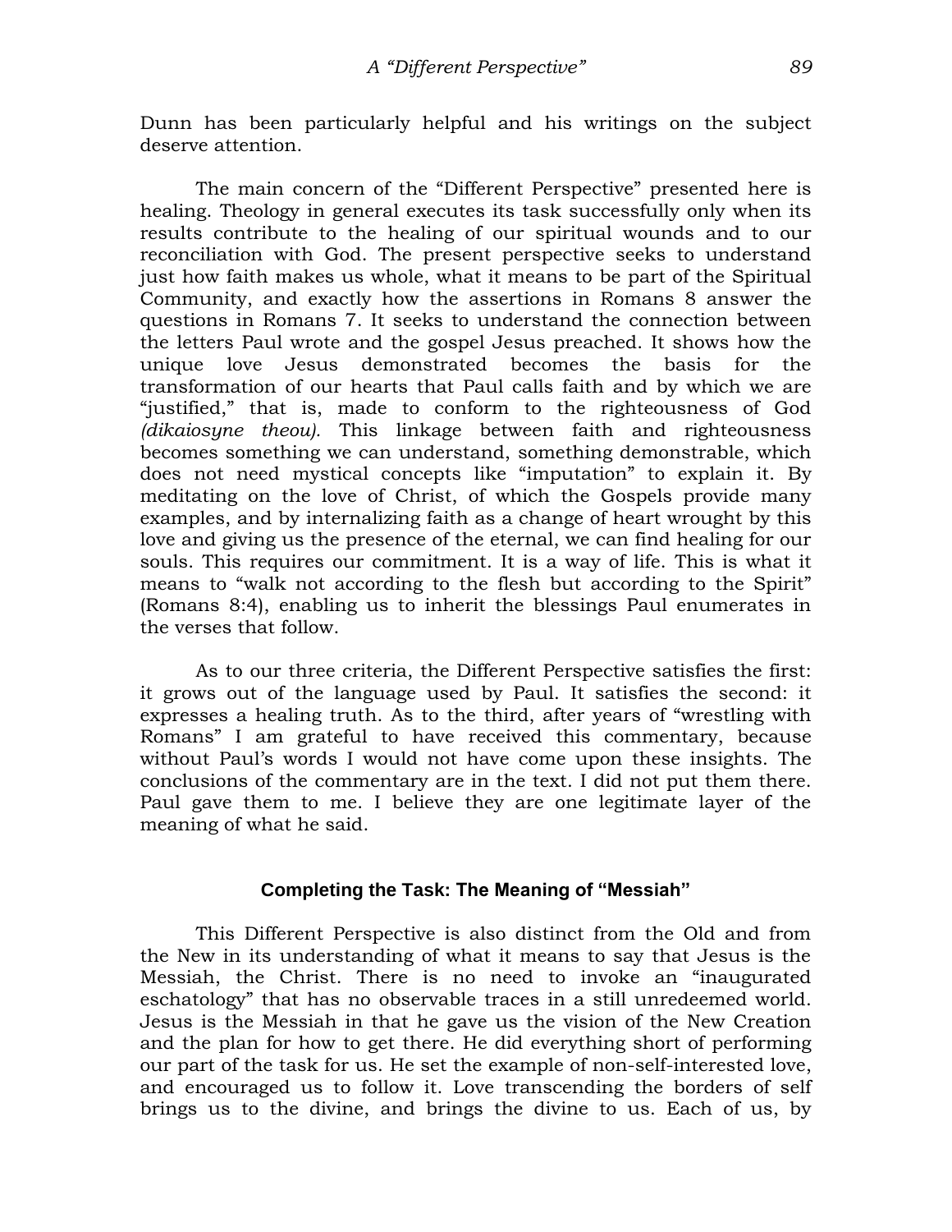Dunn has been particularly helpful and his writings on the subject deserve attention.

The main concern of the "Different Perspective" presented here is healing. Theology in general executes its task successfully only when its results contribute to the healing of our spiritual wounds and to our reconciliation with God. The present perspective seeks to understand just how faith makes us whole, what it means to be part of the Spiritual Community, and exactly how the assertions in Romans 8 answer the questions in Romans 7. It seeks to understand the connection between the letters Paul wrote and the gospel Jesus preached. It shows how the unique love Jesus demonstrated becomes the basis for the transformation of our hearts that Paul calls faith and by which we are "justified," that is, made to conform to the righteousness of God *(dikaiosyne theou)*. This linkage between faith and righteousness becomes something we can understand, something demonstrable, which does not need mystical concepts like "imputation" to explain it. By meditating on the love of Christ, of which the Gospels provide many examples, and by internalizing faith as a change of heart wrought by this love and giving us the presence of the eternal, we can find healing for our souls. This requires our commitment. It is a way of life. This is what it means to "walk not according to the flesh but according to the Spirit" (Romans 8:4), enabling us to inherit the blessings Paul enumerates in the verses that follow.

As to our three criteria, the Different Perspective satisfies the first: it grows out of the language used by Paul. It satisfies the second: it expresses a healing truth. As to the third, after years of "wrestling with Romans" I am grateful to have received this commentary, because without Paul's words I would not have come upon these insights. The conclusions of the commentary are in the text. I did not put them there. Paul gave them to me. I believe they are one legitimate layer of the meaning of what he said.

### Completing the Task: The Meaning of "Messiah"

This Different Perspective is also distinct from the Old and from the New in its understanding of what it means to say that Jesus is the Messiah, the Christ. There is no need to invoke an "inaugurated eschatology" that has no observable traces in a still unredeemed world. Jesus is the Messiah in that he gave us the vision of the New Creation and the plan for how to get there. He did everything short of performing our part of the task for us. He set the example of non-self-interested love, and encouraged us to follow it. Love transcending the borders of self brings us to the divine, and brings the divine to us. Each of us, by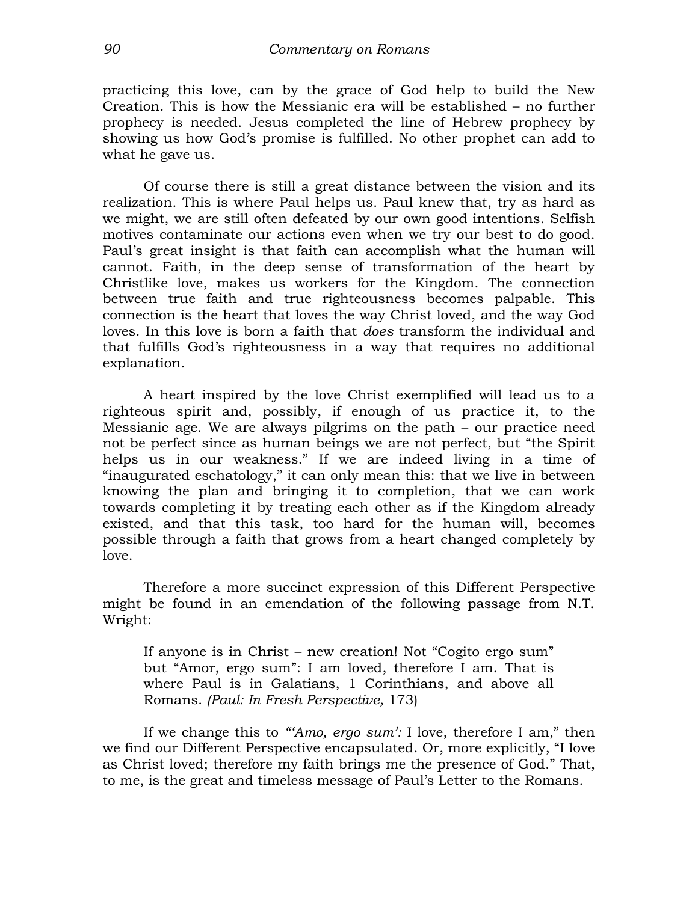practicing this love, can by the grace of God help to build the New Creation. This is how the Messianic era will be established – no further prophecy is needed. Jesus completed the line of Hebrew prophecy by showing us how God's promise is fulfilled. No other prophet can add to what he gave us.

Of course there is still a great distance between the vision and its realization. This is where Paul helps us. Paul knew that, try as hard as we might, we are still often defeated by our own good intentions. Selfish motives contaminate our actions even when we try our best to do good. Paul's great insight is that faith can accomplish what the human will cannot. Faith, in the deep sense of transformation of the heart by Christlike love, makes us workers for the Kingdom. The connection between true faith and true righteousness becomes palpable. This connection is the heart that loves the way Christ loved, and the way God loves. In this love is born a faith that *does* transform the individual and that fulfills God's righteousness in a way that requires no additional explanation.

A heart inspired by the love Christ exemplified will lead us to a righteous spirit and, possibly, if enough of us practice it, to the Messianic age. We are always pilgrims on the path – our practice need not be perfect since as human beings we are not perfect, but "the Spirit helps us in our weakness." If we are indeed living in a time of "inaugurated eschatology," it can only mean this: that we live in between knowing the plan and bringing it to completion, that we can work towards completing it by treating each other as if the Kingdom already existed, and that this task, too hard for the human will, becomes possible through a faith that grows from a heart changed completely by love.

Therefore a more succinct expression of this Different Perspective might be found in an emendation of the following passage from N.T. Wright:

> If anyone is in Christ – new creation! Not "Cogito ergo sum" but "Amor, ergo sum": I am loved, therefore I am. That is where Paul is in Galatians, 1 Corinthians, and above all Romans. *(Paul: In Fresh Perspective,* 173)

If we change this to *"'Amo, ergo sum':* I love, therefore I am," then we find our Different Perspective encapsulated. Or, more explicitly, "I love as Christ loved; therefore my faith brings me the presence of God." That, to me, is the great and timeless message of Paul's Letter to the Romans.